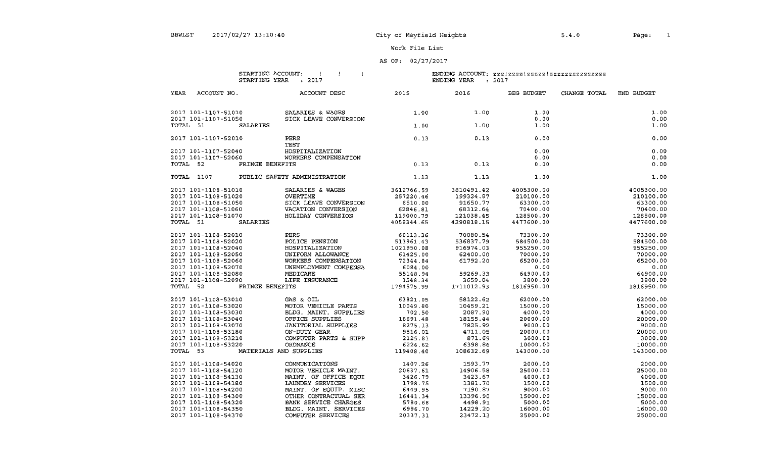# City of Mayfield Heights

## Work File List

AS OF: 02/27/2017

STARTING ACCOUNT: ! ! !
STARTING YEAR : 2017

ENDING ACCOUNT: zzz!zzzz!zzzzz!zzzzzzzzzzzzzz
ENDING YEAR : 2017

| YEAR ACCOUNT NO. | ACCOUNT DESC | 2015 | 2016 | BEG BUDGET | CHANGE TOTAL | END BUDGET |
|---|---|---|---|---|---|---|
| 2017 101-1107-51010 | SALARIES & WAGES | 1.00 | 1.00 | 1.00 | | 1.00 |
| 2017 101-1107-51050 | SICK LEAVE CONVERSION | | | 0.00 | | 0.00 |
| TOTAL 51 SALARIES | | 1.00 | 1.00 | 1.00 | | 1.00 |
| 2017 101-1107-52010 | PERS TEST | 0.13 | 0.13 | 0.00 | | 0.00 |
| 2017 101-1107-52040 | HOSPITALIZATION | | | 0.00 | | 0.00 |
| 2017 101-1107-52060 | WORKERS COMPENSATION | | | 0.00 | | 0.00 |
| TOTAL 52 FRINGE BENEFITS | | 0.13 | 0.13 | 0.00 | | 0.00 |
| TOTAL 1107 | PUBLIC SAFETY ADMINISTRATION | 1.13 | 1.13 | 1.00 | | 1.00 |
| 2017 101-1108-51010 | SALARIES & WAGES | 3612766.59 | 3810491.42 | 4005300.00 | | 4005300.00 |
| 2017 101-1108-51020 | OVERTIME | 257220.46 | 199324.87 | 210100.00 | | 210100.00 |
| 2017 101-1108-51050 | SICK LEAVE CONVERSION | 6510.00 | 91650.77 | 63300.00 | | 63300.00 |
| 2017 101-1108-51060 | VACATION CONVERSION | 62846.81 | 68312.64 | 70400.00 | | 70400.00 |
| 2017 101-1108-51070 | HOLIDAY CONVERSION | 119000.79 | 121038.45 | 128500.00 | | 128500.00 |
| TOTAL 51 SALARIES | | 4058344.65 | 4290818.15 | 4477600.00 | | 4477600.00 |
| 2017 101-1108-52010 | PERS | 60113.36 | 70080.54 | 73300.00 | | 73300.00 |
| 2017 101-1108-52020 | POLICE PENSION | 513961.43 | 536837.79 | 584500.00 | | 584500.00 |
| 2017 101-1108-52040 | HOSPITALIZATION | 1021950.08 | 916974.03 | 955250.00 | | 955250.00 |
| 2017 101-1108-52050 | UNIFORM ALLOWANCE | 61425.00 | 62400.00 | 70000.00 | | 70000.00 |
| 2017 101-1108-52060 | WORKERS COMPENSATION | 72344.84 | 61792.20 | 65200.00 | | 65200.00 |
| 2017 101-1108-52070 | UNEMPLOYMENT COMPENSA | 6084.00 | | 0.00 | | 0.00 |
| 2017 101-1108-52080 | MEDICARE | 55148.94 | 59269.33 | 64900.00 | | 64900.00 |
| 2017 101-1108-52090 | LIFE INSURANCE | 3548.34 | 3659.04 | 3800.00 | | 3800.00 |
| TOTAL 52 FRINGE BENEFITS | | 1794575.99 | 1711012.93 | 1816950.00 | | 1816950.00 |
| 2017 101-1108-53010 | GAS & OIL | 63821.05 | 58122.62 | 62000.00 | | 62000.00 |
| 2017 101-1108-53020 | MOTOR VEHICLE PARTS | 10049.80 | 10459.21 | 15000.00 | | 15000.00 |
| 2017 101-1108-53030 | BLDG. MAINT. SUPPLIES | 702.50 | 2087.90 | 4000.00 | | 4000.00 |
| 2017 101-1108-53040 | OFFICE SUPPLIES | 18691.48 | 18155.44 | 20000.00 | | 20000.00 |
| 2017 101-1108-53070 | JANITORIAL SUPPLIES | 8275.13 | 7825.92 | 9000.00 | | 9000.00 |
| 2017 101-1108-53180 | ON-DUTY GEAR | 9516.01 | 4711.05 | 20000.00 | | 20000.00 |
| 2017 101-1108-53210 | COMPUTER PARTS & SUPP | 2125.81 | 871.69 | 3000.00 | | 3000.00 |
| 2017 101-1108-53220 | ORDNANCE | 6226.62 | 6398.86 | 10000.00 | | 10000.00 |
| TOTAL 53 MATERIALS AND SUPPLIES | | 119408.40 | 108632.69 | 143000.00 | | 143000.00 |
| 2017 101-1108-54020 | COMMUNICATIONS | 1407.26 | 1593.77 | 2000.00 | | 2000.00 |
| 2017 101-1108-54120 | MOTOR VEHICLE MAINT. | 20637.61 | 14906.58 | 25000.00 | | 25000.00 |
| 2017 101-1108-54130 | MAINT. OF OFFICE EQUI | 3426.79 | 3423.67 | 4000.00 | | 4000.00 |
| 2017 101-1108-54180 | LAUNDRY SERVICES | 1798.75 | 1381.70 | 1500.00 | | 1500.00 |
| 2017 101-1108-54200 | MAINT. OF EQUIP. MISC | 6449.95 | 7190.87 | 9000.00 | | 9000.00 |
| 2017 101-1108-54300 | OTHER CONTRACTUAL SER | 16441.34 | 13396.90 | 15000.00 | | 15000.00 |
| 2017 101-1108-54320 | BANK SERVICE CHARGES | 5780.68 | 4498.91 | 5000.00 | | 5000.00 |
| 2017 101-1108-54350 | BLDG. MAINT. SERVICES | 6996.70 | 14229.20 | 16000.00 | | 16000.00 |
| 2017 101-1108-54370 | COMPUTER SERVICES | 20337.31 | 23472.13 | 25000.00 | | 25000.00 |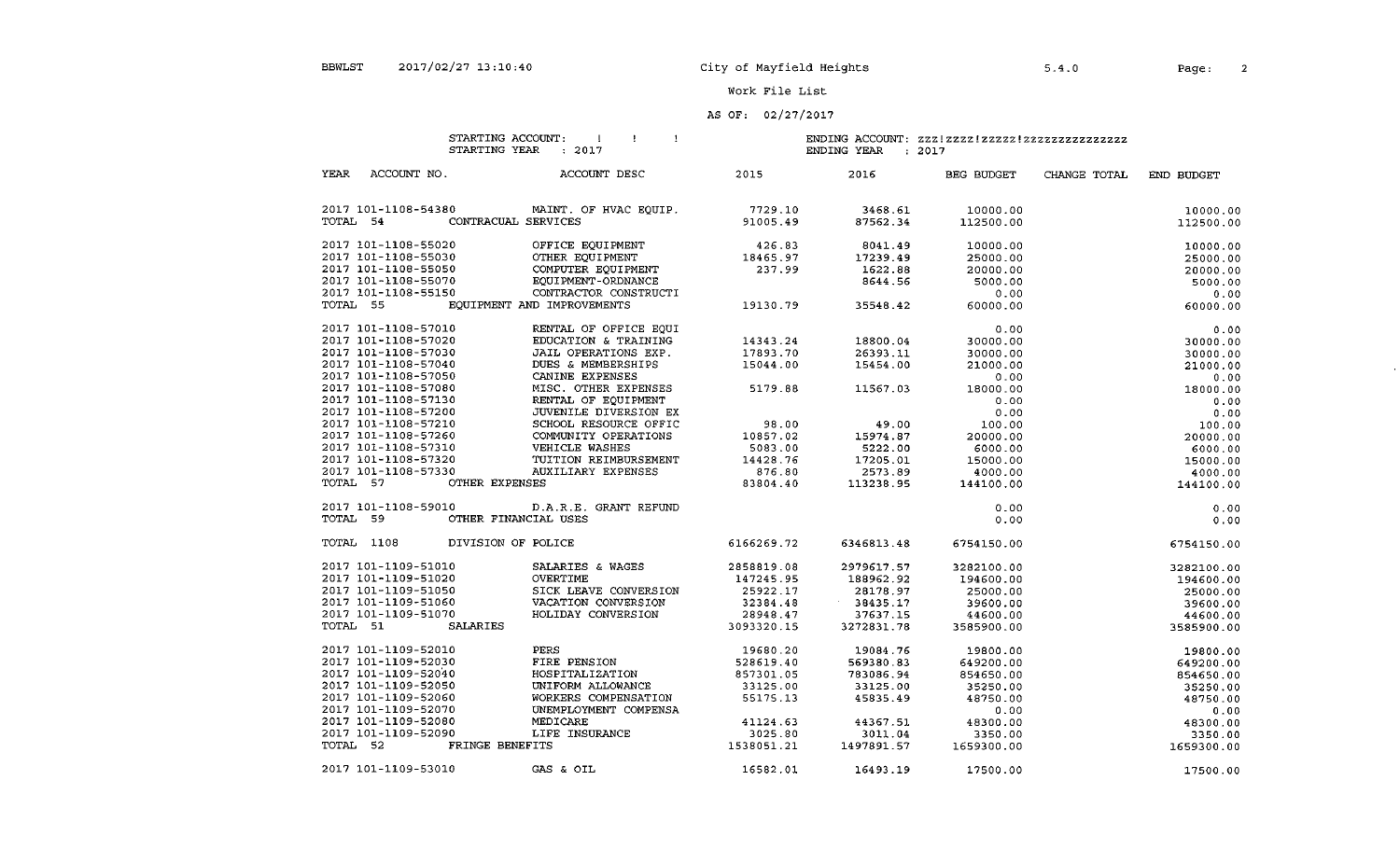City of Mayfield Heights

Work File List

AS OF: 02/27/2017

STARTING ACCOUNT: ! ! ! ENDING ACCOUNT: zzz!zzzz!zzzzz!zzzzzzzzzzzzzz
STARTING YEAR : 2017 ENDING YEAR : 2017

| YEAR ACCOUNT NO. | ACCOUNT DESC | 2015 | 2016 | BEG BUDGET | CHANGE TOTAL | END BUDGET |
|---|---|---|---|---|---|---|
| 2017 101-1108-54380 | MAINT. OF HVAC EQUIP. | 7729.10 | 3468.61 | 10000.00 | | 10000.00 |
| TOTAL 54 | CONTRACUAL SERVICES | 91005.49 | 87562.34 | 112500.00 | | 112500.00 |
| 2017 101-1108-55020 | OFFICE EQUIPMENT | 426.83 | 8041.49 | 10000.00 | | 10000.00 |
| 2017 101-1108-55030 | OTHER EQUIPMENT | 18465.97 | 17239.49 | 25000.00 | | 25000.00 |
| 2017 101-1108-55050 | COMPUTER EQUIPMENT | 237.99 | 1622.88 | 20000.00 | | 20000.00 |
| 2017 101-1108-55070 | EQUIPMENT-ORDNANCE | | 8644.56 | 5000.00 | | 5000.00 |
| 2017 101-1108-55150 | CONTRACTOR CONSTRUCTI | | | 0.00 | | 0.00 |
| TOTAL 55 | EQUIPMENT AND IMPROVEMENTS | 19130.79 | 35548.42 | 60000.00 | | 60000.00 |
| 2017 101-1108-57010 | RENTAL OF OFFICE EQUI | | | 0.00 | | 0.00 |
| 2017 101-1108-57020 | EDUCATION & TRAINING | 14343.24 | 18800.04 | 30000.00 | | 30000.00 |
| 2017 101-1108-57030 | JAIL OPERATIONS EXP. | 17893.70 | 26393.11 | 30000.00 | | 30000.00 |
| 2017 101-1108-57040 | DUES & MEMBERSHIPS | 15044.00 | 15454.00 | 21000.00 | | 21000.00 |
| 2017 101-1108-57050 | CANINE EXPENSES | | | 0.00 | | 0.00 |
| 2017 101-1108-57080 | MISC. OTHER EXPENSES | 5179.88 | 11567.03 | 18000.00 | | 18000.00 |
| 2017 101-1108-57130 | RENTAL OF EQUIPMENT | | | 0.00 | | 0.00 |
| 2017 101-1108-57200 | JUVENILE DIVERSION EX | | | 0.00 | | 0.00 |
| 2017 101-1108-57210 | SCHOOL RESOURCE OFFIC | 98.00 | 49.00 | 100.00 | | 100.00 |
| 2017 101-1108-57260 | COMMUNITY OPERATIONS | 10857.02 | 15974.87 | 20000.00 | | 20000.00 |
| 2017 101-1108-57310 | VEHICLE WASHES | 5083.00 | 5222.00 | 6000.00 | | 6000.00 |
| 2017 101-1108-57320 | TUITION REIMBURSEMENT | 14428.76 | 17205.01 | 15000.00 | | 15000.00 |
| 2017 101-1108-57330 | AUXILIARY EXPENSES | 876.80 | 2573.89 | 4000.00 | | 4000.00 |
| TOTAL 57 | OTHER EXPENSES | 83804.40 | 113238.95 | 144100.00 | | 144100.00 |
| 2017 101-1108-59010 | D.A.R.E. GRANT REFUND | | | 0.00 | | 0.00 |
| TOTAL 59 | OTHER FINANCIAL USES | | | 0.00 | | 0.00 |
| TOTAL 1108 | DIVISION OF POLICE | 6166269.72 | 6346813.48 | 6754150.00 | | 6754150.00 |
| 2017 101-1109-51010 | SALARIES & WAGES | 2858819.08 | 2979617.57 | 3282100.00 | | 3282100.00 |
| 2017 101-1109-51020 | OVERTIME | 147245.95 | 188962.92 | 194600.00 | | 194600.00 |
| 2017 101-1109-51050 | SICK LEAVE CONVERSION | 25922.17 | 28178.97 | 25000.00 | | 25000.00 |
| 2017 101-1109-51060 | VACATION CONVERSION | 32384.48 | 38435.17 | 39600.00 | | 39600.00 |
| 2017 101-1109-51070 | HOLIDAY CONVERSION | 28948.47 | 37637.15 | 44600.00 | | 44600.00 |
| TOTAL 51 | SALARIES | 3093320.15 | 3272831.78 | 3585900.00 | | 3585900.00 |
| 2017 101-1109-52010 | PERS | 19680.20 | 19084.76 | 19800.00 | | 19800.00 |
| 2017 101-1109-52030 | FIRE PENSION | 528619.40 | 569380.83 | 649200.00 | | 649200.00 |
| 2017 101-1109-52040 | HOSPITALIZATION | 857301.05 | 783086.94 | 854650.00 | | 854650.00 |
| 2017 101-1109-52050 | UNIFORM ALLOWANCE | 33125.00 | 33125.00 | 35250.00 | | 35250.00 |
| 2017 101-1109-52060 | WORKERS COMPENSATION | 55175.13 | 45835.49 | 48750.00 | | 48750.00 |
| 2017 101-1109-52070 | UNEMPLOYMENT COMPENSA | | | 0.00 | | 0.00 |
| 2017 101-1109-52080 | MEDICARE | 41124.63 | 44367.51 | 48300.00 | | 48300.00 |
| 2017 101-1109-52090 | LIFE INSURANCE | 3025.80 | 3011.04 | 3350.00 | | 3350.00 |
| TOTAL 52 | FRINGE BENEFITS | 1538051.21 | 1497891.57 | 1659300.00 | | 1659300.00 |
| 2017 101-1109-53010 | GAS & OIL | 16582.01 | 16493.19 | 17500.00 | | 17500.00 |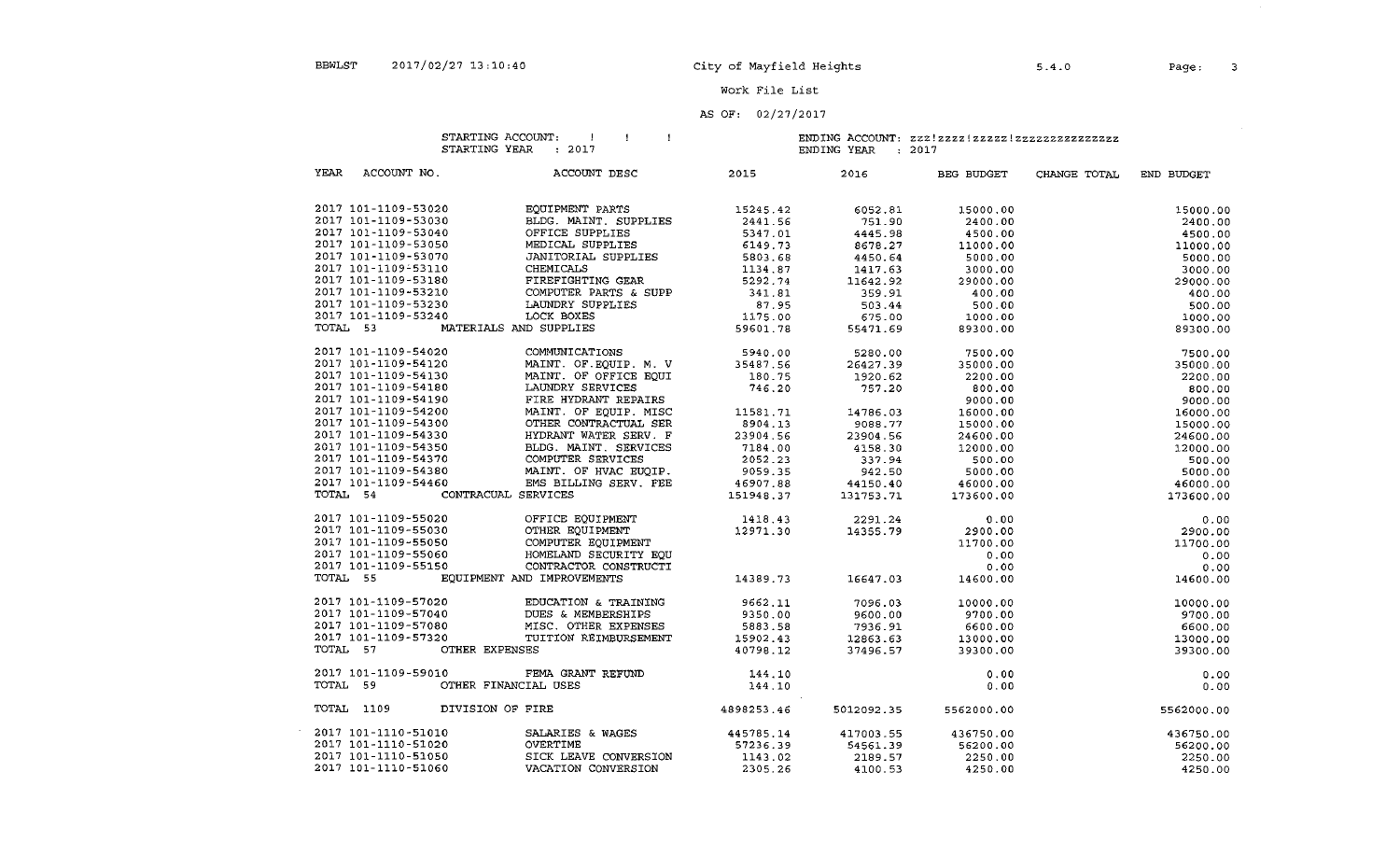BEWLST 2017/02/27 13:10:40 City of Mayfield Heights 5.4.0

Work File List

AS OF: 02/27/2017

STARTING ACCOUNT: ! ! ! ENDING ACCOUNT: zzz!zzzz!zzzzz!zzzzzzzzzzzzzz
STARTING YEAR : 2017 ENDING YEAR : 2017

| YEAR ACCOUNT NO. | ACCOUNT DESC | 2015 | 2016 | BEG BUDGET | CHANGE TOTAL | END BUDGET |
|---|---|---|---|---|---|---|
| 2017 101-1109-53020 | EQUIPMENT PARTS | 15245.42 | 6052.81 | 15000.00 | | 15000.00 |
| 2017 101-1109-53030 | BLDG. MAINT. SUPPLIES | 2441.56 | 751.90 | 2400.00 | | 2400.00 |
| 2017 101-1109-53040 | OFFICE SUPPLIES | 5347.01 | 4445.98 | 4500.00 | | 4500.00 |
| 2017 101-1109-53050 | MEDICAL SUPPLIES | 6149.73 | 8678.27 | 11000.00 | | 11000.00 |
| 2017 101-1109-53070 | JANITORIAL SUPPLIES | 5803.68 | 4450.64 | 5000.00 | | 5000.00 |
| 2017 101-1109-53110 | CHEMICALS | 1134.87 | 1417.63 | 3000.00 | | 3000.00 |
| 2017 101-1109-53180 | FIREFIGHTING GEAR | 5292.74 | 11642.92 | 29000.00 | | 29000.00 |
| 2017 101-1109-53210 | COMPUTER PARTS & SUPP | 341.81 | 359.91 | 400.00 | | 400.00 |
| 2017 101-1109-53230 | LAUNDRY SUPPLIES | 87.95 | 503.44 | 500.00 | | 500.00 |
| 2017 101-1109-53240 | LOCK BOXES | 1175.00 | 675.00 | 1000.00 | | 1000.00 |
| TOTAL 53 | MATERIALS AND SUPPLIES | 59601.78 | 55471.69 | 89300.00 | | 89300.00 |
| | | | | | | |
| 2017 101-1109-54020 | COMMUNICATIONS | 5940.00 | 5280.00 | 7500.00 | | 7500.00 |
| 2017 101-1109-54120 | MAINT. OF.EQUIP. M. V | 35487.56 | 26427.39 | 35000.00 | | 35000.00 |
| 2017 101-1109-54130 | MAINT. OF OFFICE EQUI | 180.75 | 1920.62 | 2200.00 | | 2200.00 |
| 2017 101-1109-54180 | LAUNDRY SERVICES | 746.20 | 757.20 | 800.00 | | 800.00 |
| 2017 101-1109-54190 | FIRE HYDRANT REPAIRS | | | 9000.00 | | 9000.00 |
| 2017 101-1109-54200 | MAINT. OF EQUIP. MISC | 11581.71 | 14786.03 | 16000.00 | | 16000.00 |
| 2017 101-1109-54300 | OTHER CONTRACTUAL SER | 8904.13 | 9088.77 | 15000.00 | | 15000.00 |
| 2017 101-1109-54330 | HYDRANT WATER SERV. F | 23904.56 | 23904.56 | 24600.00 | | 24600.00 |
| 2017 101-1109-54350 | BLDG. MAINT. SERVICES | 7184.00 | 4158.30 | 12000.00 | | 12000.00 |
| 2017 101-1109-54370 | COMPUTER SERVICES | 2052.23 | 337.94 | 500.00 | | 500.00 |
| 2017 101-1109-54380 | MAINT. OF HVAC EUQIP. | 9059.35 | 942.50 | 5000.00 | | 5000.00 |
| 2017 101-1109-54460 | EMS BILLING SERV. FEE | 46907.88 | 44150.40 | 46000.00 | | 46000.00 |
| TOTAL 54 | CONTRACUAL SERVICES | 151948.37 | 131753.71 | 173600.00 | | 173600.00 |
| | | | | | | |
| 2017 101-1109-55020 | OFFICE EQUIPMENT | 1418.43 | 2291.24 | 0.00 | | 0.00 |
| 2017 101-1109-55030 | OTHER EQUIPMENT | 12971.30 | 14355.79 | 2900.00 | | 2900.00 |
| 2017 101-1109-55050 | COMPUTER EQUIPMENT | | | 11700.00 | | 11700.00 |
| 2017 101-1109-55060 | HOMELAND SECURITY EQU | | | 0.00 | | 0.00 |
| 2017 101-1109-55150 | CONTRACTOR CONSTRUCTI | | | 0.00 | | 0.00 |
| TOTAL 55 | EQUIPMENT AND IMPROVEMENTS | 14389.73 | 16647.03 | 14600.00 | | 14600.00 |
| | | | | | | |
| 2017 101-1109-57020 | EDUCATION & TRAINING | 9662.11 | 7096.03 | 10000.00 | | 10000.00 |
| 2017 101-1109-57040 | DUES & MEMBERSHIPS | 9350.00 | 9600.00 | 9700.00 | | 9700.00 |
| 2017 101-1109-57080 | MISC. OTHER EXPENSES | 5883.58 | 7936.91 | 6600.00 | | 6600.00 |
| 2017 101-1109-57320 | TUITION REIMBURSEMENT | 15902.43 | 12863.63 | 13000.00 | | 13000.00 |
| TOTAL 57 | OTHER EXPENSES | 40798.12 | 37496.57 | 39300.00 | | 39300.00 |
| | | | | | | |
| 2017 101-1109-59010 | FEMA GRANT REFUND | 144.10 | | 0.00 | | 0.00 |
| TOTAL 59 | OTHER FINANCIAL USES | 144.10 | | 0.00 | | 0.00 |
| | | | | | | |
| TOTAL 1109 | DIVISION OF FIRE | 4898253.46 | 5012092.35 | 5562000.00 | | 5562000.00 |
| | | | | | | |
| 2017 101-1110-51010 | SALARIES & WAGES | 445785.14 | 417003.55 | 436750.00 | | 436750.00 |
| 2017 101-1110-51020 | OVERTIME | 57236.39 | 54561.39 | 56200.00 | | 56200.00 |
| 2017 101-1110-51050 | SICK LEAVE CONVERSION | 1143.02 | 2189.57 | 2250.00 | | 2250.00 |
| 2017 101-1110-51060 | VACATION CONVERSION | 2305.26 | 4100.53 | 4250.00 | | 4250.00 |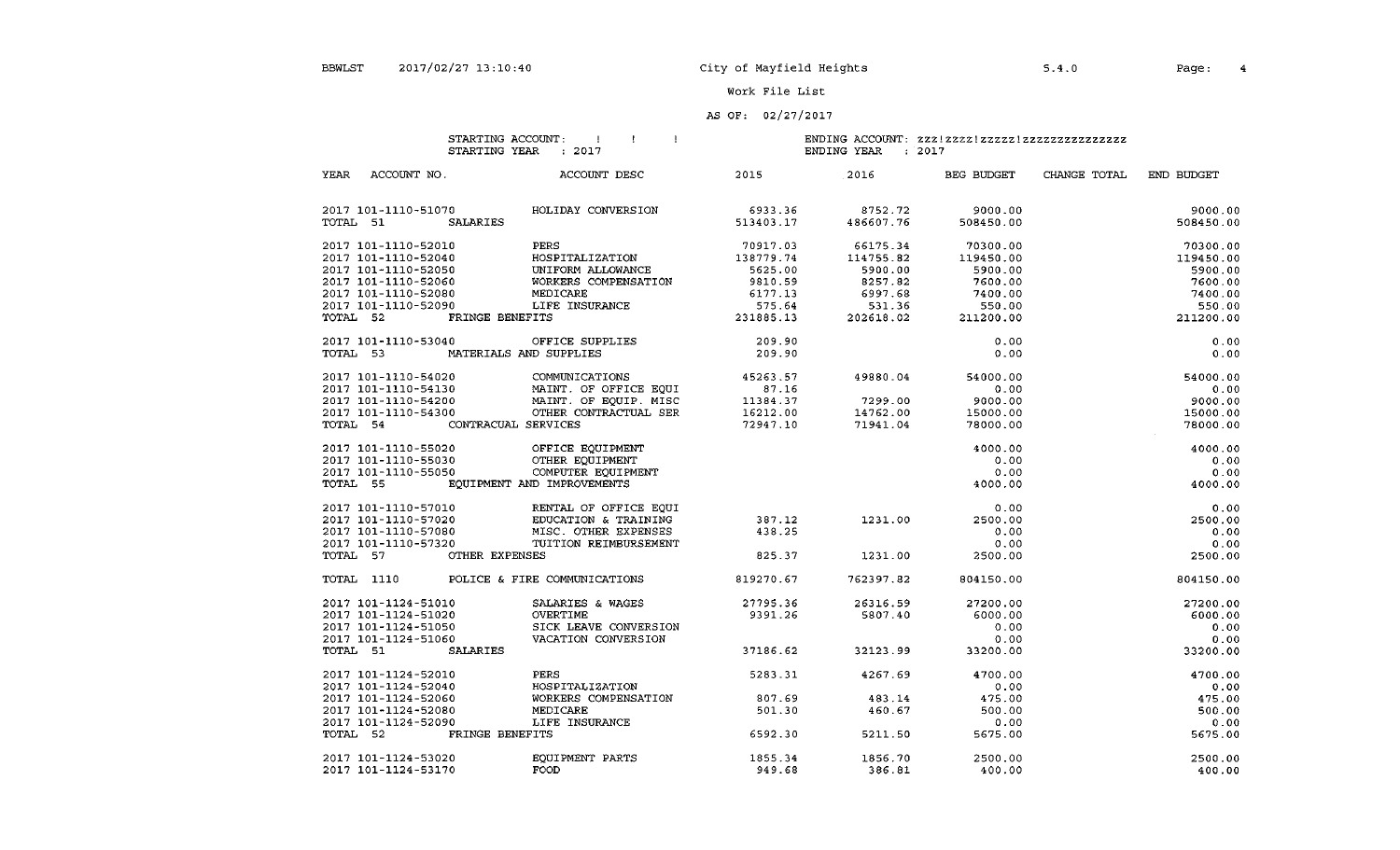City of Mayfield Heights

Work File List

AS OF: 02/27/2017

STARTING ACCOUNT: ! ! ! ENDING ACCOUNT: zzz!zzzz!zzzzz!zzzzzzzzzzzzzz

STARTING YEAR : 2017 ENDING YEAR : 2017

| YEAR ACCOUNT NO. | ACCOUNT DESC | 2015 | 2016 | BEG BUDGET | CHANGE TOTAL | END BUDGET |
|---|---|---|---|---|---|---|
| 2017 101-1110-51070 | HOLIDAY CONVERSION | 6933.36 | 8752.72 | 9000.00 | | 9000.00 |
| TOTAL 51 SALARIES | | 513403.17 | 486607.76 | 508450.00 | | 508450.00 |
| 2017 101-1110-52010 | PERS | 70917.03 | 66175.34 | 70300.00 | | 70300.00 |
| 2017 101-1110-52040 | HOSPITALIZATION | 138779.74 | 114755.82 | 119450.00 | | 119450.00 |
| 2017 101-1110-52050 | UNIFORM ALLOWANCE | 5625.00 | 5900.00 | 5900.00 | | 5900.00 |
| 2017 101-1110-52060 | WORKERS COMPENSATION | 9810.59 | 8257.82 | 7600.00 | | 7600.00 |
| 2017 101-1110-52080 | MEDICARE | 6177.13 | 6997.68 | 7400.00 | | 7400.00 |
| 2017 101-1110-52090 | LIFE INSURANCE | 575.64 | 531.36 | 550.00 | | 550.00 |
| TOTAL 52 FRINGE BENEFITS | | 231885.13 | 202618.02 | 211200.00 | | 211200.00 |
| 2017 101-1110-53040 | OFFICE SUPPLIES | 209.90 | | 0.00 | | 0.00 |
| TOTAL 53 MATERIALS AND SUPPLIES | | 209.90 | | 0.00 | | 0.00 |
| 2017 101-1110-54020 | COMMUNICATIONS | 45263.57 | 49880.04 | 54000.00 | | 54000.00 |
| 2017 101-1110-54130 | MAINT. OF OFFICE EQUI | 87.16 | | 0.00 | | 0.00 |
| 2017 101-1110-54200 | MAINT. OF EQUIP. MISC | 11384.37 | 7299.00 | 9000.00 | | 9000.00 |
| 2017 101-1110-54300 | OTHER CONTRACTUAL SER | 16212.00 | 14762.00 | 15000.00 | | 15000.00 |
| TOTAL 54 CONTRACUAL SERVICES | | 72947.10 | 71941.04 | 78000.00 | | 78000.00 |
| 2017 101-1110-55020 | OFFICE EQUIPMENT | | | 4000.00 | | 4000.00 |
| 2017 101-1110-55030 | OTHER EQUIPMENT | | | 0.00 | | 0.00 |
| 2017 101-1110-55050 | COMPUTER EQUIPMENT | | | 0.00 | | 0.00 |
| TOTAL 55 EQUIPMENT AND IMPROVEMENTS | | | | 4000.00 | | 4000.00 |
| 2017 101-1110-57010 | RENTAL OF OFFICE EQUI | | | 0.00 | | 0.00 |
| 2017 101-1110-57020 | EDUCATION & TRAINING | 387.12 | 1231.00 | 2500.00 | | 2500.00 |
| 2017 101-1110-57080 | MISC. OTHER EXPENSES | 438.25 | | 0.00 | | 0.00 |
| 2017 101-1110-57320 | TUITION REIMBURSEMENT | | | 0.00 | | 0.00 |
| TOTAL 57 OTHER EXPENSES | | 825.37 | 1231.00 | 2500.00 | | 2500.00 |
| TOTAL 1110 POLICE & FIRE COMMUNICATIONS | | 819270.67 | 762397.82 | 804150.00 | | 804150.00 |
| 2017 101-1124-51010 | SALARIES & WAGES | 27795.36 | 26316.59 | 27200.00 | | 27200.00 |
| 2017 101-1124-51020 | OVERTIME | 9391.26 | 5807.40 | 6000.00 | | 6000.00 |
| 2017 101-1124-51050 | SICK LEAVE CONVERSION | | | 0.00 | | 0.00 |
| 2017 101-1124-51060 | VACATION CONVERSION | | | 0.00 | | 0.00 |
| TOTAL 51 SALARIES | | 37186.62 | 32123.99 | 33200.00 | | 33200.00 |
| 2017 101-1124-52010 | PERS | 5283.31 | 4267.69 | 4700.00 | | 4700.00 |
| 2017 101-1124-52040 | HOSPITALIZATION | | | 0.00 | | 0.00 |
| 2017 101-1124-52060 | WORKERS COMPENSATION | 807.69 | 483.14 | 475.00 | | 475.00 |
| 2017 101-1124-52080 | MEDICARE | 501.30 | 460.67 | 500.00 | | 500.00 |
| 2017 101-1124-52090 | LIFE INSURANCE | | | 0.00 | | 0.00 |
| TOTAL 52 FRINGE BENEFITS | | 6592.30 | 5211.50 | 5675.00 | | 5675.00 |
| 2017 101-1124-53020 | EQUIPMENT PARTS | 1855.34 | 1856.70 | 2500.00 | | 2500.00 |
| 2017 101-1124-53170 | FOOD | 949.68 | 386.81 | 400.00 | | 400.00 |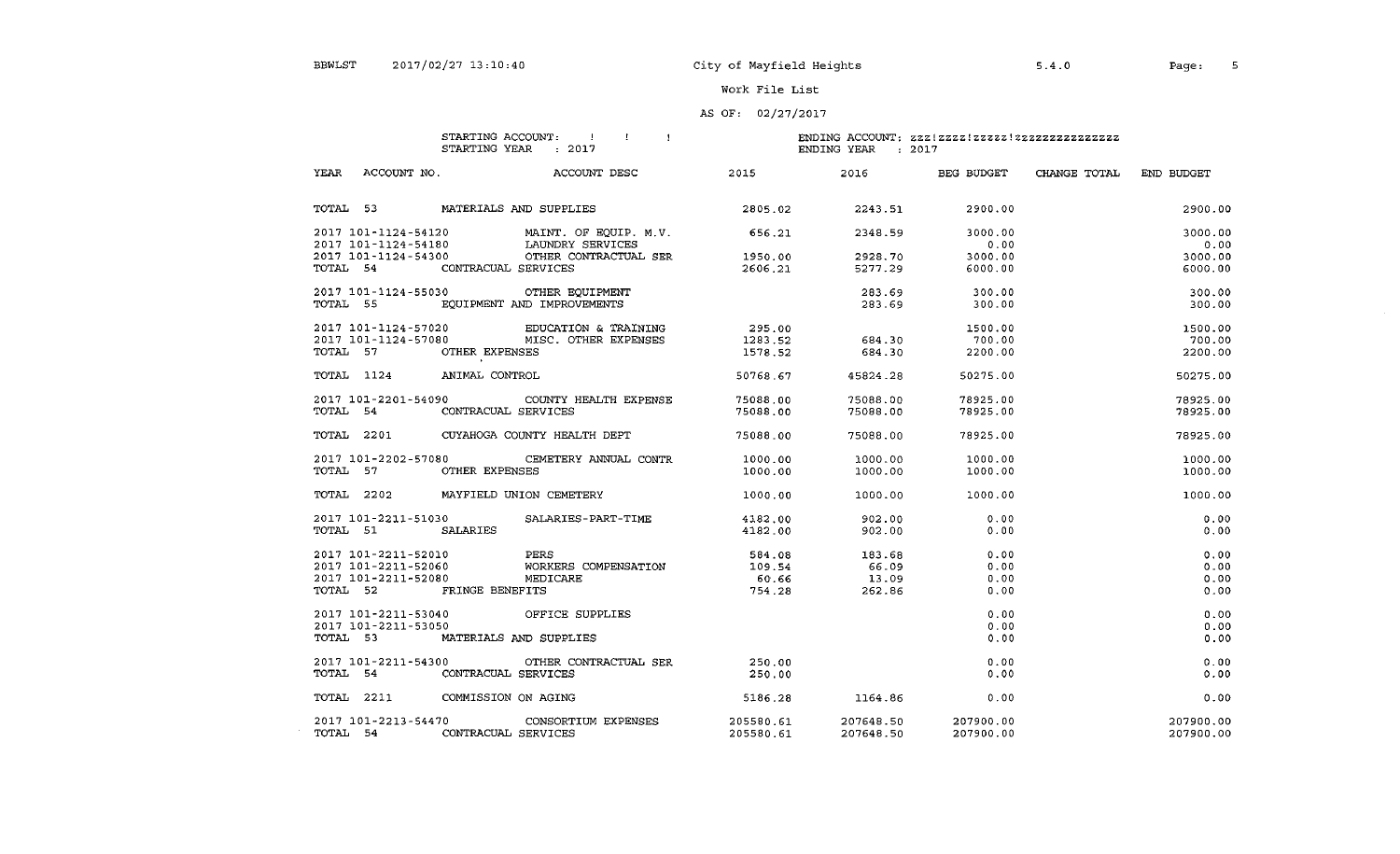City of Mayfield Heights

Work File List

AS OF: 02/27/2017

STARTING ACCOUNT: ! ! !    ENDING ACCOUNT: zzz!zzzz!zzzzz!zzzzzzzzzzzzzz
STARTING YEAR : 2017    ENDING YEAR : 2017

| YEAR ACCOUNT NO. | ACCOUNT DESC | 2015 | 2016 | BEG BUDGET | CHANGE TOTAL | END BUDGET |
|---|---|---|---|---|---|---|
| TOTAL 53 | MATERIALS AND SUPPLIES | 2805.02 | 2243.51 | 2900.00 | | 2900.00 |
| 2017 101-1124-54120 | MAINT. OF EQUIP. M.V. | 656.21 | 2348.59 | 3000.00 | | 3000.00 |
| 2017 101-1124-54180 | LAUNDRY SERVICES | | | 0.00 | | 0.00 |
| 2017 101-1124-54300 | OTHER CONTRACTUAL SER | 1950.00 | 2928.70 | 3000.00 | | 3000.00 |
| TOTAL 54 | CONTRACUAL SERVICES | 2606.21 | 5277.29 | 6000.00 | | 6000.00 |
| 2017 101-1124-55030 | OTHER EQUIPMENT | | 283.69 | 300.00 | | 300.00 |
| TOTAL 55 | EQUIPMENT AND IMPROVEMENTS | | 283.69 | 300.00 | | 300.00 |
| 2017 101-1124-57020 | EDUCATION & TRAINING | 295.00 | | 1500.00 | | 1500.00 |
| 2017 101-1124-57080 | MISC. OTHER EXPENSES | 1283.52 | 684.30 | 700.00 | | 700.00 |
| TOTAL 57 | OTHER EXPENSES | 1578.52 | 684.30 | 2200.00 | | 2200.00 |
| TOTAL 1124 | ANIMAL CONTROL | 50768.67 | 45824.28 | 50275.00 | | 50275.00 |
| 2017 101-2201-54090 | COUNTY HEALTH EXPENSE | 75088.00 | 75088.00 | 78925.00 | | 78925.00 |
| TOTAL 54 | CONTRACUAL SERVICES | 75088.00 | 75088.00 | 78925.00 | | 78925.00 |
| TOTAL 2201 | CUYAHOGA COUNTY HEALTH DEPT | 75088.00 | 75088.00 | 78925.00 | | 78925.00 |
| 2017 101-2202-57080 | CEMETERY ANNUAL CONTR | 1000.00 | 1000.00 | 1000.00 | | 1000.00 |
| TOTAL 57 | OTHER EXPENSES | 1000.00 | 1000.00 | 1000.00 | | 1000.00 |
| TOTAL 2202 | MAYFIELD UNION CEMETERY | 1000.00 | 1000.00 | 1000.00 | | 1000.00 |
| 2017 101-2211-51030 | SALARIES-PART-TIME | 4182.00 | 902.00 | 0.00 | | 0.00 |
| TOTAL 51 | SALARIES | 4182.00 | 902.00 | 0.00 | | 0.00 |
| 2017 101-2211-52010 | PERS | 584.08 | 183.68 | 0.00 | | 0.00 |
| 2017 101-2211-52060 | WORKERS COMPENSATION | 109.54 | 66.09 | 0.00 | | 0.00 |
| 2017 101-2211-52080 | MEDICARE | 60.66 | 13.09 | 0.00 | | 0.00 |
| TOTAL 52 | FRINGE BENEFITS | 754.28 | 262.86 | 0.00 | | 0.00 |
| 2017 101-2211-53040 | OFFICE SUPPLIES | | | 0.00 | | 0.00 |
| 2017 101-2211-53050 | | | | 0.00 | | 0.00 |
| TOTAL 53 | MATERIALS AND SUPPLIES | | | 0.00 | | 0.00 |
| 2017 101-2211-54300 | OTHER CONTRACTUAL SER | 250.00 | | 0.00 | | 0.00 |
| TOTAL 54 | CONTRACUAL SERVICES | 250.00 | | 0.00 | | 0.00 |
| TOTAL 2211 | COMMISSION ON AGING | 5186.28 | 1164.86 | 0.00 | | 0.00 |
| 2017 101-2213-54470 | CONSORTIUM EXPENSES | 205580.61 | 207648.50 | 207900.00 | | 207900.00 |
| TOTAL 54 | CONTRACUAL SERVICES | 205580.61 | 207648.50 | 207900.00 | | 207900.00 |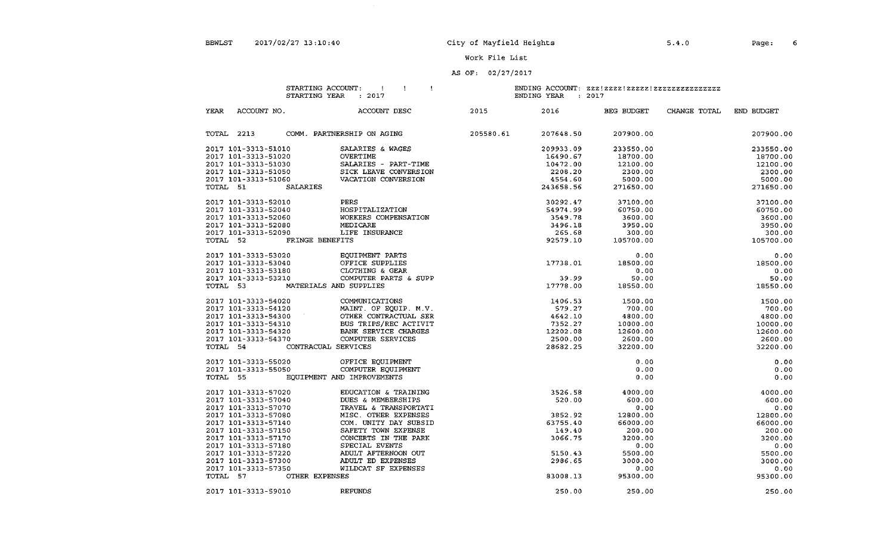City of Mayfield Heights

Work File List

AS OF: 02/27/2017

STARTING ACCOUNT: ! ! ! ENDING ACCOUNT: zzz!zzzz!zzzzz!zzzzzzzzzzzzzz
STARTING YEAR : 2017 ENDING YEAR : 2017

| YEAR ACCOUNT NO. | ACCOUNT DESC | 2015 | 2016 | BEG BUDGET | CHANGE TOTAL | END BUDGET |
|---|---|---|---|---|---|---|
| TOTAL 2213 | COMM. PARTNERSHIP ON AGING | 205580.61 | 207648.50 | 207900.00 | | 207900.00 |
| 2017 101-3313-51010 | SALARIES & WAGES | | 209933.09 | 233550.00 | | 233550.00 |
| 2017 101-3313-51020 | OVERTIME | | 16490.67 | 18700.00 | | 18700.00 |
| 2017 101-3313-51030 | SALARIES - PART-TIME | | 10472.00 | 12100.00 | | 12100.00 |
| 2017 101-3313-51050 | SICK LEAVE CONVERSION | | 2208.20 | 2300.00 | | 2300.00 |
| 2017 101-3313-51060 | VACATION CONVERSION | | 4554.60 | 5000.00 | | 5000.00 |
| TOTAL 51 | SALARIES | | 243658.56 | 271650.00 | | 271650.00 |
| 2017 101-3313-52010 | PERS | | 30292.47 | 37100.00 | | 37100.00 |
| 2017 101-3313-52040 | HOSPITALIZATION | | 54974.99 | 60750.00 | | 60750.00 |
| 2017 101-3313-52060 | WORKERS COMPENSATION | | 3549.78 | 3600.00 | | 3600.00 |
| 2017 101-3313-52080 | MEDICARE | | 3496.18 | 3950.00 | | 3950.00 |
| 2017 101-3313-52090 | LIFE INSURANCE | | 265.68 | 300.00 | | 300.00 |
| TOTAL 52 | FRINGE BENEFITS | | 92579.10 | 105700.00 | | 105700.00 |
| 2017 101-3313-53020 | EQUIPMENT PARTS | | | 0.00 | | 0.00 |
| 2017 101-3313-53040 | OFFICE SUPPLIES | | 17738.01 | 18500.00 | | 18500.00 |
| 2017 101-3313-53180 | CLOTHING & GEAR | | | 0.00 | | 0.00 |
| 2017 101-3313-53210 | COMPUTER PARTS & SUPP | | 39.99 | 50.00 | | 50.00 |
| TOTAL 53 | MATERIALS AND SUPPLIES | | 17778.00 | 18550.00 | | 18550.00 |
| 2017 101-3313-54020 | COMMUNICATIONS | | 1406.53 | 1500.00 | | 1500.00 |
| 2017 101-3313-54120 | MAINT. OF EQUIP. M.V. | | 579.27 | 700.00 | | 700.00 |
| 2017 101-3313-54300 | OTHER CONTRACTUAL SER | | 4642.10 | 4800.00 | | 4800.00 |
| 2017 101-3313-54310 | BUS TRIPS/REC ACTIVIT | | 7352.27 | 10000.00 | | 10000.00 |
| 2017 101-3313-54320 | BANK SERVICE CHARGES | | 12202.08 | 12600.00 | | 12600.00 |
| 2017 101-3313-54370 | COMPUTER SERVICES | | 2500.00 | 2600.00 | | 2600.00 |
| TOTAL 54 | CONTRACUAL SERVICES | | 28682.25 | 32200.00 | | 32200.00 |
| 2017 101-3313-55020 | OFFICE EQUIPMENT | | | 0.00 | | 0.00 |
| 2017 101-3313-55050 | COMPUTER EQUIPMENT | | | 0.00 | | 0.00 |
| TOTAL 55 | EQUIPMENT AND IMPROVEMENTS | | | 0.00 | | 0.00 |
| 2017 101-3313-57020 | EDUCATION & TRAINING | | 3526.58 | 4000.00 | | 4000.00 |
| 2017 101-3313-57040 | DUES & MEMBERSHIPS | | 520.00 | 600.00 | | 600.00 |
| 2017 101-3313-57070 | TRAVEL & TRANSPORTATI | | | 0.00 | | 0.00 |
| 2017 101-3313-57080 | MISC. OTHER EXPENSES | | 3852.92 | 12800.00 | | 12800.00 |
| 2017 101-3313-57140 | COM. UNITY DAY SUBSID | | 63755.40 | 66000.00 | | 66000.00 |
| 2017 101-3313-57150 | SAFETY TOWN EXPENSE | | 149.40 | 200.00 | | 200.00 |
| 2017 101-3313-57170 | CONCERTS IN THE PARK | | 3066.75 | 3200.00 | | 3200.00 |
| 2017 101-3313-57180 | SPECIAL EVENTS | | | 0.00 | | 0.00 |
| 2017 101-3313-57220 | ADULT AFTERNOON OUT | | 5150.43 | 5500.00 | | 5500.00 |
| 2017 101-3313-57300 | ADULT ED EXPENSES | | 2986.65 | 3000.00 | | 3000.00 |
| 2017 101-3313-57350 | WILDCAT SF EXPENSES | | | 0.00 | | 0.00 |
| TOTAL 57 | OTHER EXPENSES | | 83008.13 | 95300.00 | | 95300.00 |
| 2017 101-3313-59010 | REFUNDS | | 250.00 | 250.00 | | 250.00 |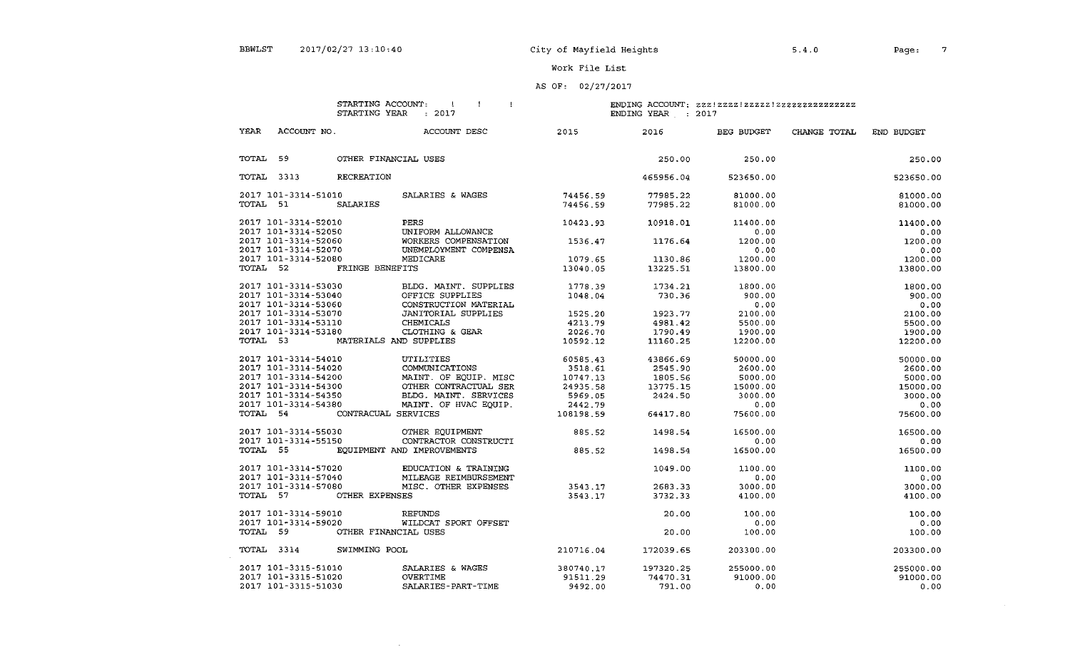City of Mayfield Heights

Work File List

AS OF: 02/27/2017

STARTING ACCOUNT: ! ! ! ENDING ACCOUNT: zzz!zzzz!zzzzz!zzzzzzzzzzzzzz
STARTING YEAR : 2017 ENDING YEAR : 2017

| YEAR ACCOUNT NO. | ACCOUNT DESC | 2015 | 2016 | BEG BUDGET | CHANGE TOTAL | END BUDGET |
|---|---|---|---|---|---|---|
| TOTAL 59 | OTHER FINANCIAL USES | | 250.00 | 250.00 | | 250.00 |
| TOTAL 3313 | RECREATION | | 465956.04 | 523650.00 | | 523650.00 |
| 2017 101-3314-51010 | SALARIES & WAGES | 74456.59 | 77985.22 | 81000.00 | | 81000.00 |
| TOTAL 51 | SALARIES | 74456.59 | 77985.22 | 81000.00 | | 81000.00 |
| 2017 101-3314-52010 | PERS | 10423.93 | 10918.01 | 11400.00 | | 11400.00 |
| 2017 101-3314-52050 | UNIFORM ALLOWANCE | | | 0.00 | | 0.00 |
| 2017 101-3314-52060 | WORKERS COMPENSATION | 1536.47 | 1176.64 | 1200.00 | | 1200.00 |
| 2017 101-3314-52070 | UNEMPLOYMENT COMPENSA | | | 0.00 | | 0.00 |
| 2017 101-3314-52080 | MEDICARE | 1079.65 | 1130.86 | 1200.00 | | 1200.00 |
| TOTAL 52 | FRINGE BENEFITS | 13040.05 | 13225.51 | 13800.00 | | 13800.00 |
| 2017 101-3314-53030 | BLDG. MAINT. SUPPLIES | 1778.39 | 1734.21 | 1800.00 | | 1800.00 |
| 2017 101-3314-53040 | OFFICE SUPPLIES | 1048.04 | 730.36 | 900.00 | | 900.00 |
| 2017 101-3314-53060 | CONSTRUCTION MATERIAL | | | 0.00 | | 0.00 |
| 2017 101-3314-53070 | JANITORIAL SUPPLIES | 1525.20 | 1923.77 | 2100.00 | | 2100.00 |
| 2017 101-3314-53110 | CHEMICALS | 4213.79 | 4981.42 | 5500.00 | | 5500.00 |
| 2017 101-3314-53180 | CLOTHING & GEAR | 2026.70 | 1790.49 | 1900.00 | | 1900.00 |
| TOTAL 53 | MATERIALS AND SUPPLIES | 10592.12 | 11160.25 | 12200.00 | | 12200.00 |
| 2017 101-3314-54010 | UTILITIES | 60585.43 | 43866.69 | 50000.00 | | 50000.00 |
| 2017 101-3314-54020 | COMMUNICATIONS | 3518.61 | 2545.90 | 2600.00 | | 2600.00 |
| 2017 101-3314-54200 | MAINT. OF EQUIP. MISC | 10747.13 | 1805.56 | 5000.00 | | 5000.00 |
| 2017 101-3314-54300 | OTHER CONTRACTUAL SER | 24935.58 | 13775.15 | 15000.00 | | 15000.00 |
| 2017 101-3314-54350 | BLDG. MAINT. SERVICES | 5969.05 | 2424.50 | 3000.00 | | 3000.00 |
| 2017 101-3314-54380 | MAINT. OF HVAC EQUIP. | 2442.79 | | 0.00 | | 0.00 |
| TOTAL 54 | CONTRACUAL SERVICES | 108198.59 | 64417.80 | 75600.00 | | 75600.00 |
| 2017 101-3314-55030 | OTHER EQUIPMENT | 885.52 | 1498.54 | 16500.00 | | 16500.00 |
| 2017 101-3314-55150 | CONTRACTOR CONSTRUCTI | | | 0.00 | | 0.00 |
| TOTAL 55 | EQUIPMENT AND IMPROVEMENTS | 885.52 | 1498.54 | 16500.00 | | 16500.00 |
| 2017 101-3314-57020 | EDUCATION & TRAINING | | 1049.00 | 1100.00 | | 1100.00 |
| 2017 101-3314-57040 | MILEAGE REIMBURSEMENT | | | 0.00 | | 0.00 |
| 2017 101-3314-57080 | MISC. OTHER EXPENSES | 3543.17 | 2683.33 | 3000.00 | | 3000.00 |
| TOTAL 57 | OTHER EXPENSES | 3543.17 | 3732.33 | 4100.00 | | 4100.00 |
| 2017 101-3314-59010 | REFUNDS | | 20.00 | 100.00 | | 100.00 |
| 2017 101-3314-59020 | WILDCAT SPORT OFFSET | | | 0.00 | | 0.00 |
| TOTAL 59 | OTHER FINANCIAL USES | | 20.00 | 100.00 | | 100.00 |
| TOTAL 3314 | SWIMMING POOL | 210716.04 | 172039.65 | 203300.00 | | 203300.00 |
| 2017 101-3315-51010 | SALARIES & WAGES | 380740.17 | 197320.25 | 255000.00 | | 255000.00 |
| 2017 101-3315-51020 | OVERTIME | 91511.29 | 74470.31 | 91000.00 | | 91000.00 |
| 2017 101-3315-51030 | SALARIES-PART-TIME | 9492.00 | 791.00 | 0.00 | | 0.00 |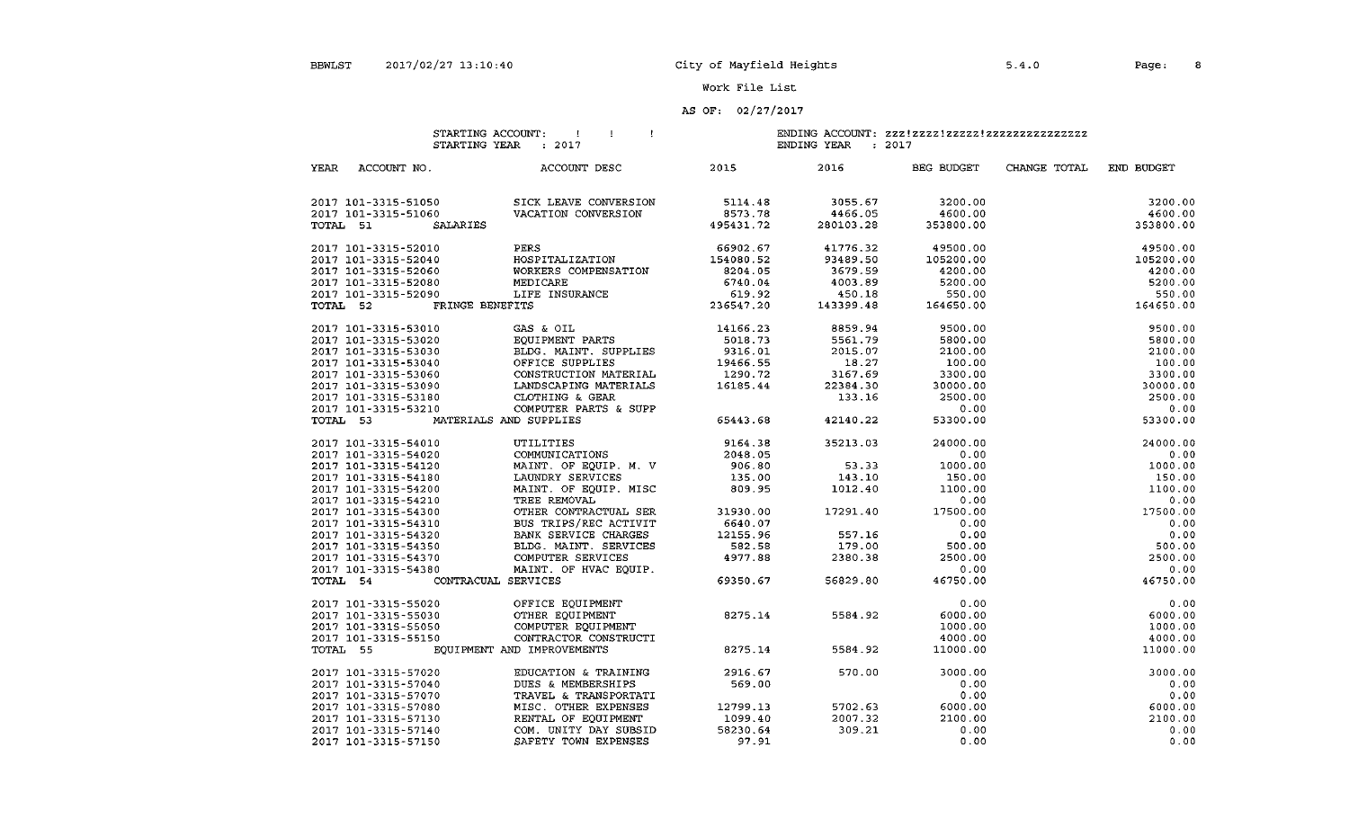City of Mayfield Heights

Work File List

AS OF: 02/27/2017

STARTING ACCOUNT: ! ! ! ENDING ACCOUNT: zzz!zzzz!zzzzz!zzzzzzzzzzzzzz
STARTING YEAR : 2017 ENDING YEAR : 2017

| YEAR | ACCOUNT NO. | ACCOUNT DESC | 2015 | 2016 | BEG BUDGET | CHANGE TOTAL | END BUDGET |
|---|---|---|---|---|---|---|---|
| 2017 | 101-3315-51050 | SICK LEAVE CONVERSION | 5114.48 | 3055.67 | 3200.00 | | 3200.00 |
| 2017 | 101-3315-51060 | VACATION CONVERSION | 8573.78 | 4466.05 | 4600.00 | | 4600.00 |
| TOTAL | 51 | SALARIES | 495431.72 | 280103.28 | 353800.00 | | 353800.00 |
| 2017 | 101-3315-52010 | PERS | 66902.67 | 41776.32 | 49500.00 | | 49500.00 |
| 2017 | 101-3315-52040 | HOSPITALIZATION | 154080.52 | 93489.50 | 105200.00 | | 105200.00 |
| 2017 | 101-3315-52060 | WORKERS COMPENSATION | 8204.05 | 3679.59 | 4200.00 | | 4200.00 |
| 2017 | 101-3315-52080 | MEDICARE | 6740.04 | 4003.89 | 5200.00 | | 5200.00 |
| 2017 | 101-3315-52090 | LIFE INSURANCE | 619.92 | 450.18 | 550.00 | | 550.00 |
| TOTAL | 52 | FRINGE BENEFITS | 236547.20 | 143399.48 | 164650.00 | | 164650.00 |
| 2017 | 101-3315-53010 | GAS & OIL | 14166.23 | 8859.94 | 9500.00 | | 9500.00 |
| 2017 | 101-3315-53020 | EQUIPMENT PARTS | 5018.73 | 5561.79 | 5800.00 | | 5800.00 |
| 2017 | 101-3315-53030 | BLDG. MAINT. SUPPLIES | 9316.01 | 2015.07 | 2100.00 | | 2100.00 |
| 2017 | 101-3315-53040 | OFFICE SUPPLIES | 19466.55 | 18.27 | 100.00 | | 100.00 |
| 2017 | 101-3315-53060 | CONSTRUCTION MATERIAL | 1290.72 | 3167.69 | 3300.00 | | 3300.00 |
| 2017 | 101-3315-53090 | LANDSCAPING MATERIALS | 16185.44 | 22384.30 | 30000.00 | | 30000.00 |
| 2017 | 101-3315-53180 | CLOTHING & GEAR | | 133.16 | 2500.00 | | 2500.00 |
| 2017 | 101-3315-53210 | COMPUTER PARTS & SUPP | | | 0.00 | | 0.00 |
| TOTAL | 53 | MATERIALS AND SUPPLIES | 65443.68 | 42140.22 | 53300.00 | | 53300.00 |
| 2017 | 101-3315-54010 | UTILITIES | 9164.38 | 35213.03 | 24000.00 | | 24000.00 |
| 2017 | 101-3315-54020 | COMMUNICATIONS | 2048.05 | | 0.00 | | 0.00 |
| 2017 | 101-3315-54120 | MAINT. OF EQUIP. M. V | 906.80 | 53.33 | 1000.00 | | 1000.00 |
| 2017 | 101-3315-54180 | LAUNDRY SERVICES | 135.00 | 143.10 | 150.00 | | 150.00 |
| 2017 | 101-3315-54200 | MAINT. OF EQUIP. MISC | 809.95 | 1012.40 | 1100.00 | | 1100.00 |
| 2017 | 101-3315-54210 | TREE REMOVAL | | | 0.00 | | 0.00 |
| 2017 | 101-3315-54300 | OTHER CONTRACTUAL SER | 31930.00 | 17291.40 | 17500.00 | | 17500.00 |
| 2017 | 101-3315-54310 | BUS TRIPS/REC ACTIVIT | 6640.07 | | 0.00 | | 0.00 |
| 2017 | 101-3315-54320 | BANK SERVICE CHARGES | 12155.96 | 557.16 | 0.00 | | 0.00 |
| 2017 | 101-3315-54350 | BLDG. MAINT. SERVICES | 582.58 | 179.00 | 500.00 | | 500.00 |
| 2017 | 101-3315-54370 | COMPUTER SERVICES | 4977.88 | 2380.38 | 2500.00 | | 2500.00 |
| 2017 | 101-3315-54380 | MAINT. OF HVAC EQUIP. | | | 0.00 | | 0.00 |
| TOTAL | 54 | CONTRACUAL SERVICES | 69350.67 | 56829.80 | 46750.00 | | 46750.00 |
| 2017 | 101-3315-55020 | OFFICE EQUIPMENT | | | 0.00 | | 0.00 |
| 2017 | 101-3315-55030 | OTHER EQUIPMENT | 8275.14 | 5584.92 | 6000.00 | | 6000.00 |
| 2017 | 101-3315-55050 | COMPUTER EQUIPMENT | | | 1000.00 | | 1000.00 |
| 2017 | 101-3315-55150 | CONTRACTOR CONSTRUCTI | | | 4000.00 | | 4000.00 |
| TOTAL | 55 | EQUIPMENT AND IMPROVEMENTS | 8275.14 | 5584.92 | 11000.00 | | 11000.00 |
| 2017 | 101-3315-57020 | EDUCATION & TRAINING | 2916.67 | 570.00 | 3000.00 | | 3000.00 |
| 2017 | 101-3315-57040 | DUES & MEMBERSHIPS | 569.00 | | 0.00 | | 0.00 |
| 2017 | 101-3315-57070 | TRAVEL & TRANSPORTATI | | | 0.00 | | 0.00 |
| 2017 | 101-3315-57080 | MISC. OTHER EXPENSES | 12799.13 | 5702.63 | 6000.00 | | 6000.00 |
| 2017 | 101-3315-57130 | RENTAL OF EQUIPMENT | 1099.40 | 2007.32 | 2100.00 | | 2100.00 |
| 2017 | 101-3315-57140 | COM. UNITY DAY SUBSID | 58230.64 | 309.21 | 0.00 | | 0.00 |
| 2017 | 101-3315-57150 | SAFETY TOWN EXPENSES | 97.91 | | 0.00 | | 0.00 |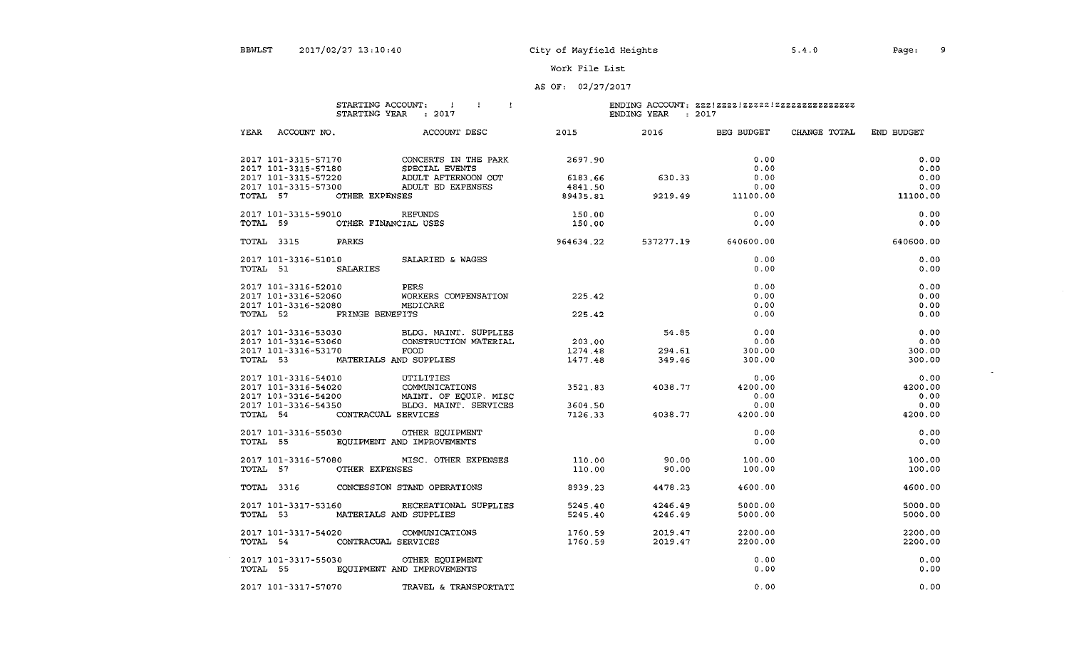BBWLST 2017/02/27 13:10:40 City of Mayfield Heights 5.4.0

Work File List

AS OF: 02/27/2017

STARTING ACCOUNT: ! ! ! ENDING ACCOUNT: zzz!zzzz!zzzzz!zzzzzzzzzzzzzz
STARTING YEAR : 2017 ENDING YEAR : 2017

| YEAR ACCOUNT NO. | ACCOUNT DESC | 2015 | 2016 | BEG BUDGET | CHANGE TOTAL | END BUDGET |
|---|---|---|---|---|---|---|
| 2017 101-3315-57170 | CONCERTS IN THE PARK | 2697.90 | | 0.00 | | 0.00 |
| 2017 101-3315-57180 | SPECIAL EVENTS | | | 0.00 | | 0.00 |
| 2017 101-3315-57220 | ADULT AFTERNOON OUT | 6183.66 | 630.33 | 0.00 | | 0.00 |
| 2017 101-3315-57300 | ADULT ED EXPENSES | 4841.50 | | 0.00 | | 0.00 |
| TOTAL 57 | OTHER EXPENSES | 89435.81 | 9219.49 | 11100.00 | | 11100.00 |
| 2017 101-3315-59010 | REFUNDS | 150.00 | | 0.00 | | 0.00 |
| TOTAL 59 | OTHER FINANCIAL USES | 150.00 | | 0.00 | | 0.00 |
| TOTAL 3315 | PARKS | 964634.22 | 537277.19 | 640600.00 | | 640600.00 |
| 2017 101-3316-51010 | SALARIED & WAGES | | | 0.00 | | 0.00 |
| TOTAL 51 | SALARIES | | | 0.00 | | 0.00 |
| 2017 101-3316-52010 | PERS | | | 0.00 | | 0.00 |
| 2017 101-3316-52060 | WORKERS COMPENSATION | 225.42 | | 0.00 | | 0.00 |
| 2017 101-3316-52080 | MEDICARE | | | 0.00 | | 0.00 |
| TOTAL 52 | FRINGE BENEFITS | 225.42 | | 0.00 | | 0.00 |
| 2017 101-3316-53030 | BLDG. MAINT. SUPPLIES | | 54.85 | 0.00 | | 0.00 |
| 2017 101-3316-53060 | CONSTRUCTION MATERIAL | 203.00 | | 0.00 | | 0.00 |
| 2017 101-3316-53170 | FOOD | 1274.48 | 294.61 | 300.00 | | 300.00 |
| TOTAL 53 | MATERIALS AND SUPPLIES | 1477.48 | 349.46 | 300.00 | | 300.00 |
| 2017 101-3316-54010 | UTILITIES | | | 0.00 | | 0.00 |
| 2017 101-3316-54020 | COMMUNICATIONS | 3521.83 | 4038.77 | 4200.00 | | 4200.00 |
| 2017 101-3316-54200 | MAINT. OF EQUIP. MISC | | | 0.00 | | 0.00 |
| 2017 101-3316-54350 | BLDG. MAINT. SERVICES | 3604.50 | | 0.00 | | 0.00 |
| TOTAL 54 | CONTRACUAL SERVICES | 7126.33 | 4038.77 | 4200.00 | | 4200.00 |
| 2017 101-3316-55030 | OTHER EQUIPMENT | | | 0.00 | | 0.00 |
| TOTAL 55 | EQUIPMENT AND IMPROVEMENTS | | | 0.00 | | 0.00 |
| 2017 101-3316-57080 | MISC. OTHER EXPENSES | 110.00 | 90.00 | 100.00 | | 100.00 |
| TOTAL 57 | OTHER EXPENSES | 110.00 | 90.00 | 100.00 | | 100.00 |
| TOTAL 3316 | CONCESSION STAND OPERATIONS | 8939.23 | 4478.23 | 4600.00 | | 4600.00 |
| 2017 101-3317-53160 | RECREATIONAL SUPPLIES | 5245.40 | 4246.49 | 5000.00 | | 5000.00 |
| TOTAL 53 | MATERIALS AND SUPPLIES | 5245.40 | 4246.49 | 5000.00 | | 5000.00 |
| 2017 101-3317-54020 | COMMUNICATIONS | 1760.59 | 2019.47 | 2200.00 | | 2200.00 |
| TOTAL 54 | CONTRACUAL SERVICES | 1760.59 | 2019.47 | 2200.00 | | 2200.00 |
| 2017 101-3317-55030 | OTHER EQUIPMENT | | | 0.00 | | 0.00 |
| TOTAL 55 | EQUIPMENT AND IMPROVEMENTS | | | 0.00 | | 0.00 |
| 2017 101-3317-57070 | TRAVEL & TRANSPORTATI | | | 0.00 | | 0.00 |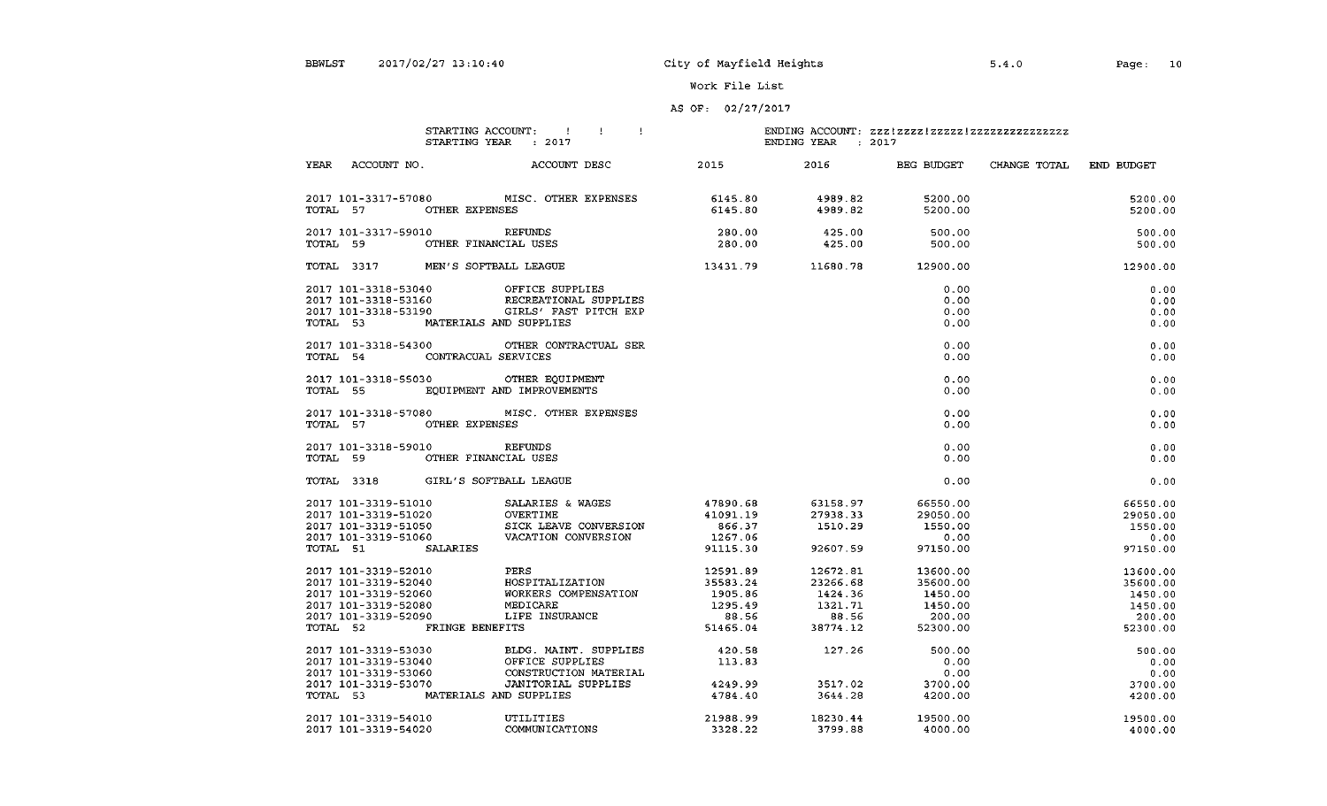City of Mayfield Heights

Work File List

AS OF: 02/27/2017

STARTING ACCOUNT: ! ! ! ENDING ACCOUNT: zzz!zzzz!zzzzz!zzzzzzzzzzzzzz

STARTING YEAR : 2017 ENDING YEAR : 2017

| YEAR ACCOUNT NO. | ACCOUNT DESC | 2015 | 2016 | BEG BUDGET | CHANGE TOTAL | END BUDGET |
|---|---|---|---|---|---|---|
| 2017 101-3317-57080 | MISC. OTHER EXPENSES | 6145.80 | 4989.82 | 5200.00 | | 5200.00 |
| TOTAL 57 | OTHER EXPENSES | 6145.80 | 4989.82 | 5200.00 | | 5200.00 |
| 2017 101-3317-59010 | REFUNDS | 280.00 | 425.00 | 500.00 | | 500.00 |
| TOTAL 59 | OTHER FINANCIAL USES | 280.00 | 425.00 | 500.00 | | 500.00 |
| TOTAL 3317 | MEN'S SOFTBALL LEAGUE | 13431.79 | 11680.78 | 12900.00 | | 12900.00 |
| 2017 101-3318-53040 | OFFICE SUPPLIES | | | 0.00 | | 0.00 |
| 2017 101-3318-53160 | RECREATIONAL SUPPLIES | | | 0.00 | | 0.00 |
| 2017 101-3318-53190 | GIRLS' FAST PITCH EXP | | | 0.00 | | 0.00 |
| TOTAL 53 | MATERIALS AND SUPPLIES | | | 0.00 | | 0.00 |
| 2017 101-3318-54300 | OTHER CONTRACTUAL SER | | | 0.00 | | 0.00 |
| TOTAL 54 | CONTRACUAL SERVICES | | | 0.00 | | 0.00 |
| 2017 101-3318-55030 | OTHER EQUIPMENT | | | 0.00 | | 0.00 |
| TOTAL 55 | EQUIPMENT AND IMPROVEMENTS | | | 0.00 | | 0.00 |
| 2017 101-3318-57080 | MISC. OTHER EXPENSES | | | 0.00 | | 0.00 |
| TOTAL 57 | OTHER EXPENSES | | | 0.00 | | 0.00 |
| 2017 101-3318-59010 | REFUNDS | | | 0.00 | | 0.00 |
| TOTAL 59 | OTHER FINANCIAL USES | | | 0.00 | | 0.00 |
| TOTAL 3318 | GIRL'S SOFTBALL LEAGUE | | | 0.00 | | 0.00 |
| 2017 101-3319-51010 | SALARIES & WAGES | 47890.68 | 63158.97 | 66550.00 | | 66550.00 |
| 2017 101-3319-51020 | OVERTIME | 41091.19 | 27938.33 | 29050.00 | | 29050.00 |
| 2017 101-3319-51050 | SICK LEAVE CONVERSION | 866.37 | 1510.29 | 1550.00 | | 1550.00 |
| 2017 101-3319-51060 | VACATION CONVERSION | 1267.06 | | 0.00 | | 0.00 |
| TOTAL 51 | SALARIES | 91115.30 | 92607.59 | 97150.00 | | 97150.00 |
| 2017 101-3319-52010 | PERS | 12591.89 | 12672.81 | 13600.00 | | 13600.00 |
| 2017 101-3319-52040 | HOSPITALIZATION | 35583.24 | 23266.68 | 35600.00 | | 35600.00 |
| 2017 101-3319-52060 | WORKERS COMPENSATION | 1905.86 | 1424.36 | 1450.00 | | 1450.00 |
| 2017 101-3319-52080 | MEDICARE | 1295.49 | 1321.71 | 1450.00 | | 1450.00 |
| 2017 101-3319-52090 | LIFE INSURANCE | 88.56 | 88.56 | 200.00 | | 200.00 |
| TOTAL 52 | FRINGE BENEFITS | 51465.04 | 38774.12 | 52300.00 | | 52300.00 |
| 2017 101-3319-53030 | BLDG. MAINT. SUPPLIES | 420.58 | 127.26 | 500.00 | | 500.00 |
| 2017 101-3319-53040 | OFFICE SUPPLIES | 113.83 | | 0.00 | | 0.00 |
| 2017 101-3319-53060 | CONSTRUCTION MATERIAL | | | 0.00 | | 0.00 |
| 2017 101-3319-53070 | JANITORIAL SUPPLIES | 4249.99 | 3517.02 | 3700.00 | | 3700.00 |
| TOTAL 53 | MATERIALS AND SUPPLIES | 4784.40 | 3644.28 | 4200.00 | | 4200.00 |
| 2017 101-3319-54010 | UTILITIES | 21988.99 | 18230.44 | 19500.00 | | 19500.00 |
| 2017 101-3319-54020 | COMMUNICATIONS | 3328.22 | 3799.88 | 4000.00 | | 4000.00 |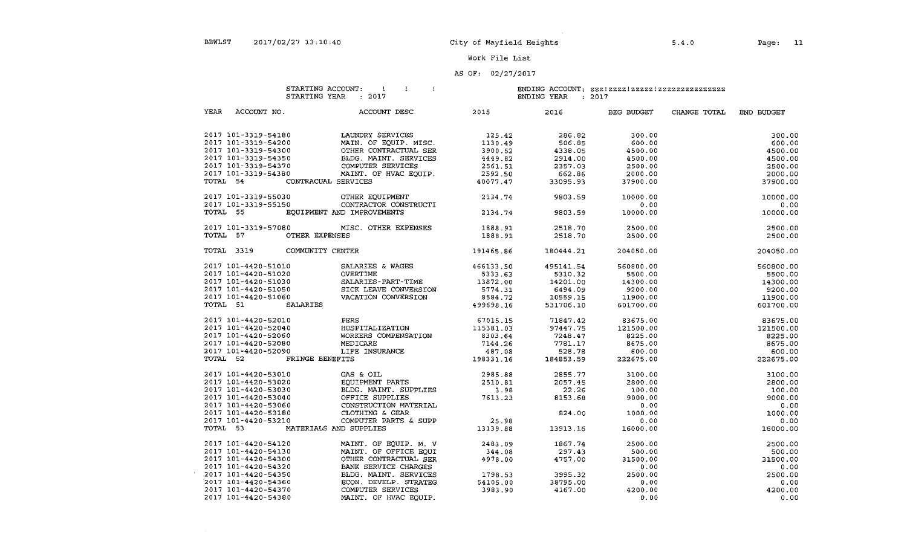City of Mayfield Heights

Work File List

AS OF: 02/27/2017

STARTING ACCOUNT: ! ! ! ENDING ACCOUNT: zzz!zzzz!zzzzz!zzzzzzzzzzzzzz
STARTING YEAR : 2017 ENDING YEAR : 2017

| YEAR ACCOUNT NO. | ACCOUNT DESC | 2015 | 2016 | BEG BUDGET | CHANGE TOTAL | END BUDGET |
|---|---|---|---|---|---|---|
| 2017 101-3319-54180 | LAUNDRY SERVICES | 125.42 | 286.82 | 300.00 | | 300.00 |
| 2017 101-3319-54200 | MAIN. OF EQUIP. MISC. | 1130.49 | 506.85 | 600.00 | | 600.00 |
| 2017 101-3319-54300 | OTHER CONTRACTUAL SER | 3900.52 | 4338.05 | 4500.00 | | 4500.00 |
| 2017 101-3319-54350 | BLDG. MAINT. SERVICES | 4449.82 | 2914.00 | 4500.00 | | 4500.00 |
| 2017 101-3319-54370 | COMPUTER SERVICES | 2561.51 | 2357.03 | 2500.00 | | 2500.00 |
| 2017 101-3319-54380 | MAINT. OF HVAC EQUIP. | 2592.50 | 662.86 | 2000.00 | | 2000.00 |
| TOTAL 54 | CONTRACUAL SERVICES | 40077.47 | 33095.93 | 37900.00 | | 37900.00 |
| 2017 101-3319-55030 | OTHER EQUIPMENT | 2134.74 | 9803.59 | 10000.00 | | 10000.00 |
| 2017 101-3319-55150 | CONTRACTOR CONSTRUCTI | | | 0.00 | | 0.00 |
| TOTAL 55 | EQUIPMENT AND IMPROVEMENTS | 2134.74 | 9803.59 | 10000.00 | | 10000.00 |
| 2017 101-3319-57080 | MISC. OTHER EXPENSES | 1888.91 | 2518.70 | 2500.00 | | 2500.00 |
| TOTAL 57 | OTHER EXPENSES | 1888.91 | 2518.70 | 2500.00 | | 2500.00 |
| TOTAL 3319 | COMMUNITY CENTER | 191465.86 | 180444.21 | 204050.00 | | 204050.00 |
| 2017 101-4420-51010 | SALARIES & WAGES | 466133.50 | 495141.54 | 560800.00 | | 560800.00 |
| 2017 101-4420-51020 | OVERTIME | 5333.63 | 5310.32 | 5500.00 | | 5500.00 |
| 2017 101-4420-51030 | SALARIES-PART-TIME | 13872.00 | 14201.00 | 14300.00 | | 14300.00 |
| 2017 101-4420-51050 | SICK LEAVE CONVERSION | 5774.31 | 6494.09 | 9200.00 | | 9200.00 |
| 2017 101-4420-51060 | VACATION CONVERSION | 8584.72 | 10559.15 | 11900.00 | | 11900.00 |
| TOTAL 51 | SALARIES | 499698.16 | 531706.10 | 601700.00 | | 601700.00 |
| 2017 101-4420-52010 | PERS | 67015.15 | 71847.42 | 83675.00 | | 83675.00 |
| 2017 101-4420-52040 | HOSPITALIZATION | 115381.03 | 97447.75 | 121500.00 | | 121500.00 |
| 2017 101-4420-52060 | WORKERS COMPENSATION | 8303.64 | 7248.47 | 8225.00 | | 8225.00 |
| 2017 101-4420-52080 | MEDICARE | 7144.26 | 7781.17 | 8675.00 | | 8675.00 |
| 2017 101-4420-52090 | LIFE INSURANCE | 487.08 | 528.78 | 600.00 | | 600.00 |
| TOTAL 52 | FRINGE BENEFITS | 198331.16 | 184853.59 | 222675.00 | | 222675.00 |
| 2017 101-4420-53010 | GAS & OIL | 2985.88 | 2855.77 | 3100.00 | | 3100.00 |
| 2017 101-4420-53020 | EQUIPMENT PARTS | 2510.81 | 2057.45 | 2800.00 | | 2800.00 |
| 2017 101-4420-53030 | BLDG. MAINT. SUPPLIES | 3.98 | 22.26 | 100.00 | | 100.00 |
| 2017 101-4420-53040 | OFFICE SUPPLIES | 7613.23 | 8153.68 | 9000.00 | | 9000.00 |
| 2017 101-4420-53060 | CONSTRUCTION MATERIAL | | | 0.00 | | 0.00 |
| 2017 101-4420-53180 | CLOTHING & GEAR | | 824.00 | 1000.00 | | 1000.00 |
| 2017 101-4420-53210 | COMPUTER PARTS & SUPP | 25.98 | | 0.00 | | 0.00 |
| TOTAL 53 | MATERIALS AND SUPPLIES | 13139.88 | 13913.16 | 16000.00 | | 16000.00 |
| 2017 101-4420-54120 | MAINT. OF EQUIP. M. V | 2483.09 | 1867.74 | 2500.00 | | 2500.00 |
| 2017 101-4420-54130 | MAINT. OF OFFICE EQUI | 344.08 | 297.43 | 500.00 | | 500.00 |
| 2017 101-4420-54300 | OTHER CONTRACTUAL SER | 4978.00 | 4757.00 | 31500.00 | | 31500.00 |
| 2017 101-4420-54320 | BANK SERVICE CHARGES | | | 0.00 | | 0.00 |
| 2017 101-4420-54350 | BLDG. MAINT. SERVICES | 1798.53 | 3995.32 | 2500.00 | | 2500.00 |
| 2017 101-4420-54360 | ECON. DEVELP. STRATEG | 54105.00 | 38795.00 | 0.00 | | 0.00 |
| 2017 101-4420-54370 | COMPUTER SERVICES | 3983.90 | 4167.00 | 4200.00 | | 4200.00 |
| 2017 101-4420-54380 | MAINT. OF HVAC EQUIP. | | | 0.00 | | 0.00 |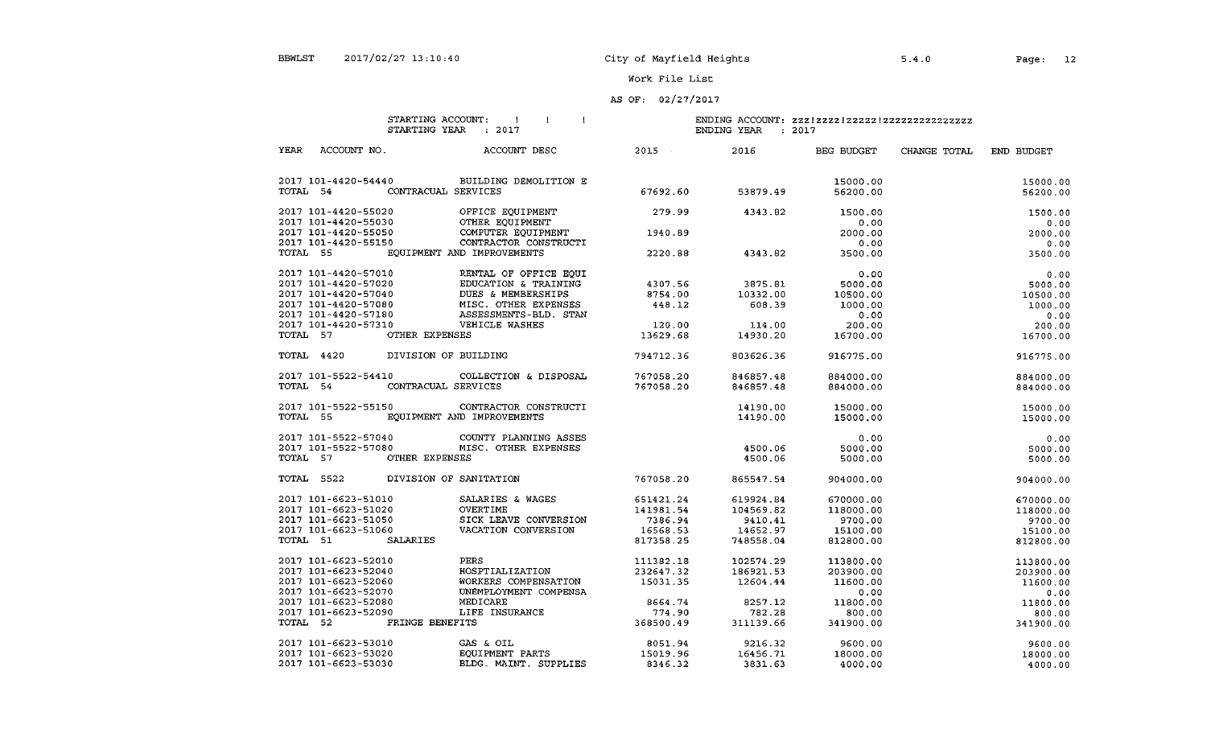City of Mayfield Heights

Work File List

AS OF: 02/27/2017

STARTING ACCOUNT: ! ! ! ENDING ACCOUNT: zzz!zzzz!zzzzz!zzzzzzzzzzzzzz
STARTING YEAR : 2017 ENDING YEAR : 2017

| YEAR ACCOUNT NO. | ACCOUNT DESC | 2015 | 2016 | BEG BUDGET | CHANGE TOTAL | END BUDGET |
|---|---|---|---|---|---|---|
| 2017 101-4420-54440 | BUILDING DEMOLITION E | | | 15000.00 | | 15000.00 |
| TOTAL 54 | CONTRACUAL SERVICES | 67692.60 | 53879.49 | 56200.00 | | 56200.00 |
| 2017 101-4420-55020 | OFFICE EQUIPMENT | 279.99 | 4343.82 | 1500.00 | | 1500.00 |
| 2017 101-4420-55030 | OTHER EQUIPMENT | | | 0.00 | | 0.00 |
| 2017 101-4420-55050 | COMPUTER EQUIPMENT | 1940.89 | | 2000.00 | | 2000.00 |
| 2017 101-4420-55150 | CONTRACTOR CONSTRUCTI | | | 0.00 | | 0.00 |
| TOTAL 55 | EQUIPMENT AND IMPROVEMENTS | 2220.88 | 4343.82 | 3500.00 | | 3500.00 |
| 2017 101-4420-57010 | RENTAL OF OFFICE EQUI | | | 0.00 | | 0.00 |
| 2017 101-4420-57020 | EDUCATION & TRAINING | 4307.56 | 3875.81 | 5000.00 | | 5000.00 |
| 2017 101-4420-57040 | DUES & MEMBERSHIPS | 8754.00 | 10332.00 | 10500.00 | | 10500.00 |
| 2017 101-4420-57080 | MISC. OTHER EXPENSES | 448.12 | 608.39 | 1000.00 | | 1000.00 |
| 2017 101-4420-57180 | ASSESSMENTS-BLD. STAN | | | 0.00 | | 0.00 |
| 2017 101-4420-57310 | VEHICLE WASHES | 120.00 | 114.00 | 200.00 | | 200.00 |
| TOTAL 57 | OTHER EXPENSES | 13629.68 | 14930.20 | 16700.00 | | 16700.00 |
| TOTAL 4420 | DIVISION OF BUILDING | 794712.36 | 803626.36 | 916775.00 | | 916775.00 |
| 2017 101-5522-54410 | COLLECTION & DISPOSAL | 767058.20 | 846857.48 | 884000.00 | | 884000.00 |
| TOTAL 54 | CONTRACUAL SERVICES | 767058.20 | 846857.48 | 884000.00 | | 884000.00 |
| 2017 101-5522-55150 | CONTRACTOR CONSTRUCTI | | 14190.00 | 15000.00 | | 15000.00 |
| TOTAL 55 | EQUIPMENT AND IMPROVEMENTS | | 14190.00 | 15000.00 | | 15000.00 |
| 2017 101-5522-57040 | COUNTY PLANNING ASSES | | | 0.00 | | 0.00 |
| 2017 101-5522-57080 | MISC. OTHER EXPENSES | | 4500.06 | 5000.00 | | 5000.00 |
| TOTAL 57 | OTHER EXPENSES | | 4500.06 | 5000.00 | | 5000.00 |
| TOTAL 5522 | DIVISION OF SANITATION | 767058.20 | 865547.54 | 904000.00 | | 904000.00 |
| 2017 101-6623-51010 | SALARIES & WAGES | 651421.24 | 619924.84 | 670000.00 | | 670000.00 |
| 2017 101-6623-51020 | OVERTIME | 141981.54 | 104569.82 | 118000.00 | | 118000.00 |
| 2017 101-6623-51050 | SICK LEAVE CONVERSION | 7386.94 | 9410.41 | 9700.00 | | 9700.00 |
| 2017 101-6623-51060 | VACATION CONVERSION | 16568.53 | 14652.97 | 15100.00 | | 15100.00 |
| TOTAL 51 | SALARIES | 817358.25 | 748558.04 | 812800.00 | | 812800.00 |
| 2017 101-6623-52010 | PERS | 111382.18 | 102574.29 | 113800.00 | | 113800.00 |
| 2017 101-6623-52040 | HOSPTIALIZATION | 232647.32 | 186921.53 | 203900.00 | | 203900.00 |
| 2017 101-6623-52060 | WORKERS COMPENSATION | 15031.35 | 12604.44 | 11600.00 | | 11600.00 |
| 2017 101-6623-52070 | UNEMPLOYMENT COMPENSA | | | 0.00 | | 0.00 |
| 2017 101-6623-52080 | MEDICARE | 8664.74 | 8257.12 | 11800.00 | | 11800.00 |
| 2017 101-6623-52090 | LIFE INSURANCE | 774.90 | 782.28 | 800.00 | | 800.00 |
| TOTAL 52 | FRINGE BENEFITS | 368500.49 | 311139.66 | 341900.00 | | 341900.00 |
| 2017 101-6623-53010 | GAS & OIL | 8051.94 | 9216.32 | 9600.00 | | 9600.00 |
| 2017 101-6623-53020 | EQUIPMENT PARTS | 15019.96 | 16456.71 | 18000.00 | | 18000.00 |
| 2017 101-6623-53030 | BLDG. MAINT. SUPPLIES | 8346.32 | 3831.63 | 4000.00 | | 4000.00 |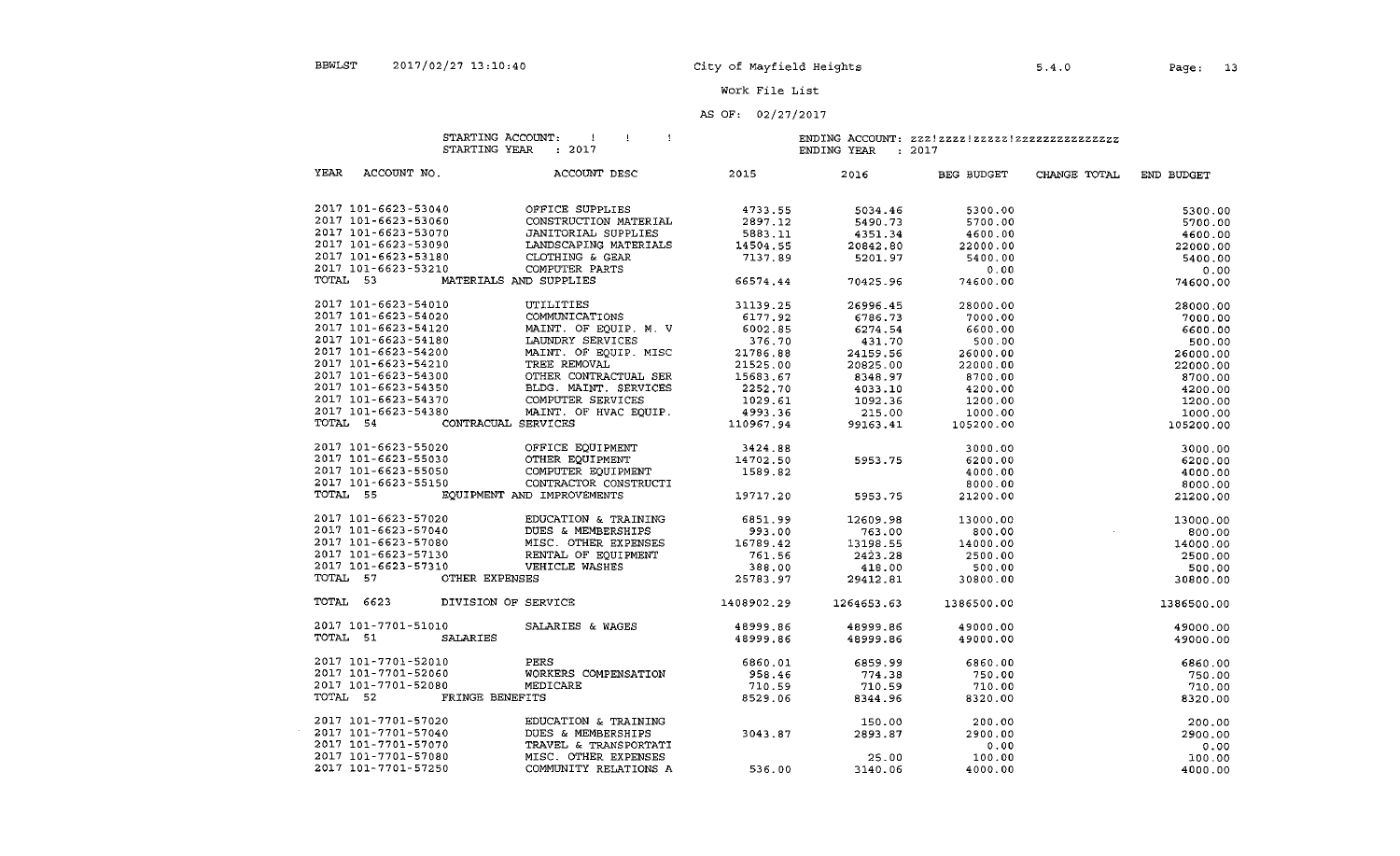City of Mayfield Heights

Work File List

AS OF: 02/27/2017

STARTING ACCOUNT: ! ! ! ENDING ACCOUNT: zzz!zzzz!zzzzz!zzzzzzzzzzzzzz

STARTING YEAR : 2017 ENDING YEAR : 2017

| YEAR ACCOUNT NO. | ACCOUNT DESC | 2015 | 2016 | BEG BUDGET | CHANGE TOTAL | END BUDGET |
|---|---|---|---|---|---|---|
| 2017 101-6623-53040 | OFFICE SUPPLIES | 4733.55 | 5034.46 | 5300.00 | | 5300.00 |
| 2017 101-6623-53060 | CONSTRUCTION MATERIAL | 2897.12 | 5490.73 | 5700.00 | | 5700.00 |
| 2017 101-6623-53070 | JANITORIAL SUPPLIES | 5883.11 | 4351.34 | 4600.00 | | 4600.00 |
| 2017 101-6623-53090 | LANDSCAPING MATERIALS | 14504.55 | 20842.80 | 22000.00 | | 22000.00 |
| 2017 101-6623-53180 | CLOTHING & GEAR | 7137.89 | 5201.97 | 5400.00 | | 5400.00 |
| 2017 101-6623-53210 | COMPUTER PARTS | | | 0.00 | | 0.00 |
| TOTAL 53 | MATERIALS AND SUPPLIES | 66574.44 | 70425.96 | 74600.00 | | 74600.00 |
| 2017 101-6623-54010 | UTILITIES | 31139.25 | 26996.45 | 28000.00 | | 28000.00 |
| 2017 101-6623-54020 | COMMUNICATIONS | 6177.92 | 6786.73 | 7000.00 | | 7000.00 |
| 2017 101-6623-54120 | MAINT. OF EQUIP. M. V | 6002.85 | 6274.54 | 6600.00 | | 6600.00 |
| 2017 101-6623-54180 | LAUNDRY SERVICES | 376.70 | 431.70 | 500.00 | | 500.00 |
| 2017 101-6623-54200 | MAINT. OF EQUIP. MISC | 21786.88 | 24159.56 | 26000.00 | | 26000.00 |
| 2017 101-6623-54210 | TREE REMOVAL | 21525.00 | 20825.00 | 22000.00 | | 22000.00 |
| 2017 101-6623-54300 | OTHER CONTRACTUAL SER | 15683.67 | 8348.97 | 8700.00 | | 8700.00 |
| 2017 101-6623-54350 | BLDG. MAINT. SERVICES | 2252.70 | 4033.10 | 4200.00 | | 4200.00 |
| 2017 101-6623-54370 | COMPUTER SERVICES | 1029.61 | 1092.36 | 1200.00 | | 1200.00 |
| 2017 101-6623-54380 | MAINT. OF HVAC EQUIP. | 4993.36 | 215.00 | 1000.00 | | 1000.00 |
| TOTAL 54 | CONTRACUAL SERVICES | 110967.94 | 99163.41 | 105200.00 | | 105200.00 |
| 2017 101-6623-55020 | OFFICE EQUIPMENT | 3424.88 | | 3000.00 | | 3000.00 |
| 2017 101-6623-55030 | OTHER EQUIPMENT | 14702.50 | 5953.75 | 6200.00 | | 6200.00 |
| 2017 101-6623-55050 | COMPUTER EQUIPMENT | 1589.82 | | 4000.00 | | 4000.00 |
| 2017 101-6623-55150 | CONTRACTOR CONSTRUCTI | | | 8000.00 | | 8000.00 |
| TOTAL 55 | EQUIPMENT AND IMPROVEMENTS | 19717.20 | 5953.75 | 21200.00 | | 21200.00 |
| 2017 101-6623-57020 | EDUCATION & TRAINING | 6851.99 | 12609.98 | 13000.00 | | 13000.00 |
| 2017 101-6623-57040 | DUES & MEMBERSHIPS | 993.00 | 763.00 | 800.00 | | 800.00 |
| 2017 101-6623-57080 | MISC. OTHER EXPENSES | 16789.42 | 13198.55 | 14000.00 | | 14000.00 |
| 2017 101-6623-57130 | RENTAL OF EQUIPMENT | 761.56 | 2423.28 | 2500.00 | | 2500.00 |
| 2017 101-6623-57310 | VEHICLE WASHES | 388.00 | 418.00 | 500.00 | | 500.00 |
| TOTAL 57 | OTHER EXPENSES | 25783.97 | 29412.81 | 30800.00 | | 30800.00 |
| TOTAL 6623 | DIVISION OF SERVICE | 1408902.29 | 1264653.63 | 1386500.00 | | 1386500.00 |
| 2017 101-7701-51010 | SALARIES & WAGES | 48999.86 | 48999.86 | 49000.00 | | 49000.00 |
| TOTAL 51 | SALARIES | 48999.86 | 48999.86 | 49000.00 | | 49000.00 |
| 2017 101-7701-52010 | PERS | 6860.01 | 6859.99 | 6860.00 | | 6860.00 |
| 2017 101-7701-52060 | WORKERS COMPENSATION | 958.46 | 774.38 | 750.00 | | 750.00 |
| 2017 101-7701-52080 | MEDICARE | 710.59 | 710.59 | 710.00 | | 710.00 |
| TOTAL 52 | FRINGE BENEFITS | 8529.06 | 8344.96 | 8320.00 | | 8320.00 |
| 2017 101-7701-57020 | EDUCATION & TRAINING | | 150.00 | 200.00 | | 200.00 |
| 2017 101-7701-57040 | DUES & MEMBERSHIPS | 3043.87 | 2893.87 | 2900.00 | | 2900.00 |
| 2017 101-7701-57070 | TRAVEL & TRANSPORTATI | | | 0.00 | | 0.00 |
| 2017 101-7701-57080 | MISC. OTHER EXPENSES | | 25.00 | 100.00 | | 100.00 |
| 2017 101-7701-57250 | COMMUNITY RELATIONS A | 536.00 | 3140.06 | 4000.00 | | 4000.00 |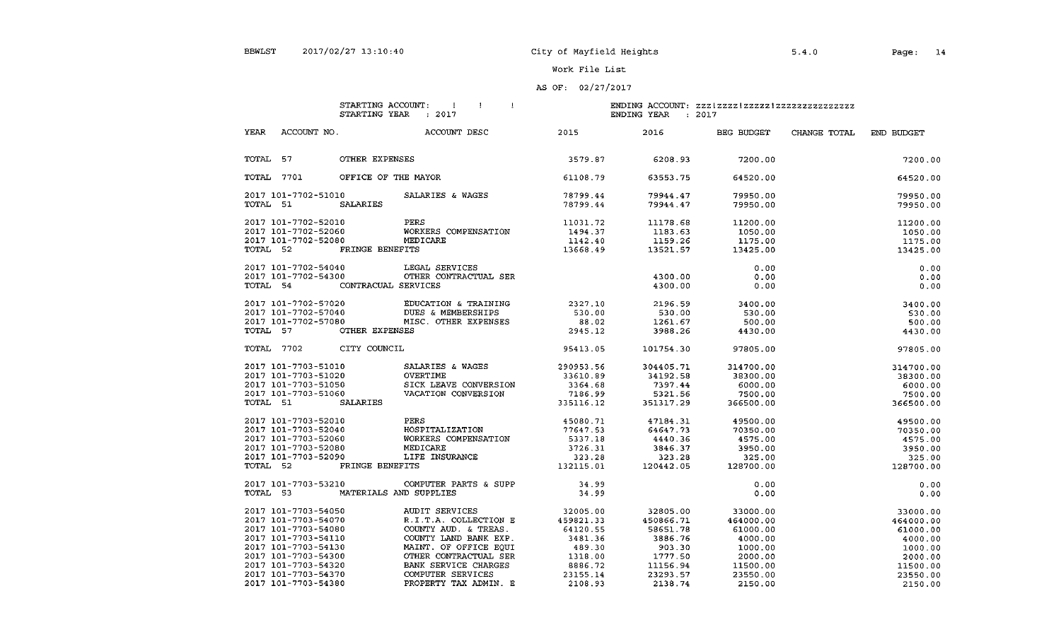City of Mayfield Heights

Work File List

AS OF: 02/27/2017

STARTING ACCOUNT: ! ! ! ENDING ACCOUNT: zzz!zzzz!zzzzz!zzzzzzzzzzzzzz
STARTING YEAR : 2017 ENDING YEAR : 2017

| YEAR | ACCOUNT NO. | ACCOUNT DESC | 2015 | 2016 | BEG BUDGET | CHANGE TOTAL | END BUDGET |
|---|---|---|---|---|---|---|---|
| TOTAL | 57 | OTHER EXPENSES | 3579.87 | 6208.93 | 7200.00 | | 7200.00 |
| TOTAL | 7701 | OFFICE OF THE MAYOR | 61108.79 | 63553.75 | 64520.00 | | 64520.00 |
| 2017 | 101-7702-51010 | SALARIES & WAGES | 78799.44 | 79944.47 | 79950.00 | | 79950.00 |
| TOTAL | 51 | SALARIES | 78799.44 | 79944.47 | 79950.00 | | 79950.00 |
| 2017 | 101-7702-52010 | PERS | 11031.72 | 11178.68 | 11200.00 | | 11200.00 |
| 2017 | 101-7702-52060 | WORKERS COMPENSATION | 1494.37 | 1183.63 | 1050.00 | | 1050.00 |
| 2017 | 101-7702-52080 | MEDICARE | 1142.40 | 1159.26 | 1175.00 | | 1175.00 |
| TOTAL | 52 | FRINGE BENEFITS | 13668.49 | 13521.57 | 13425.00 | | 13425.00 |
| 2017 | 101-7702-54040 | LEGAL SERVICES | | | 0.00 | | 0.00 |
| 2017 | 101-7702-54300 | OTHER CONTRACTUAL SER | | 4300.00 | 0.00 | | 0.00 |
| TOTAL | 54 | CONTRACUAL SERVICES | | 4300.00 | 0.00 | | 0.00 |
| 2017 | 101-7702-57020 | EDUCATION & TRAINING | 2327.10 | 2196.59 | 3400.00 | | 3400.00 |
| 2017 | 101-7702-57040 | DUES & MEMBERSHIPS | 530.00 | 530.00 | 530.00 | | 530.00 |
| 2017 | 101-7702-57080 | MISC. OTHER EXPENSES | 88.02 | 1261.67 | 500.00 | | 500.00 |
| TOTAL | 57 | OTHER EXPENSES | 2945.12 | 3988.26 | 4430.00 | | 4430.00 |
| TOTAL | 7702 | CITY COUNCIL | 95413.05 | 101754.30 | 97805.00 | | 97805.00 |
| 2017 | 101-7703-51010 | SALARIES & WAGES | 290953.56 | 304405.71 | 314700.00 | | 314700.00 |
| 2017 | 101-7703-51020 | OVERTIME | 33610.89 | 34192.58 | 38300.00 | | 38300.00 |
| 2017 | 101-7703-51050 | SICK LEAVE CONVERSION | 3364.68 | 7397.44 | 6000.00 | | 6000.00 |
| 2017 | 101-7703-51060 | VACATION CONVERSION | 7186.99 | 5321.56 | 7500.00 | | 7500.00 |
| TOTAL | 51 | SALARIES | 335116.12 | 351317.29 | 366500.00 | | 366500.00 |
| 2017 | 101-7703-52010 | PERS | 45080.71 | 47184.31 | 49500.00 | | 49500.00 |
| 2017 | 101-7703-52040 | HOSPITALIZATION | 77647.53 | 64647.73 | 70350.00 | | 70350.00 |
| 2017 | 101-7703-52060 | WORKERS COMPENSATION | 5337.18 | 4440.36 | 4575.00 | | 4575.00 |
| 2017 | 101-7703-52080 | MEDICARE | 3726.31 | 3846.37 | 3950.00 | | 3950.00 |
| 2017 | 101-7703-52090 | LIFE INSURANCE | 323.28 | 323.28 | 325.00 | | 325.00 |
| TOTAL | 52 | FRINGE BENEFITS | 132115.01 | 120442.05 | 128700.00 | | 128700.00 |
| 2017 | 101-7703-53210 | COMPUTER PARTS & SUPP | 34.99 | | 0.00 | | 0.00 |
| TOTAL | 53 | MATERIALS AND SUPPLIES | 34.99 | | 0.00 | | 0.00 |
| 2017 | 101-7703-54050 | AUDIT SERVICES | 32005.00 | 32805.00 | 33000.00 | | 33000.00 |
| 2017 | 101-7703-54070 | R.I.T.A. COLLECTION E | 459821.33 | 450866.71 | 464000.00 | | 464000.00 |
| 2017 | 101-7703-54080 | COUNTY AUD. & TREAS. | 64120.55 | 58651.78 | 61000.00 | | 61000.00 |
| 2017 | 101-7703-54110 | COUNTY LAND BANK EXP. | 3481.36 | 3886.76 | 4000.00 | | 4000.00 |
| 2017 | 101-7703-54130 | MAINT. OF OFFICE EQUI | 489.30 | 903.30 | 1000.00 | | 1000.00 |
| 2017 | 101-7703-54300 | OTHER CONTRACTUAL SER | 1318.00 | 1777.50 | 2000.00 | | 2000.00 |
| 2017 | 101-7703-54320 | BANK SERVICE CHARGES | 8886.72 | 11156.94 | 11500.00 | | 11500.00 |
| 2017 | 101-7703-54370 | COMPUTER SERVICES | 23155.14 | 23293.57 | 23550.00 | | 23550.00 |
| 2017 | 101-7703-54380 | PROPERTY TAX ADMIN. E | 2108.93 | 2138.74 | 2150.00 | | 2150.00 |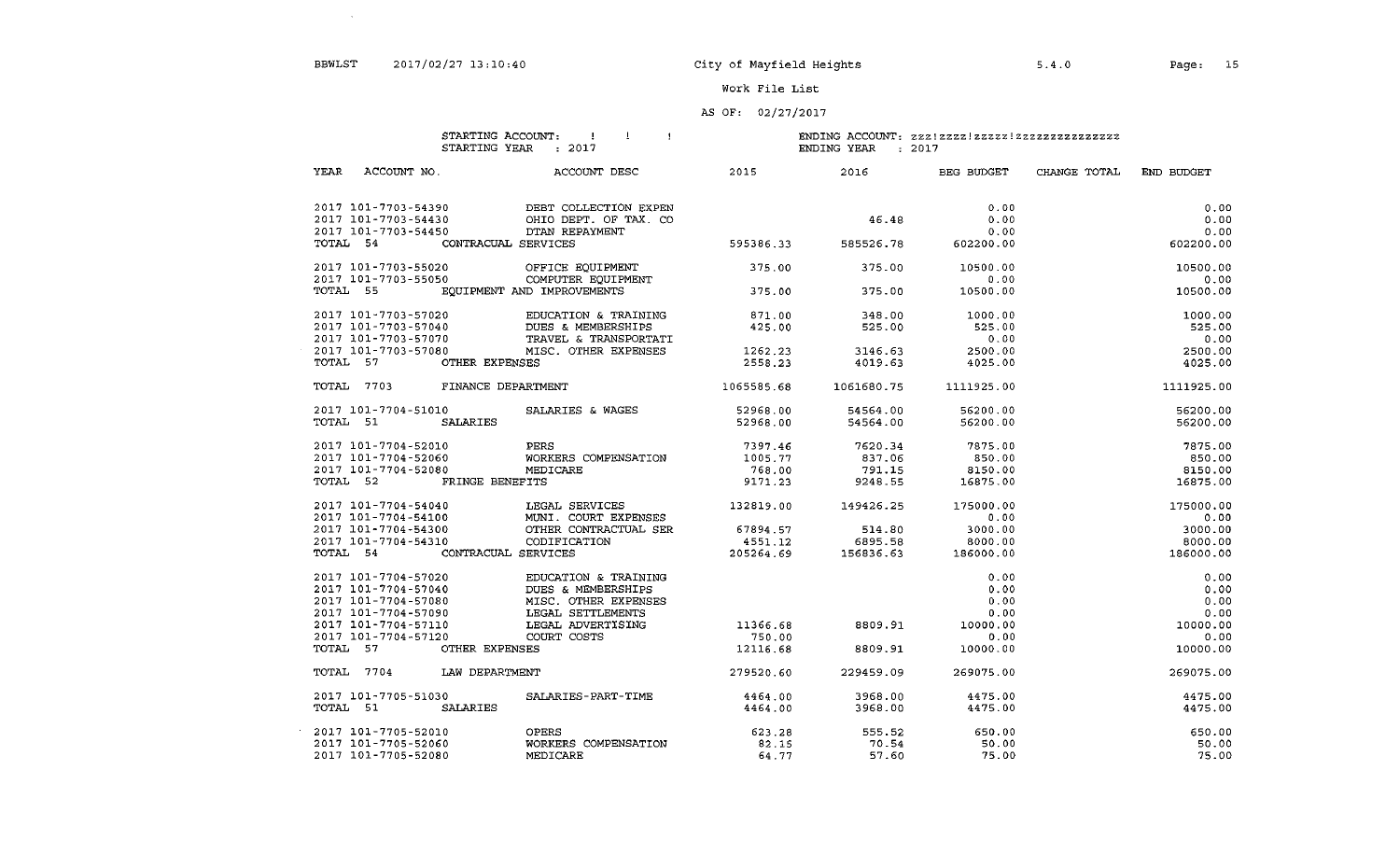BBWLST 2017/02/27 13:10:40 City of Mayfield Heights 5.4.0

Work File List

AS OF: 02/27/2017

STARTING ACCOUNT: ! ! ! ENDING ACCOUNT: zzz!zzzz!zzzzz!zzzzzzzzzzzzzz
STARTING YEAR : 2017 ENDING YEAR : 2017

| YEAR ACCOUNT NO. | ACCOUNT DESC | 2015 | 2016 | BEG BUDGET | CHANGE TOTAL | END BUDGET |
|---|---|---|---|---|---|---|
| 2017 101-7703-54390 | DEBT COLLECTION EXPEN | | | 0.00 | | 0.00 |
| 2017 101-7703-54430 | OHIO DEPT. OF TAX. CO | | 46.48 | 0.00 | | 0.00 |
| 2017 101-7703-54450 | DTAN REPAYMENT | | | 0.00 | | 0.00 |
| TOTAL 54 | CONTRACUAL SERVICES | 595386.33 | 585526.78 | 602200.00 | | 602200.00 |
| 2017 101-7703-55020 | OFFICE EQUIPMENT | 375.00 | 375.00 | 10500.00 | | 10500.00 |
| 2017 101-7703-55050 | COMPUTER EQUIPMENT | | | 0.00 | | 0.00 |
| TOTAL 55 | EQUIPMENT AND IMPROVEMENTS | 375.00 | 375.00 | 10500.00 | | 10500.00 |
| 2017 101-7703-57020 | EDUCATION & TRAINING | 871.00 | 348.00 | 1000.00 | | 1000.00 |
| 2017 101-7703-57040 | DUES & MEMBERSHIPS | 425.00 | 525.00 | 525.00 | | 525.00 |
| 2017 101-7703-57070 | TRAVEL & TRANSPORTATI | | | 0.00 | | 0.00 |
| 2017 101-7703-57080 | MISC. OTHER EXPENSES | 1262.23 | 3146.63 | 2500.00 | | 2500.00 |
| TOTAL 57 | OTHER EXPENSES | 2558.23 | 4019.63 | 4025.00 | | 4025.00 |
| TOTAL 7703 | FINANCE DEPARTMENT | 1065585.68 | 1061680.75 | 1111925.00 | | 1111925.00 |
| 2017 101-7704-51010 | SALARIES & WAGES | 52968.00 | 54564.00 | 56200.00 | | 56200.00 |
| TOTAL 51 | SALARIES | 52968.00 | 54564.00 | 56200.00 | | 56200.00 |
| 2017 101-7704-52010 | PERS | 7397.46 | 7620.34 | 7875.00 | | 7875.00 |
| 2017 101-7704-52060 | WORKERS COMPENSATION | 1005.77 | 837.06 | 850.00 | | 850.00 |
| 2017 101-7704-52080 | MEDICARE | 768.00 | 791.15 | 8150.00 | | 8150.00 |
| TOTAL 52 | FRINGE BENEFITS | 9171.23 | 9248.55 | 16875.00 | | 16875.00 |
| 2017 101-7704-54040 | LEGAL SERVICES | 132819.00 | 149426.25 | 175000.00 | | 175000.00 |
| 2017 101-7704-54100 | MUNI. COURT EXPENSES | | | 0.00 | | 0.00 |
| 2017 101-7704-54300 | OTHER CONTRACTUAL SER | 67894.57 | 514.80 | 3000.00 | | 3000.00 |
| 2017 101-7704-54310 | CODIFICATION | 4551.12 | 6895.58 | 8000.00 | | 8000.00 |
| TOTAL 54 | CONTRACUAL SERVICES | 205264.69 | 156836.63 | 186000.00 | | 186000.00 |
| 2017 101-7704-57020 | EDUCATION & TRAINING | | | 0.00 | | 0.00 |
| 2017 101-7704-57040 | DUES & MEMBERSHIPS | | | 0.00 | | 0.00 |
| 2017 101-7704-57080 | MISC. OTHER EXPENSES | | | 0.00 | | 0.00 |
| 2017 101-7704-57090 | LEGAL SETTLEMENTS | | | 0.00 | | 0.00 |
| 2017 101-7704-57110 | LEGAL ADVERTISING | 11366.68 | 8809.91 | 10000.00 | | 10000.00 |
| 2017 101-7704-57120 | COURT COSTS | 750.00 | | 0.00 | | 0.00 |
| TOTAL 57 | OTHER EXPENSES | 12116.68 | 8809.91 | 10000.00 | | 10000.00 |
| TOTAL 7704 | LAW DEPARTMENT | 279520.60 | 229459.09 | 269075.00 | | 269075.00 |
| 2017 101-7705-51030 | SALARIES-PART-TIME | 4464.00 | 3968.00 | 4475.00 | | 4475.00 |
| TOTAL 51 | SALARIES | 4464.00 | 3968.00 | 4475.00 | | 4475.00 |
| 2017 101-7705-52010 | OPERS | 623.28 | 555.52 | 650.00 | | 650.00 |
| 2017 101-7705-52060 | WORKERS COMPENSATION | 82.15 | 70.54 | 50.00 | | 50.00 |
| 2017 101-7705-52080 | MEDICARE | 64.77 | 57.60 | 75.00 | | 75.00 |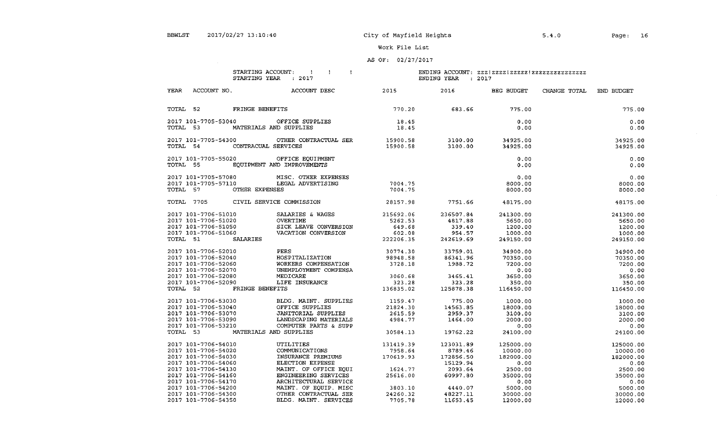City of Mayfield Heights

Work File List

AS OF: 02/27/2017

STARTING ACCOUNT: ! ! ! ENDING ACCOUNT: zzz!zzzz!zzzzz!zzzzzzzzzzzzzz
STARTING YEAR : 2017 ENDING YEAR : 2017

| YEAR ACCOUNT NO. | ACCOUNT DESC | 2015 | 2016 | BEG BUDGET | CHANGE TOTAL | END BUDGET |
|---|---|---|---|---|---|---|
| TOTAL 52 | FRINGE BENEFITS | 770.20 | 683.66 | 775.00 | | 775.00 |
| 2017 101-7705-53040 | OFFICE SUPPLIES | 18.45 | | 0.00 | | 0.00 |
| TOTAL 53 | MATERIALS AND SUPPLIES | 18.45 | | 0.00 | | 0.00 |
| 2017 101-7705-54300 | OTHER CONTRACTUAL SER | 15900.58 | 3100.00 | 34925.00 | | 34925.00 |
| TOTAL 54 | CONTRACUAL SERVICES | 15900.58 | 3100.00 | 34925.00 | | 34925.00 |
| 2017 101-7705-55020 | OFFICE EQUIPMENT | | | 0.00 | | 0.00 |
| TOTAL 55 | EQUIPMENT AND IMPROVEMENTS | | | 0.00 | | 0.00 |
| 2017 101-7705-57080 | MISC. OTHER EXPENSES | | | 0.00 | | 0.00 |
| 2017 101-7705-57110 | LEGAL ADVERTISING | 7004.75 | | 8000.00 | | 8000.00 |
| TOTAL 57 | OTHER EXPENSES | 7004.75 | | 8000.00 | | 8000.00 |
| TOTAL 7705 | CIVIL SERVICE COMMISSION | 28157.98 | 7751.66 | 48175.00 | | 48175.00 |
| 2017 101-7706-51010 | SALARIES & WAGES | 215692.06 | 236507.84 | 241300.00 | | 241300.00 |
| 2017 101-7706-51020 | OVERTIME | 5262.53 | 4817.88 | 5650.00 | | 5650.00 |
| 2017 101-7706-51050 | SICK LEAVE CONVERSION | 649.68 | 339.40 | 1200.00 | | 1200.00 |
| 2017 101-7706-51060 | VACATION CONVERSION | 602.08 | 954.57 | 1000.00 | | 1000.00 |
| TOTAL 51 | SALARIES | 222206.35 | 242619.69 | 249150.00 | | 249150.00 |
| 2017 101-7706-52010 | PERS | 30774.30 | 33759.01 | 34900.00 | | 34900.00 |
| 2017 101-7706-52040 | HOSPITALIZATION | 98948.58 | 86341.96 | 70350.00 | | 70350.00 |
| 2017 101-7706-52060 | WORKERS COMPENSATION | 3728.18 | 1988.72 | 7200.00 | | 7200.00 |
| 2017 101-7706-52070 | UNEMPLOYMENT COMPENSA | | | 0.00 | | 0.00 |
| 2017 101-7706-52080 | MEDICARE | 3060.68 | 3465.41 | 3650.00 | | 3650.00 |
| 2017 101-7706-52090 | LIFE INSURANCE | 323.28 | 323.28 | 350.00 | | 350.00 |
| TOTAL 52 | FRINGE BENEFITS | 136835.02 | 125878.38 | 116450.00 | | 116450.00 |
| 2017 101-7706-53030 | BLDG. MAINT. SUPPLIES | 1159.47 | 775.00 | 1000.00 | | 1000.00 |
| 2017 101-7706-53040 | OFFICE SUPPLIES | 21824.30 | 14563.85 | 18000.00 | | 18000.00 |
| 2017 101-7706-53070 | JANITORIAL SUPPLIES | 2615.59 | 2959.37 | 3100.00 | | 3100.00 |
| 2017 101-7706-53090 | LANDSCAPING MATERIALS | 4984.77 | 1464.00 | 2000.00 | | 2000.00 |
| 2017 101-7706-53210 | COMPUTER PARTS & SUPP | | | 0.00 | | 0.00 |
| TOTAL 53 | MATERIALS AND SUPPLIES | 30584.13 | 19762.22 | 24100.00 | | 24100.00 |
| 2017 101-7706-54010 | UTILITIES | 131419.39 | 123031.89 | 125000.00 | | 125000.00 |
| 2017 101-7706-54020 | COMMUNICATIONS | 7958.64 | 8789.46 | 10000.00 | | 10000.00 |
| 2017 101-7706-54030 | INSURANCE PREMIUMS | 170619.93 | 172856.50 | 182000.00 | | 182000.00 |
| 2017 101-7706-54060 | ELECTION EXPENSE | | 15129.94 | 0.00 | | 0.00 |
| 2017 101-7706-54130 | MAINT. OF OFFICE EQUI | 1624.77 | 2093.64 | 2500.00 | | 2500.00 |
| 2017 101-7706-54160 | ENGINEERING SERVICES | 25616.00 | 60997.80 | 35000.00 | | 35000.00 |
| 2017 101-7706-54170 | ARCHITECTURAL SERVICE | | | 0.00 | | 0.00 |
| 2017 101-7706-54200 | MAINT. OF EQUIP. MISC | 3803.10 | 4440.07 | 5000.00 | | 5000.00 |
| 2017 101-7706-54300 | OTHER CONTRACTUAL SER | 24260.32 | 48227.11 | 30000.00 | | 30000.00 |
| 2017 101-7706-54350 | BLDG. MAINT. SERVICES | 7705.78 | 11653.45 | 12000.00 | | 12000.00 |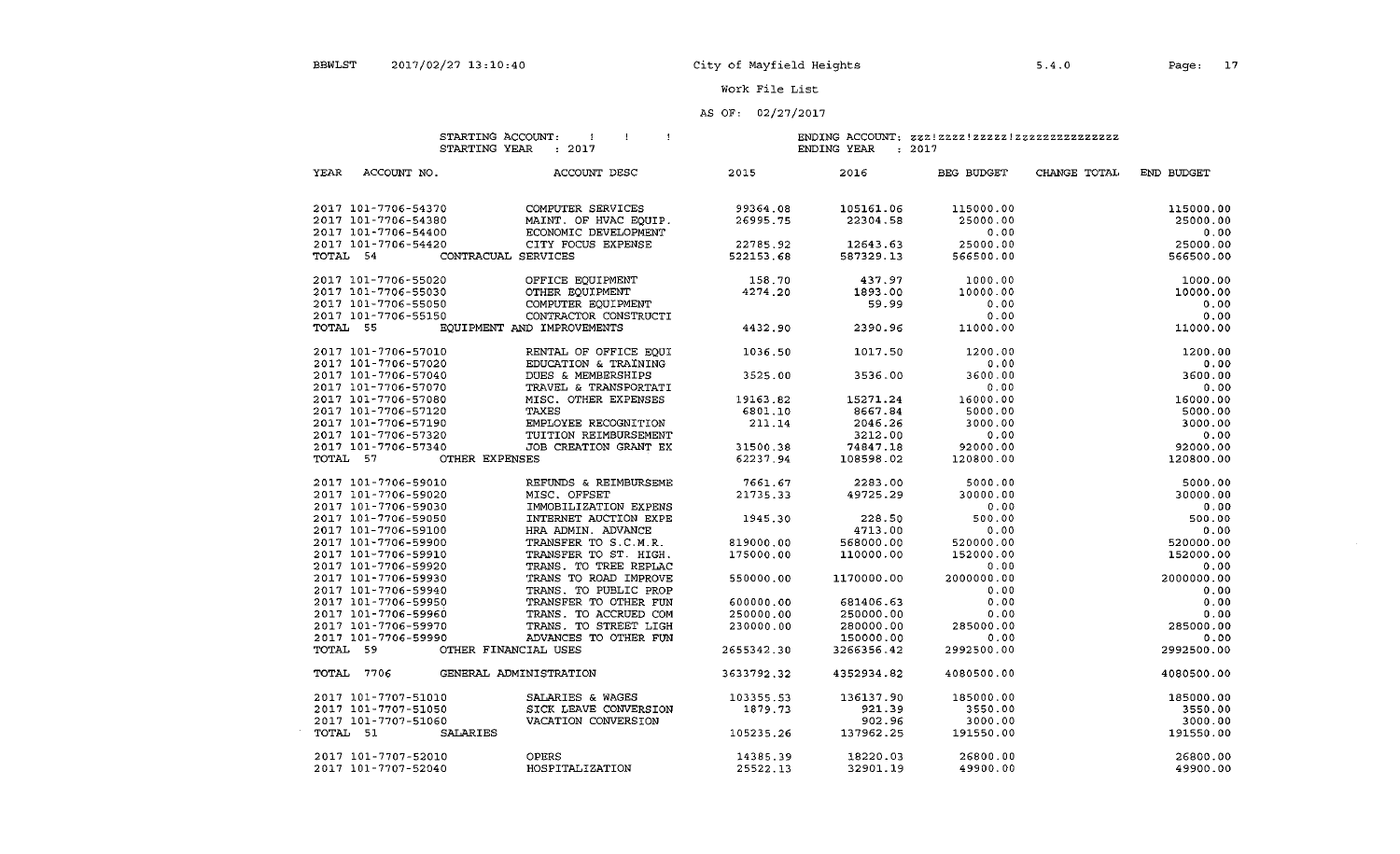City of Mayfield Heights

Work File List

AS OF: 02/27/2017

STARTING ACCOUNT: ! ! ! ENDING ACCOUNT: zzz!zzzz!zzzzz!zzzzzzzzzzzzzz
STARTING YEAR : 2017 ENDING YEAR : 2017

| YEAR | ACCOUNT NO. | ACCOUNT DESC | 2015 | 2016 | BEG BUDGET | CHANGE TOTAL | END BUDGET |
|---|---|---|---|---|---|---|---|
| 2017 | 101-7706-54370 | COMPUTER SERVICES | 99364.08 | 105161.06 | 115000.00 | | 115000.00 |
| 2017 | 101-7706-54380 | MAINT. OF HVAC EQUIP. | 26995.75 | 22304.58 | 25000.00 | | 25000.00 |
| 2017 | 101-7706-54400 | ECONOMIC DEVELOPMENT | | | 0.00 | | 0.00 |
| 2017 | 101-7706-54420 | CITY FOCUS EXPENSE | 22785.92 | 12643.63 | 25000.00 | | 25000.00 |
| TOTAL | 54 | CONTRACUAL SERVICES | 522153.68 | 587329.13 | 566500.00 | | 566500.00 |
| 2017 | 101-7706-55020 | OFFICE EQUIPMENT | 158.70 | 437.97 | 1000.00 | | 1000.00 |
| 2017 | 101-7706-55030 | OTHER EQUIPMENT | 4274.20 | 1893.00 | 10000.00 | | 10000.00 |
| 2017 | 101-7706-55050 | COMPUTER EQUIPMENT | | 59.99 | 0.00 | | 0.00 |
| 2017 | 101-7706-55150 | CONTRACTOR CONSTRUCTI | | | 0.00 | | 0.00 |
| TOTAL | 55 | EQUIPMENT AND IMPROVEMENTS | 4432.90 | 2390.96 | 11000.00 | | 11000.00 |
| 2017 | 101-7706-57010 | RENTAL OF OFFICE EQUI | 1036.50 | 1017.50 | 1200.00 | | 1200.00 |
| 2017 | 101-7706-57020 | EDUCATION & TRAINING | | | 0.00 | | 0.00 |
| 2017 | 101-7706-57040 | DUES & MEMBERSHIPS | 3525.00 | 3536.00 | 3600.00 | | 3600.00 |
| 2017 | 101-7706-57070 | TRAVEL & TRANSPORTATI | | | 0.00 | | 0.00 |
| 2017 | 101-7706-57080 | MISC. OTHER EXPENSES | 19163.82 | 15271.24 | 16000.00 | | 16000.00 |
| 2017 | 101-7706-57120 | TAXES | 6801.10 | 8667.84 | 5000.00 | | 5000.00 |
| 2017 | 101-7706-57190 | EMPLOYEE RECOGNITION | 211.14 | 2046.26 | 3000.00 | | 3000.00 |
| 2017 | 101-7706-57320 | TUITION REIMBURSEMENT | | 3212.00 | 0.00 | | 0.00 |
| 2017 | 101-7706-57340 | JOB CREATION GRANT EX | 31500.38 | 74847.18 | 92000.00 | | 92000.00 |
| TOTAL | 57 | OTHER EXPENSES | 62237.94 | 108598.02 | 120800.00 | | 120800.00 |
| 2017 | 101-7706-59010 | REFUNDS & REIMBURSEME | 7661.67 | 2283.00 | 5000.00 | | 5000.00 |
| 2017 | 101-7706-59020 | MISC. OFFSET | 21735.33 | 49725.29 | 30000.00 | | 30000.00 |
| 2017 | 101-7706-59030 | IMMOBILIZATION EXPENS | | | 0.00 | | 0.00 |
| 2017 | 101-7706-59050 | INTERNET AUCTION EXPE | 1945.30 | 228.50 | 500.00 | | 500.00 |
| 2017 | 101-7706-59100 | HRA ADMIN. ADVANCE | | 4713.00 | 0.00 | | 0.00 |
| 2017 | 101-7706-59900 | TRANSFER TO S.C.M.R. | 819000.00 | 568000.00 | 520000.00 | | 520000.00 |
| 2017 | 101-7706-59910 | TRANSFER TO ST. HIGH. | 175000.00 | 110000.00 | 152000.00 | | 152000.00 |
| 2017 | 101-7706-59920 | TRANS. TO TREE REPLAC | | | 0.00 | | 0.00 |
| 2017 | 101-7706-59930 | TRANS TO ROAD IMPROVE | 550000.00 | 1170000.00 | 2000000.00 | | 2000000.00 |
| 2017 | 101-7706-59940 | TRANS. TO PUBLIC PROP | | | 0.00 | | 0.00 |
| 2017 | 101-7706-59950 | TRANSFER TO OTHER FUN | 600000.00 | 681406.63 | 0.00 | | 0.00 |
| 2017 | 101-7706-59960 | TRANS. TO ACCRUED COM | 250000.00 | 250000.00 | 0.00 | | 0.00 |
| 2017 | 101-7706-59970 | TRANS. TO STREET LIGH | 230000.00 | 280000.00 | 285000.00 | | 285000.00 |
| 2017 | 101-7706-59990 | ADVANCES TO OTHER FUN | | 150000.00 | 0.00 | | 0.00 |
| TOTAL | 59 | OTHER FINANCIAL USES | 2655342.30 | 3266356.42 | 2992500.00 | | 2992500.00 |
| TOTAL | 7706 | GENERAL ADMINISTRATION | 3633792.32 | 4352934.82 | 4080500.00 | | 4080500.00 |
| 2017 | 101-7707-51010 | SALARIES & WAGES | 103355.53 | 136137.90 | 185000.00 | | 185000.00 |
| 2017 | 101-7707-51050 | SICK LEAVE CONVERSION | 1879.73 | 921.39 | 3550.00 | | 3550.00 |
| 2017 | 101-7707-51060 | VACATION CONVERSION | | 902.96 | 3000.00 | | 3000.00 |
| TOTAL | 51 | SALARIES | 105235.26 | 137962.25 | 191550.00 | | 191550.00 |
| 2017 | 101-7707-52010 | OPERS | 14385.39 | 18220.03 | 26800.00 | | 26800.00 |
| 2017 | 101-7707-52040 | HOSPITALIZATION | 25522.13 | 32901.19 | 49900.00 | | 49900.00 |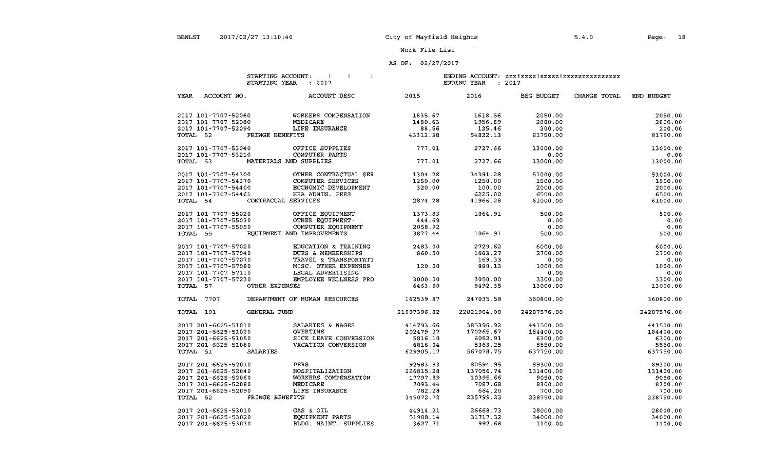BBWLST 2017/02/27 13:10:40 City of Mayfield Heights 5.4.0

Work File List

AS OF: 02/27/2017

STARTING ACCOUNT: ! ! ! ENDING ACCOUNT: zzz!zzzz!zzzzz!zzzzzzzzzzzzzz
STARTING YEAR : 2017 ENDING YEAR : 2017

| YEAR | ACCOUNT NO. | ACCOUNT DESC | 2015 | 2016 | BEG BUDGET | CHANGE TOTAL | END BUDGET |
|---|---|---|---|---|---|---|---|
| 2017 | 101-7707-52060 | WORKERS COMPENSATION | 1835.67 | 1618.56 | 2050.00 | | 2050.00 |
| 2017 | 101-7707-52080 | MEDICARE | 1480.63 | 1956.89 | 2800.00 | | 2800.00 |
| 2017 | 101-7707-52090 | LIFE INSURANCE | 88.56 | 125.46 | 200.00 | | 200.00 |
| TOTAL | 52 | FRINGE BENEFITS | 43312.38 | 54822.13 | 81750.00 | | 81750.00 |
| 2017 | 101-7707-53040 | OFFICE SUPPLIES | 777.01 | 2727.66 | 13000.00 | | 13000.00 |
| 2017 | 101-7707-53210 | COMPUTER PARTS | | | 0.00 | | 0.00 |
| TOTAL | 53 | MATERIALS AND SUPPLIES | 777.01 | 2727.66 | 13000.00 | | 13000.00 |
| 2017 | 101-7707-54300 | OTHER CONTRACTUAL SER | 1304.28 | 34391.28 | 51000.00 | | 51000.00 |
| 2017 | 101-7707-54370 | COMPUTER SERVICES | 1250.00 | 1250.00 | 1500.00 | | 1500.00 |
| 2017 | 101-7707-54400 | ECONOMIC DEVELOPMENT | 320.00 | 100.00 | 2000.00 | | 2000.00 |
| 2017 | 101-7707-54461 | HRA ADMIN. FEES | | 6225.00 | 6500.00 | | 6500.00 |
| TOTAL | 54 | CONTRACUAL SERVICES | 2874.28 | 41966.28 | 61000.00 | | 61000.00 |
| 2017 | 101-7707-55020 | OFFICE EQUIPMENT | 1373.83 | 1064.91 | 500.00 | | 500.00 |
| 2017 | 101-7707-55030 | OTHER EQUIPMENT | 444.69 | | 0.00 | | 0.00 |
| 2017 | 101-7707-55050 | COMPUTER EQUIPMENT | 2058.92 | | 0.00 | | 0.00 |
| TOTAL | 55 | EQUIPMENT AND IMPROVEMENTS | 3877.44 | 1064.91 | 500.00 | | 500.00 |
| 2017 | 101-7707-57020 | EDUCATION & TRAINING | 2483.00 | 2729.62 | 6000.00 | | 6000.00 |
| 2017 | 101-7707-57040 | DUES & MEMBERSHIPS | 860.50 | 1663.27 | 2700.00 | | 2700.00 |
| 2017 | 101-7707-57070 | TRAVEL & TRANSPORTATI | | 169.33 | 0.00 | | 0.00 |
| 2017 | 101-7707-57080 | MISC. OTHER EXPENSES | 120.00 | 880.13 | 1000.00 | | 1000.00 |
| 2017 | 101-7707-57110 | LEGAL ADVERTISING | | | 0.00 | | 0.00 |
| 2017 | 101-7707-57230 | EMPLOYEE WELLNESS PRO | 3000.00 | 3050.00 | 3300.00 | | 3300.00 |
| TOTAL | 57 | OTHER EXPENSES | 6463.50 | 8492.35 | 13000.00 | | 13000.00 |
| TOTAL | 7707 | DEPARTMENT OF HUMAN RESOURCES | 162539.87 | 247035.58 | 360800.00 | | 360800.00 |
| TOTAL | 101 | GENERAL FUND | 21907396.82 | 22821904.00 | 24287576.00 | | 24287576.00 |
| 2017 | 201-6625-51010 | SALARIES & WAGES | 414793.66 | 385396.92 | 441500.00 | | 441500.00 |
| 2017 | 201-6625-51020 | OVERTIME | 202479.37 | 170265.67 | 184400.00 | | 184400.00 |
| 2017 | 201-6625-51050 | SICK LEAVE CONVERSION | 5816.10 | 6052.91 | 6300.00 | | 6300.00 |
| 2017 | 201-6625-51060 | VACATION CONVERSION | 6816.04 | 5363.25 | 5550.00 | | 5550.00 |
| TOTAL | 51 | SALARIES | 629905.17 | 567078.75 | 637750.00 | | 637750.00 |
| 2017 | 201-6625-52010 | PERS | 92583.83 | 80594.95 | 89300.00 | | 89300.00 |
| 2017 | 201-6625-52040 | HOSPITALIZATION | 226815.28 | 137056.74 | 131400.00 | | 131400.00 |
| 2017 | 201-6625-52060 | WORKERS COMPENSATION | 17797.89 | 10395.66 | 9050.00 | | 9050.00 |
| 2017 | 201-6625-52080 | MEDICARE | 7093.44 | 7087.68 | 8300.00 | | 8300.00 |
| 2017 | 201-6625-52090 | LIFE INSURANCE | 782.28 | 664.20 | 700.00 | | 700.00 |
| TOTAL | 52 | FRINGE BENEFITS | 345072.72 | 235799.23 | 238750.00 | | 238750.00 |
| 2017 | 201-6625-53010 | GAS & OIL | 44914.21 | 26668.73 | 28000.00 | | 28000.00 |
| 2017 | 201-6625-53020 | EQUIPMENT PARTS | 51908.14 | 31717.32 | 34000.00 | | 34000.00 |
| 2017 | 201-6625-53030 | BLDG. MAINT. SUPPLIES | 3627.71 | 992.68 | 1100.00 | | 1100.00 |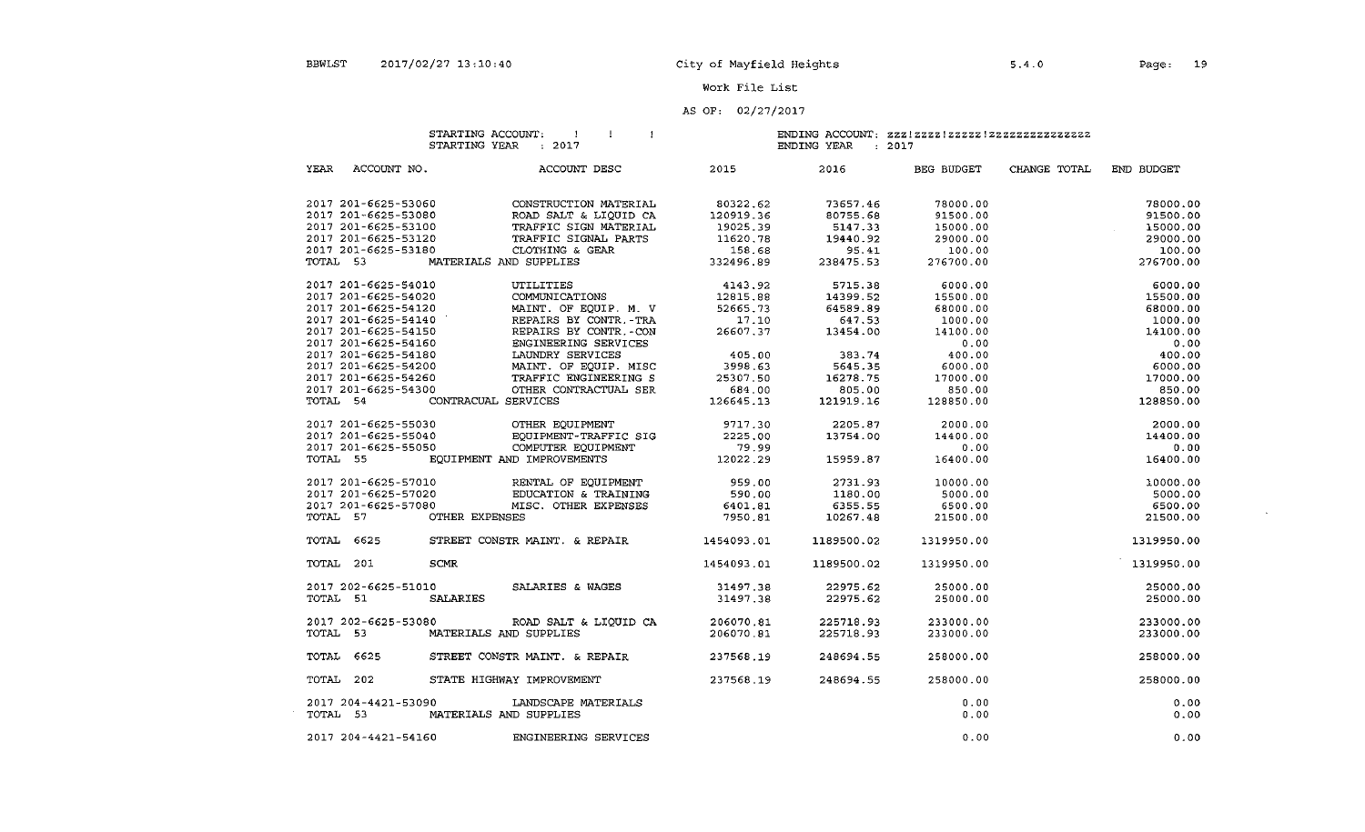# City of Mayfield Heights

Work File List

AS OF: 02/27/2017

STARTING ACCOUNT: ! ! !
STARTING YEAR : 2017

ENDING ACCOUNT: zzz!zzzz!zzzzz!zzzzzzzzzzzzzz
ENDING YEAR : 2017

| YEAR | ACCOUNT NO. | ACCOUNT DESC | 2015 | 2016 | BEG BUDGET | CHANGE TOTAL | END BUDGET |
|---|---|---|---|---|---|---|---|
| 2017 | 201-6625-53060 | CONSTRUCTION MATERIAL | 80322.62 | 73657.46 | 78000.00 | | 78000.00 |
| 2017 | 201-6625-53080 | ROAD SALT & LIQUID CA | 120919.36 | 80755.68 | 91500.00 | | 91500.00 |
| 2017 | 201-6625-53100 | TRAFFIC SIGN MATERIAL | 19025.39 | 5147.33 | 15000.00 | | 15000.00 |
| 2017 | 201-6625-53120 | TRAFFIC SIGNAL PARTS | 11620.78 | 19440.92 | 29000.00 | | 29000.00 |
| 2017 | 201-6625-53180 | CLOTHING & GEAR | 158.68 | 95.41 | 100.00 | | 100.00 |
| TOTAL | 53 | MATERIALS AND SUPPLIES | 332496.89 | 238475.53 | 276700.00 | | 276700.00 |
| 2017 | 201-6625-54010 | UTILITIES | 4143.92 | 5715.38 | 6000.00 | | 6000.00 |
| 2017 | 201-6625-54020 | COMMUNICATIONS | 12815.88 | 14399.52 | 15500.00 | | 15500.00 |
| 2017 | 201-6625-54120 | MAINT. OF EQUIP. M. V | 52665.73 | 64589.89 | 68000.00 | | 68000.00 |
| 2017 | 201-6625-54140 | REPAIRS BY CONTR.-TRA | 17.10 | 647.53 | 1000.00 | | 1000.00 |
| 2017 | 201-6625-54150 | REPAIRS BY CONTR.-CON | 26607.37 | 13454.00 | 14100.00 | | 14100.00 |
| 2017 | 201-6625-54160 | ENGINEERING SERVICES | | | 0.00 | | 0.00 |
| 2017 | 201-6625-54180 | LAUNDRY SERVICES | 405.00 | 383.74 | 400.00 | | 400.00 |
| 2017 | 201-6625-54200 | MAINT. OF EQUIP. MISC | 3998.63 | 5645.35 | 6000.00 | | 6000.00 |
| 2017 | 201-6625-54260 | TRAFFIC ENGINEERING S | 25307.50 | 16278.75 | 17000.00 | | 17000.00 |
| 2017 | 201-6625-54300 | OTHER CONTRACTUAL SER | 684.00 | 805.00 | 850.00 | | 850.00 |
| TOTAL | 54 | CONTRACUAL SERVICES | 126645.13 | 121919.16 | 128850.00 | | 128850.00 |
| 2017 | 201-6625-55030 | OTHER EQUIPMENT | 9717.30 | 2205.87 | 2000.00 | | 2000.00 |
| 2017 | 201-6625-55040 | EQUIPMENT-TRAFFIC SIG | 2225.00 | 13754.00 | 14400.00 | | 14400.00 |
| 2017 | 201-6625-55050 | COMPUTER EQUIPMENT | 79.99 | | 0.00 | | 0.00 |
| TOTAL | 55 | EQUIPMENT AND IMPROVEMENTS | 12022.29 | 15959.87 | 16400.00 | | 16400.00 |
| 2017 | 201-6625-57010 | RENTAL OF EQUIPMENT | 959.00 | 2731.93 | 10000.00 | | 10000.00 |
| 2017 | 201-6625-57020 | EDUCATION & TRAINING | 590.00 | 1180.00 | 5000.00 | | 5000.00 |
| 2017 | 201-6625-57080 | MISC. OTHER EXPENSES | 6401.81 | 6355.55 | 6500.00 | | 6500.00 |
| TOTAL | 57 | OTHER EXPENSES | 7950.81 | 10267.48 | 21500.00 | | 21500.00 |
| TOTAL | 6625 | STREET CONSTR MAINT. & REPAIR | 1454093.01 | 1189500.02 | 1319950.00 | | 1319950.00 |
| TOTAL | 201 | SCMR | 1454093.01 | 1189500.02 | 1319950.00 | | 1319950.00 |
| 2017 | 202-6625-51010 | SALARIES & WAGES | 31497.38 | 22975.62 | 25000.00 | | 25000.00 |
| TOTAL | 51 | SALARIES | 31497.38 | 22975.62 | 25000.00 | | 25000.00 |
| 2017 | 202-6625-53080 | ROAD SALT & LIQUID CA | 206070.81 | 225718.93 | 233000.00 | | 233000.00 |
| TOTAL | 53 | MATERIALS AND SUPPLIES | 206070.81 | 225718.93 | 233000.00 | | 233000.00 |
| TOTAL | 6625 | STREET CONSTR MAINT. & REPAIR | 237568.19 | 248694.55 | 258000.00 | | 258000.00 |
| TOTAL | 202 | STATE HIGHWAY IMPROVEMENT | 237568.19 | 248694.55 | 258000.00 | | 258000.00 |
| 2017 | 204-4421-53090 | LANDSCAPE MATERIALS | | | 0.00 | | 0.00 |
| TOTAL | 53 | MATERIALS AND SUPPLIES | | | 0.00 | | 0.00 |
| 2017 | 204-4421-54160 | ENGINEERING SERVICES | | | 0.00 | | 0.00 |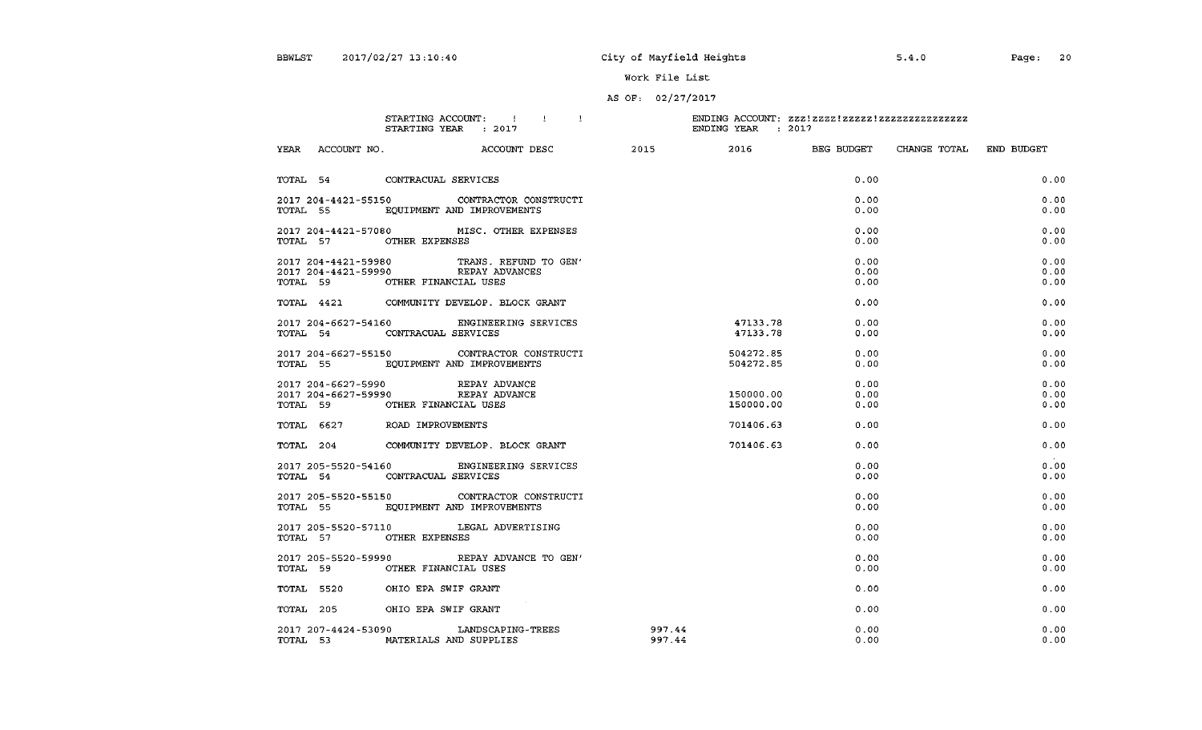City of Mayfield Heights

Work File List

AS OF: 02/27/2017

STARTING ACCOUNT: ! ! !
STARTING YEAR : 2017

ENDING ACCOUNT: zzz!zzzz!zzzzz!zzzzzzzzzzzzzz
ENDING YEAR : 2017

| YEAR | ACCOUNT NO. | ACCOUNT DESC | 2015 | 2016 | BEG BUDGET | CHANGE TOTAL | END BUDGET |
|---|---|---|---|---|---|---|---|
| TOTAL | 54 | CONTRACUAL SERVICES | | | 0.00 | | 0.00 |
| 2017 | 204-4421-55150 | CONTRACTOR CONSTRUCTI | | | 0.00 | | 0.00 |
| TOTAL | 55 | EQUIPMENT AND IMPROVEMENTS | | | 0.00 | | 0.00 |
| 2017 | 204-4421-57080 | MISC. OTHER EXPENSES | | | 0.00 | | 0.00 |
| TOTAL | 57 | OTHER EXPENSES | | | 0.00 | | 0.00 |
| 2017 | 204-4421-59980 | TRANS. REFUND TO GEN' | | | 0.00 | | 0.00 |
| 2017 | 204-4421-59990 | REPAY ADVANCES | | | 0.00 | | 0.00 |
| TOTAL | 59 | OTHER FINANCIAL USES | | | 0.00 | | 0.00 |
| TOTAL | 4421 | COMMUNITY DEVELOP. BLOCK GRANT | | | 0.00 | | 0.00 |
| 2017 | 204-6627-54160 | ENGINEERING SERVICES | | 47133.78 | 0.00 | | 0.00 |
| TOTAL | 54 | CONTRACUAL SERVICES | | 47133.78 | 0.00 | | 0.00 |
| 2017 | 204-6627-55150 | CONTRACTOR CONSTRUCTI | | 504272.85 | 0.00 | | 0.00 |
| TOTAL | 55 | EQUIPMENT AND IMPROVEMENTS | | 504272.85 | 0.00 | | 0.00 |
| 2017 | 204-6627-5990 | REPAY ADVANCE | | | 0.00 | | 0.00 |
| 2017 | 204-6627-59990 | REPAY ADVANCE | | 150000.00 | 0.00 | | 0.00 |
| TOTAL | 59 | OTHER FINANCIAL USES | | 150000.00 | 0.00 | | 0.00 |
| TOTAL | 6627 | ROAD IMPROVEMENTS | | 701406.63 | 0.00 | | 0.00 |
| TOTAL | 204 | COMMUNITY DEVELOP. BLOCK GRANT | | 701406.63 | 0.00 | | 0.00 |
| 2017 | 205-5520-54160 | ENGINEERING SERVICES | | | 0.00 | | 0.00 |
| TOTAL | 54 | CONTRACUAL SERVICES | | | 0.00 | | 0.00 |
| 2017 | 205-5520-55150 | CONTRACTOR CONSTRUCTI | | | 0.00 | | 0.00 |
| TOTAL | 55 | EQUIPMENT AND IMPROVEMENTS | | | 0.00 | | 0.00 |
| 2017 | 205-5520-57110 | LEGAL ADVERTISING | | | 0.00 | | 0.00 |
| TOTAL | 57 | OTHER EXPENSES | | | 0.00 | | 0.00 |
| 2017 | 205-5520-59990 | REPAY ADVANCE TO GEN' | | | 0.00 | | 0.00 |
| TOTAL | 59 | OTHER FINANCIAL USES | | | 0.00 | | 0.00 |
| TOTAL | 5520 | OHIO EPA SWIF GRANT | | | 0.00 | | 0.00 |
| TOTAL | 205 | OHIO EPA SWIF GRANT | | | 0.00 | | 0.00 |
| 2017 | 207-4424-53090 | LANDSCAPING-TREES | 997.44 | | 0.00 | | 0.00 |
| TOTAL | 53 | MATERIALS AND SUPPLIES | 997.44 | | 0.00 | | 0.00 |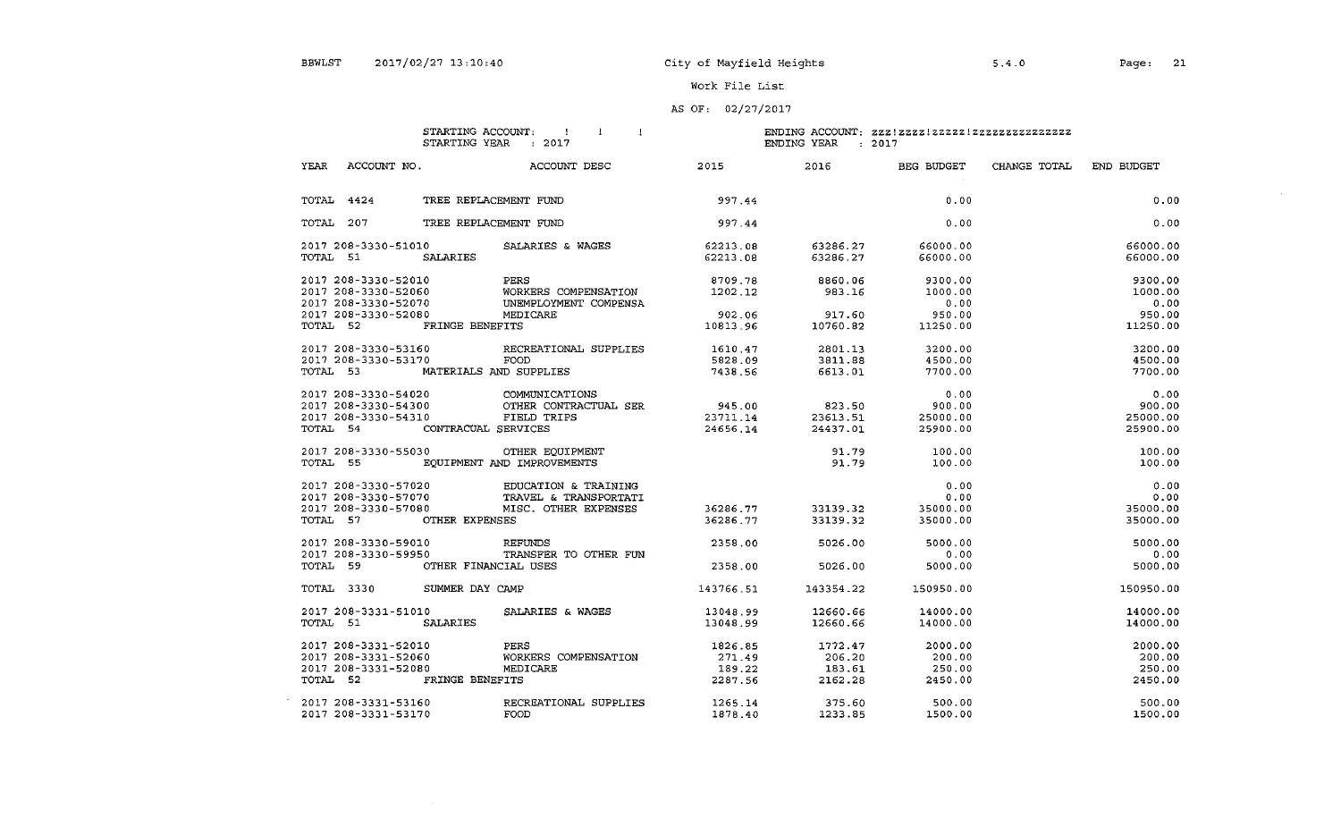City of Mayfield Heights

Work File List

AS OF: 02/27/2017

STARTING ACCOUNT: ! ! ! ENDING ACCOUNT: zzz!zzzz!zzzzz!zzzzzzzzzzzzzz
STARTING YEAR : 2017 ENDING YEAR : 2017

| YEAR | ACCOUNT NO. | ACCOUNT DESC | 2015 | 2016 | BEG BUDGET | CHANGE TOTAL | END BUDGET |
|---|---|---|---|---|---|---|---|
| TOTAL | 4424 | TREE REPLACEMENT FUND | 997.44 | | 0.00 | | 0.00 |
| TOTAL | 207 | TREE REPLACEMENT FUND | 997.44 | | 0.00 | | 0.00 |
| 2017 | 208-3330-51010 | SALARIES & WAGES | 62213.08 | 63286.27 | 66000.00 | | 66000.00 |
| TOTAL | 51 | SALARIES | 62213.08 | 63286.27 | 66000.00 | | 66000.00 |
| 2017 | 208-3330-52010 | PERS | 8709.78 | 8860.06 | 9300.00 | | 9300.00 |
| 2017 | 208-3330-52060 | WORKERS COMPENSATION | 1202.12 | 983.16 | 1000.00 | | 1000.00 |
| 2017 | 208-3330-52070 | UNEMPLOYMENT COMPENSA | | | 0.00 | | 0.00 |
| 2017 | 208-3330-52080 | MEDICARE | 902.06 | 917.60 | 950.00 | | 950.00 |
| TOTAL | 52 | FRINGE BENEFITS | 10813.96 | 10760.82 | 11250.00 | | 11250.00 |
| 2017 | 208-3330-53160 | RECREATIONAL SUPPLIES | 1610.47 | 2801.13 | 3200.00 | | 3200.00 |
| 2017 | 208-3330-53170 | FOOD | 5828.09 | 3811.88 | 4500.00 | | 4500.00 |
| TOTAL | 53 | MATERIALS AND SUPPLIES | 7438.56 | 6613.01 | 7700.00 | | 7700.00 |
| 2017 | 208-3330-54020 | COMMUNICATIONS | | | 0.00 | | 0.00 |
| 2017 | 208-3330-54300 | OTHER CONTRACTUAL SER | 945.00 | 823.50 | 900.00 | | 900.00 |
| 2017 | 208-3330-54310 | FIELD TRIPS | 23711.14 | 23613.51 | 25000.00 | | 25000.00 |
| TOTAL | 54 | CONTRACUAL SERVICES | 24656.14 | 24437.01 | 25900.00 | | 25900.00 |
| 2017 | 208-3330-55030 | OTHER EQUIPMENT | | 91.79 | 100.00 | | 100.00 |
| TOTAL | 55 | EQUIPMENT AND IMPROVEMENTS | | 91.79 | 100.00 | | 100.00 |
| 2017 | 208-3330-57020 | EDUCATION & TRAINING | | | 0.00 | | 0.00 |
| 2017 | 208-3330-57070 | TRAVEL & TRANSPORTATI | | | 0.00 | | 0.00 |
| 2017 | 208-3330-57080 | MISC. OTHER EXPENSES | 36286.77 | 33139.32 | 35000.00 | | 35000.00 |
| TOTAL | 57 | OTHER EXPENSES | 36286.77 | 33139.32 | 35000.00 | | 35000.00 |
| 2017 | 208-3330-59010 | REFUNDS | 2358.00 | 5026.00 | 5000.00 | | 5000.00 |
| 2017 | 208-3330-59950 | TRANSFER TO OTHER FUN | | | 0.00 | | 0.00 |
| TOTAL | 59 | OTHER FINANCIAL USES | 2358.00 | 5026.00 | 5000.00 | | 5000.00 |
| TOTAL | 3330 | SUMMER DAY CAMP | 143766.51 | 143354.22 | 150950.00 | | 150950.00 |
| 2017 | 208-3331-51010 | SALARIES & WAGES | 13048.99 | 12660.66 | 14000.00 | | 14000.00 |
| TOTAL | 51 | SALARIES | 13048.99 | 12660.66 | 14000.00 | | 14000.00 |
| 2017 | 208-3331-52010 | PERS | 1826.85 | 1772.47 | 2000.00 | | 2000.00 |
| 2017 | 208-3331-52060 | WORKERS COMPENSATION | 271.49 | 206.20 | 200.00 | | 200.00 |
| 2017 | 208-3331-52080 | MEDICARE | 189.22 | 183.61 | 250.00 | | 250.00 |
| TOTAL | 52 | FRINGE BENEFITS | 2287.56 | 2162.28 | 2450.00 | | 2450.00 |
| 2017 | 208-3331-53160 | RECREATIONAL SUPPLIES | 1265.14 | 375.60 | 500.00 | | 500.00 |
| 2017 | 208-3331-53170 | FOOD | 1878.40 | 1233.85 | 1500.00 | | 1500.00 |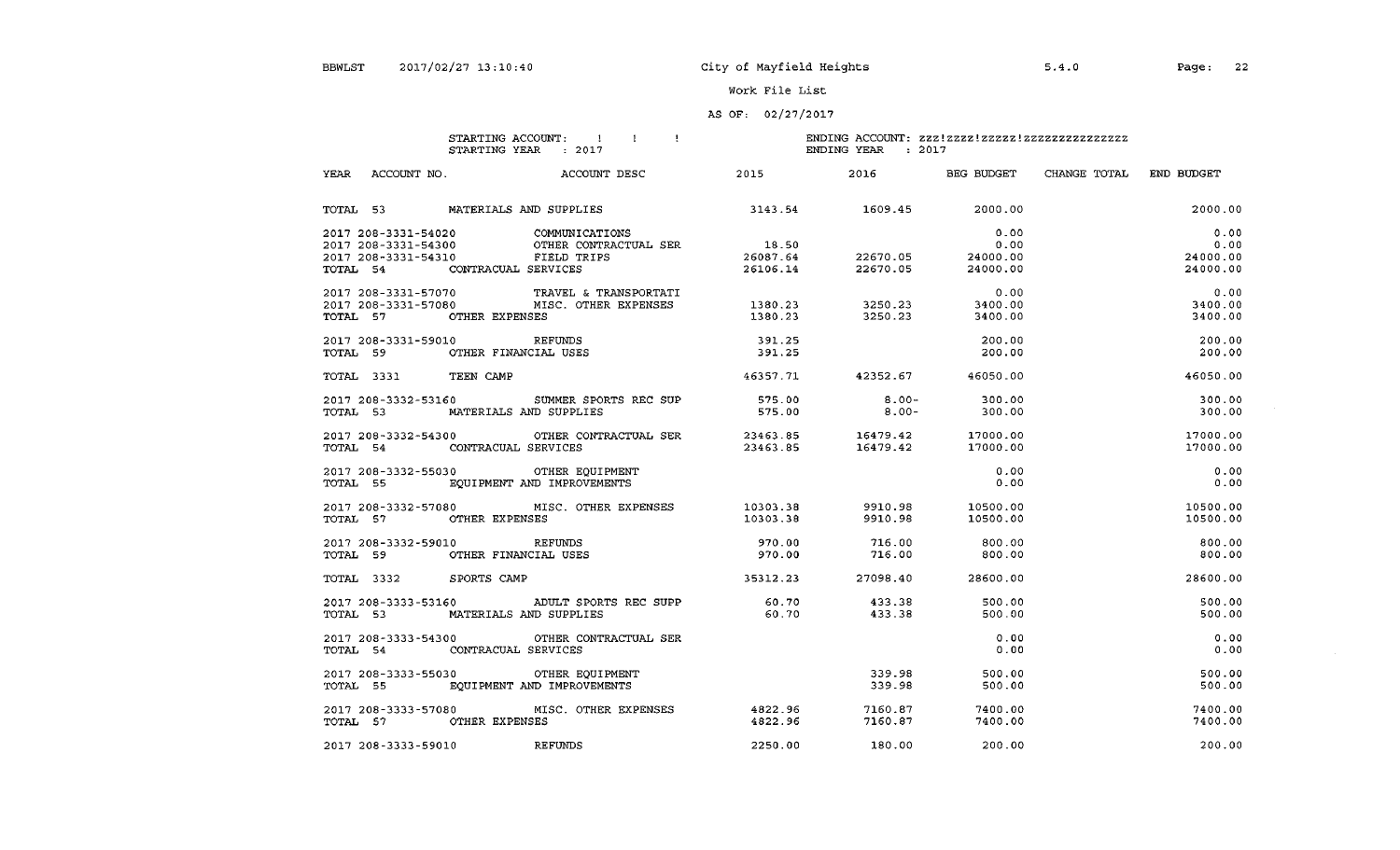City of Mayfield Heights

Work File List

AS OF: 02/27/2017

STARTING ACCOUNT: ! ! !  ENDING ACCOUNT: zzz!zzzz!zzzzz!zzzzzzzzzzzzzz
STARTING YEAR : 2017  ENDING YEAR : 2017

| YEAR ACCOUNT NO. | ACCOUNT DESC | 2015 | 2016 | BEG BUDGET | CHANGE TOTAL | END BUDGET |
|---|---|---|---|---|---|---|
| TOTAL 53 | MATERIALS AND SUPPLIES | 3143.54 | 1609.45 | 2000.00 | | 2000.00 |
| 2017 208-3331-54020 | COMMUNICATIONS | | | 0.00 | | 0.00 |
| 2017 208-3331-54300 | OTHER CONTRACTUAL SER | 18.50 | | 0.00 | | 0.00 |
| 2017 208-3331-54310 | FIELD TRIPS | 26087.64 | 22670.05 | 24000.00 | | 24000.00 |
| TOTAL 54 | CONTRACUAL SERVICES | 26106.14 | 22670.05 | 24000.00 | | 24000.00 |
| 2017 208-3331-57070 | TRAVEL & TRANSPORTATI | | | 0.00 | | 0.00 |
| 2017 208-3331-57080 | MISC. OTHER EXPENSES | 1380.23 | 3250.23 | 3400.00 | | 3400.00 |
| TOTAL 57 | OTHER EXPENSES | 1380.23 | 3250.23 | 3400.00 | | 3400.00 |
| 2017 208-3331-59010 | REFUNDS | 391.25 | | 200.00 | | 200.00 |
| TOTAL 59 | OTHER FINANCIAL USES | 391.25 | | 200.00 | | 200.00 |
| TOTAL 3331 | TEEN CAMP | 46357.71 | 42352.67 | 46050.00 | | 46050.00 |
| 2017 208-3332-53160 | SUMMER SPORTS REC SUP | 575.00 | 8.00- | 300.00 | | 300.00 |
| TOTAL 53 | MATERIALS AND SUPPLIES | 575.00 | 8.00- | 300.00 | | 300.00 |
| 2017 208-3332-54300 | OTHER CONTRACTUAL SER | 23463.85 | 16479.42 | 17000.00 | | 17000.00 |
| TOTAL 54 | CONTRACUAL SERVICES | 23463.85 | 16479.42 | 17000.00 | | 17000.00 |
| 2017 208-3332-55030 | OTHER EQUIPMENT | | | 0.00 | | 0.00 |
| TOTAL 55 | EQUIPMENT AND IMPROVEMENTS | | | 0.00 | | 0.00 |
| 2017 208-3332-57080 | MISC. OTHER EXPENSES | 10303.38 | 9910.98 | 10500.00 | | 10500.00 |
| TOTAL 57 | OTHER EXPENSES | 10303.38 | 9910.98 | 10500.00 | | 10500.00 |
| 2017 208-3332-59010 | REFUNDS | 970.00 | 716.00 | 800.00 | | 800.00 |
| TOTAL 59 | OTHER FINANCIAL USES | 970.00 | 716.00 | 800.00 | | 800.00 |
| TOTAL 3332 | SPORTS CAMP | 35312.23 | 27098.40 | 28600.00 | | 28600.00 |
| 2017 208-3333-53160 | ADULT SPORTS REC SUPP | 60.70 | 433.38 | 500.00 | | 500.00 |
| TOTAL 53 | MATERIALS AND SUPPLIES | 60.70 | 433.38 | 500.00 | | 500.00 |
| 2017 208-3333-54300 | OTHER CONTRACTUAL SER | | | 0.00 | | 0.00 |
| TOTAL 54 | CONTRACUAL SERVICES | | | 0.00 | | 0.00 |
| 2017 208-3333-55030 | OTHER EQUIPMENT | | 339.98 | 500.00 | | 500.00 |
| TOTAL 55 | EQUIPMENT AND IMPROVEMENTS | | 339.98 | 500.00 | | 500.00 |
| 2017 208-3333-57080 | MISC. OTHER EXPENSES | 4822.96 | 7160.87 | 7400.00 | | 7400.00 |
| TOTAL 57 | OTHER EXPENSES | 4822.96 | 7160.87 | 7400.00 | | 7400.00 |
| 2017 208-3333-59010 | REFUNDS | 2250.00 | 180.00 | 200.00 | | 200.00 |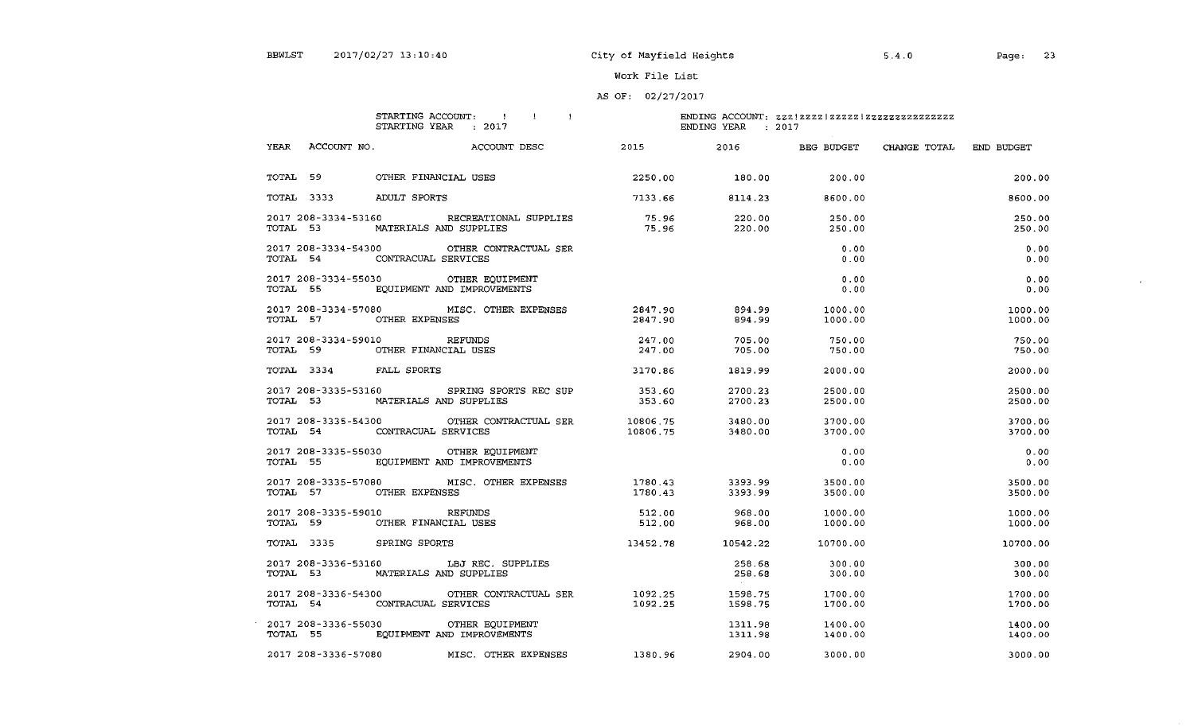Work File List

AS OF: 02/27/2017

STARTING ACCOUNT: ! ! !
STARTING YEAR : 2017

ENDING ACCOUNT: zzz!zzzz!zzzzz!zzzzzzzzzzzzzz
ENDING YEAR : 2017

| YEAR ACCOUNT NO. | ACCOUNT DESC | 2015 | 2016 | BEG BUDGET | CHANGE TOTAL | END BUDGET |
|---|---|---|---|---|---|---|
| TOTAL 59 | OTHER FINANCIAL USES | 2250.00 | 180.00 | 200.00 | | 200.00 |
| TOTAL 3333 | ADULT SPORTS | 7133.66 | 8114.23 | 8600.00 | | 8600.00 |
| 2017 208-3334-53160 | RECREATIONAL SUPPLIES | 75.96 | 220.00 | 250.00 | | 250.00 |
| TOTAL 53 | MATERIALS AND SUPPLIES | 75.96 | 220.00 | 250.00 | | 250.00 |
| 2017 208-3334-54300 | OTHER CONTRACTUAL SER | | | 0.00 | | 0.00 |
| TOTAL 54 | CONTRACUAL SERVICES | | | 0.00 | | 0.00 |
| 2017 208-3334-55030 | OTHER EQUIPMENT | | | 0.00 | | 0.00 |
| TOTAL 55 | EQUIPMENT AND IMPROVEMENTS | | | 0.00 | | 0.00 |
| 2017 208-3334-57080 | MISC. OTHER EXPENSES | 2847.90 | 894.99 | 1000.00 | | 1000.00 |
| TOTAL 57 | OTHER EXPENSES | 2847.90 | 894.99 | 1000.00 | | 1000.00 |
| 2017 208-3334-59010 | REFUNDS | 247.00 | 705.00 | 750.00 | | 750.00 |
| TOTAL 59 | OTHER FINANCIAL USES | 247.00 | 705.00 | 750.00 | | 750.00 |
| TOTAL 3334 | FALL SPORTS | 3170.86 | 1819.99 | 2000.00 | | 2000.00 |
| 2017 208-3335-53160 | SPRING SPORTS REC SUP | 353.60 | 2700.23 | 2500.00 | | 2500.00 |
| TOTAL 53 | MATERIALS AND SUPPLIES | 353.60 | 2700.23 | 2500.00 | | 2500.00 |
| 2017 208-3335-54300 | OTHER CONTRACTUAL SER | 10806.75 | 3480.00 | 3700.00 | | 3700.00 |
| TOTAL 54 | CONTRACUAL SERVICES | 10806.75 | 3480.00 | 3700.00 | | 3700.00 |
| 2017 208-3335-55030 | OTHER EQUIPMENT | | | 0.00 | | 0.00 |
| TOTAL 55 | EQUIPMENT AND IMPROVEMENTS | | | 0.00 | | 0.00 |
| 2017 208-3335-57080 | MISC. OTHER EXPENSES | 1780.43 | 3393.99 | 3500.00 | | 3500.00 |
| TOTAL 57 | OTHER EXPENSES | 1780.43 | 3393.99 | 3500.00 | | 3500.00 |
| 2017 208-3335-59010 | REFUNDS | 512.00 | 968.00 | 1000.00 | | 1000.00 |
| TOTAL 59 | OTHER FINANCIAL USES | 512.00 | 968.00 | 1000.00 | | 1000.00 |
| TOTAL 3335 | SPRING SPORTS | 13452.78 | 10542.22 | 10700.00 | | 10700.00 |
| 2017 208-3336-53160 | LBJ REC. SUPPLIES | | 258.68 | 300.00 | | 300.00 |
| TOTAL 53 | MATERIALS AND SUPPLIES | | 258.68 | 300.00 | | 300.00 |
| 2017 208-3336-54300 | OTHER CONTRACTUAL SER | 1092.25 | 1598.75 | 1700.00 | | 1700.00 |
| TOTAL 54 | CONTRACUAL SERVICES | 1092.25 | 1598.75 | 1700.00 | | 1700.00 |
| 2017 208-3336-55030 | OTHER EQUIPMENT | | 1311.98 | 1400.00 | | 1400.00 |
| TOTAL 55 | EQUIPMENT AND IMPROVEMENTS | | 1311.98 | 1400.00 | | 1400.00 |
| 2017 208-3336-57080 | MISC. OTHER EXPENSES | 1380.96 | 2904.00 | 3000.00 | | 3000.00 |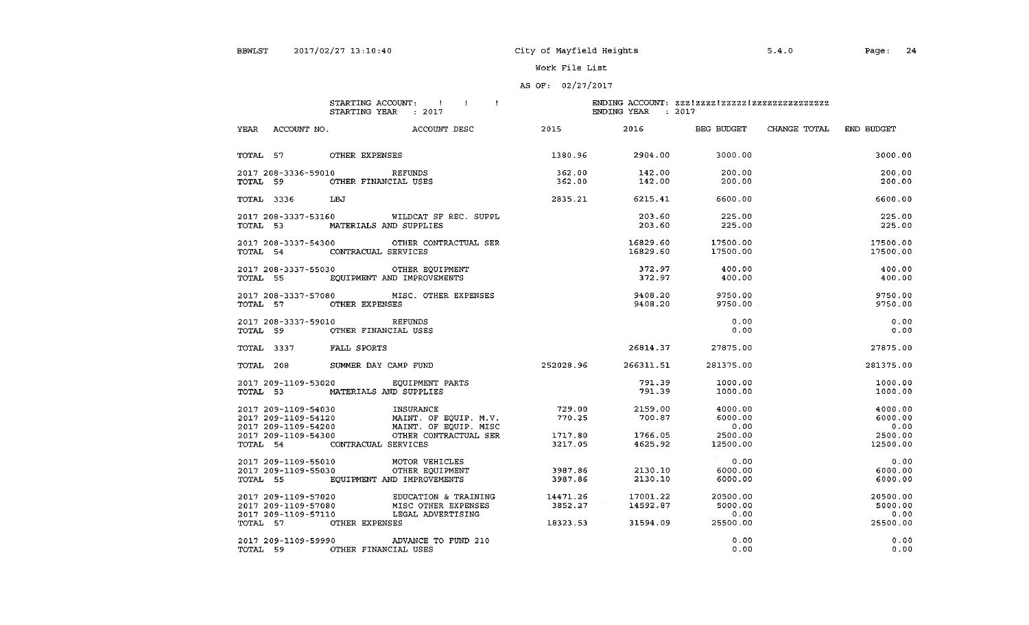City of Mayfield Heights

Work File List

AS OF: 02/27/2017

STARTING ACCOUNT: ! ! !
STARTING YEAR : 2017

ENDING ACCOUNT: zzz!zzzz!zzzzz!zzzzzzzzzzzzzz
ENDING YEAR : 2017

| YEAR ACCOUNT NO. | ACCOUNT DESC | 2015 | 2016 | BEG BUDGET | CHANGE TOTAL | END BUDGET |
|---|---|---|---|---|---|---|
| TOTAL 57 | OTHER EXPENSES | 1380.96 | 2904.00 | 3000.00 | | 3000.00 |
| 2017 208-3336-59010 | REFUNDS | 362.00 | 142.00 | 200.00 | | 200.00 |
| TOTAL 59 | OTHER FINANCIAL USES | 362.00 | 142.00 | 200.00 | | 200.00 |
| TOTAL 3336 | LBJ | 2835.21 | 6215.41 | 6600.00 | | 6600.00 |
| 2017 208-3337-53160 | WILDCAT SF REC. SUPPL | | 203.60 | 225.00 | | 225.00 |
| TOTAL 53 | MATERIALS AND SUPPLIES | | 203.60 | 225.00 | | 225.00 |
| 2017 208-3337-54300 | OTHER CONTRACTUAL SER | | 16829.60 | 17500.00 | | 17500.00 |
| TOTAL 54 | CONTRACUAL SERVICES | | 16829.60 | 17500.00 | | 17500.00 |
| 2017 208-3337-55030 | OTHER EQUIPMENT | | 372.97 | 400.00 | | 400.00 |
| TOTAL 55 | EQUIPMENT AND IMPROVEMENTS | | 372.97 | 400.00 | | 400.00 |
| 2017 208-3337-57080 | MISC. OTHER EXPENSES | | 9408.20 | 9750.00 | | 9750.00 |
| TOTAL 57 | OTHER EXPENSES | | 9408.20 | 9750.00 | | 9750.00 |
| 2017 208-3337-59010 | REFUNDS | | | 0.00 | | 0.00 |
| TOTAL 59 | OTHER FINANCIAL USES | | | 0.00 | | 0.00 |
| TOTAL 3337 | FALL SPORTS | | 26814.37 | 27875.00 | | 27875.00 |
| TOTAL 208 | SUMMER DAY CAMP FUND | 252028.96 | 266311.51 | 281375.00 | | 281375.00 |
| 2017 209-1109-53020 | EQUIPMENT PARTS | | 791.39 | 1000.00 | | 1000.00 |
| TOTAL 53 | MATERIALS AND SUPPLIES | | 791.39 | 1000.00 | | 1000.00 |
| 2017 209-1109-54030 | INSURANCE | 729.00 | 2159.00 | 4000.00 | | 4000.00 |
| 2017 209-1109-54120 | MAINT. OF EQUIP. M.V. | 770.25 | 700.87 | 6000.00 | | 6000.00 |
| 2017 209-1109-54200 | MAINT. OF EQUIP. MISC | | | 0.00 | | 0.00 |
| 2017 209-1109-54300 | OTHER CONTRACTUAL SER | 1717.80 | 1766.05 | 2500.00 | | 2500.00 |
| TOTAL 54 | CONTRACUAL SERVICES | 3217.05 | 4625.92 | 12500.00 | | 12500.00 |
| 2017 209-1109-55010 | MOTOR VEHICLES | | | 0.00 | | 0.00 |
| 2017 209-1109-55030 | OTHER EQUIPMENT | 3987.86 | 2130.10 | 6000.00 | | 6000.00 |
| TOTAL 55 | EQUIPMENT AND IMPROVEMENTS | 3987.86 | 2130.10 | 6000.00 | | 6000.00 |
| 2017 209-1109-57020 | EDUCATION & TRAINING | 14471.26 | 17001.22 | 20500.00 | | 20500.00 |
| 2017 209-1109-57080 | MISC OTHER EXPENSES | 3852.27 | 14592.87 | 5000.00 | | 5000.00 |
| 2017 209-1109-57110 | LEGAL ADVERTISING | | | 0.00 | | 0.00 |
| TOTAL 57 | OTHER EXPENSES | 18323.53 | 31594.09 | 25500.00 | | 25500.00 |
| 2017 209-1109-59990 | ADVANCE TO FUND 210 | | | 0.00 | | 0.00 |
| TOTAL 59 | OTHER FINANCIAL USES | | | 0.00 | | 0.00 |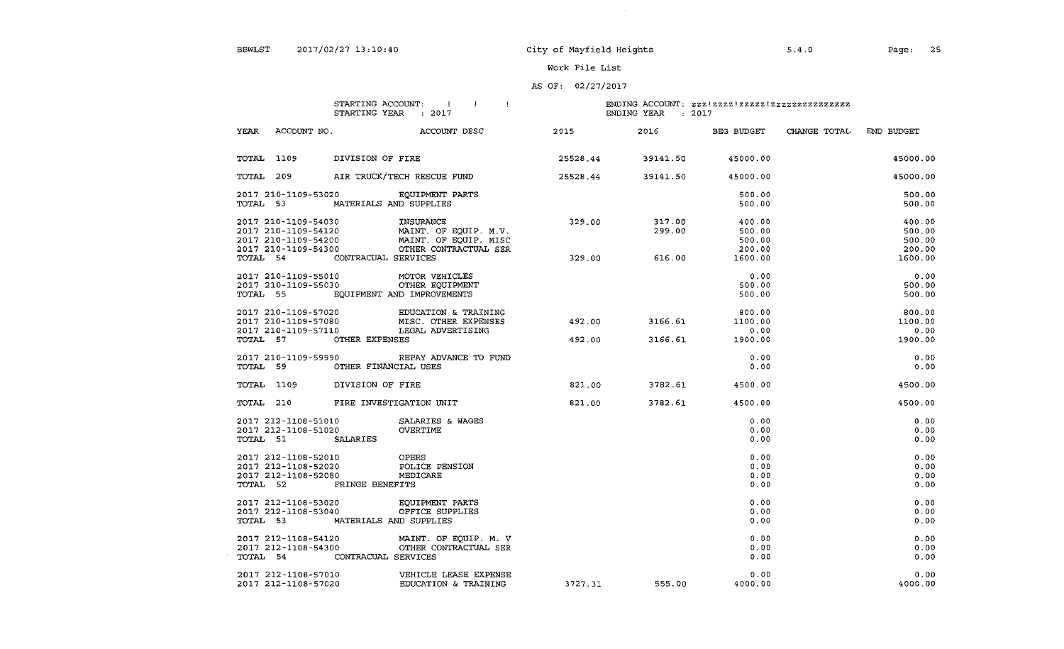BBWLST 2017/02/27 13:10:40 City of Mayfield Heights 5.4.0

Work File List

AS OF: 02/27/2017

STARTING ACCOUNT: ! ! !    ENDING ACCOUNT: zzz!zzzz!zzzzz!zzzzzzzzzzzzzz
STARTING YEAR : 2017    ENDING YEAR : 2017

| YEAR | ACCOUNT NO. | ACCOUNT DESC | 2015 | 2016 | BEG BUDGET | CHANGE TOTAL | END BUDGET |
|---|---|---|---|---|---|---|---|
| TOTAL | 1109 | DIVISION OF FIRE | 25528.44 | 39141.50 | 45000.00 | | 45000.00 |
| TOTAL | 209 | AIR TRUCK/TECH RESCUE FUND | 25528.44 | 39141.50 | 45000.00 | | 45000.00 |
| 2017 | 210-1109-53020 | EQUIPMENT PARTS | | | 500.00 | | 500.00 |
| TOTAL | 53 | MATERIALS AND SUPPLIES | | | 500.00 | | 500.00 |
| 2017 | 210-1109-54030 | INSURANCE | 329.00 | 317.00 | 400.00 | | 400.00 |
| 2017 | 210-1109-54120 | MAINT. OF EQUIP. M.V. | | 299.00 | 500.00 | | 500.00 |
| 2017 | 210-1109-54200 | MAINT. OF EQUIP. MISC | | | 500.00 | | 500.00 |
| 2017 | 210-1109-54300 | OTHER CONTRACTUAL SER | | | 200.00 | | 200.00 |
| TOTAL | 54 | CONTRACUAL SERVICES | 329.00 | 616.00 | 1600.00 | | 1600.00 |
| 2017 | 210-1109-55010 | MOTOR VEHICLES | | | 0.00 | | 0.00 |
| 2017 | 210-1109-55030 | OTHER EQUIPMENT | | | 500.00 | | 500.00 |
| TOTAL | 55 | EQUIPMENT AND IMPROVEMENTS | | | 500.00 | | 500.00 |
| 2017 | 210-1109-57020 | EDUCATION & TRAINING | | | 800.00 | | 800.00 |
| 2017 | 210-1109-57080 | MISC. OTHER EXPENSES | 492.00 | 3166.61 | 1100.00 | | 1100.00 |
| 2017 | 210-1109-57110 | LEGAL ADVERTISING | | | 0.00 | | 0.00 |
| TOTAL | 57 | OTHER EXPENSES | 492.00 | 3166.61 | 1900.00 | | 1900.00 |
| 2017 | 210-1109-59990 | REPAY ADVANCE TO FUND | | | 0.00 | | 0.00 |
| TOTAL | 59 | OTHER FINANCIAL USES | | | 0.00 | | 0.00 |
| TOTAL | 1109 | DIVISION OF FIRE | 821.00 | 3782.61 | 4500.00 | | 4500.00 |
| TOTAL | 210 | FIRE INVESTIGATION UNIT | 821.00 | 3782.61 | 4500.00 | | 4500.00 |
| 2017 | 212-1108-51010 | SALARIES & WAGES | | | 0.00 | | 0.00 |
| 2017 | 212-1108-51020 | OVERTIME | | | 0.00 | | 0.00 |
| TOTAL | 51 | SALARIES | | | 0.00 | | 0.00 |
| 2017 | 212-1108-52010 | OPERS | | | 0.00 | | 0.00 |
| 2017 | 212-1108-52020 | POLICE PENSION | | | 0.00 | | 0.00 |
| 2017 | 212-1108-52080 | MEDICARE | | | 0.00 | | 0.00 |
| TOTAL | 52 | FRINGE BENEFITS | | | 0.00 | | 0.00 |
| 2017 | 212-1108-53020 | EQUIPMENT PARTS | | | 0.00 | | 0.00 |
| 2017 | 212-1108-53040 | OFFICE SUPPLIES | | | 0.00 | | 0.00 |
| TOTAL | 53 | MATERIALS AND SUPPLIES | | | 0.00 | | 0.00 |
| 2017 | 212-1108-54120 | MAINT. OF EQUIP. M. V | | | 0.00 | | 0.00 |
| 2017 | 212-1108-54300 | OTHER CONTRACTUAL SER | | | 0.00 | | 0.00 |
| TOTAL | 54 | CONTRACUAL SERVICES | | | 0.00 | | 0.00 |
| 2017 | 212-1108-57010 | VEHICLE LEASE EXPENSE | | | 0.00 | | 0.00 |
| 2017 | 212-1108-57020 | EDUCATION & TRAINING | 3727.31 | 555.00 | 4000.00 | | 4000.00 |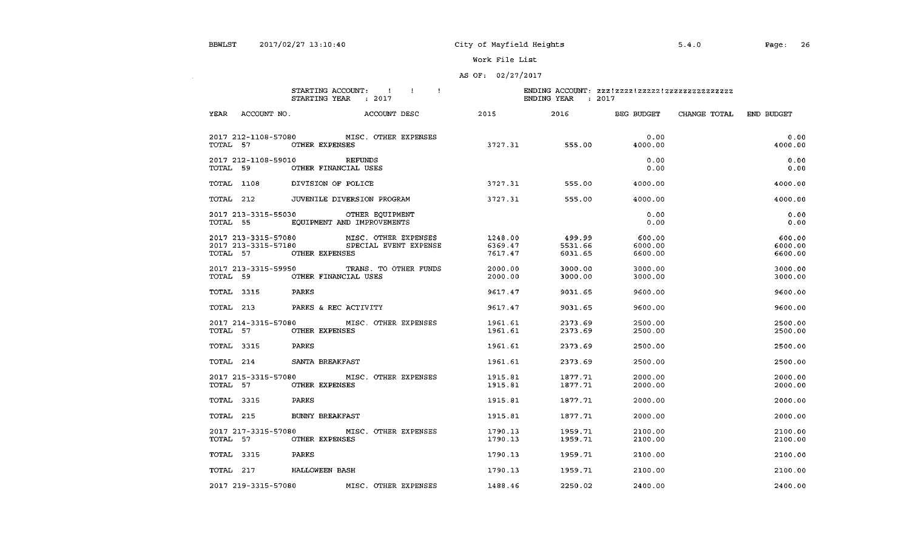City of Mayfield Heights

Work File List

AS OF: 02/27/2017

STARTING ACCOUNT: ! ! ! ENDING ACCOUNT: zzz!zzzz!zzzzz!zzzzzzzzzzzzzz
STARTING YEAR : 2017 ENDING YEAR : 2017

| YEAR ACCOUNT NO. | ACCOUNT DESC | 2015 | 2016 | BEG BUDGET | CHANGE TOTAL | END BUDGET |
|---|---|---|---|---|---|---|
| 2017 212-1108-57080 | MISC. OTHER EXPENSES | | | 0.00 | | 0.00 |
| TOTAL 57 | OTHER EXPENSES | 3727.31 | 555.00 | 4000.00 | | 4000.00 |
| 2017 212-1108-59010 | REFUNDS | | | 0.00 | | 0.00 |
| TOTAL 59 | OTHER FINANCIAL USES | | | 0.00 | | 0.00 |
| TOTAL 1108 | DIVISION OF POLICE | 3727.31 | 555.00 | 4000.00 | | 4000.00 |
| TOTAL 212 | JUVENILE DIVERSION PROGRAM | 3727.31 | 555.00 | 4000.00 | | 4000.00 |
| 2017 213-3315-55030 | OTHER EQUIPMENT | | | 0.00 | | 0.00 |
| TOTAL 55 | EQUIPMENT AND IMPROVEMENTS | | | 0.00 | | 0.00 |
| 2017 213-3315-57080 | MISC. OTHER EXPENSES | 1248.00 | 499.99 | 600.00 | | 600.00 |
| 2017 213-3315-57180 | SPECIAL EVENT EXPENSE | 6369.47 | 5531.66 | 6000.00 | | 6000.00 |
| TOTAL 57 | OTHER EXPENSES | 7617.47 | 6031.65 | 6600.00 | | 6600.00 |
| 2017 213-3315-59950 | TRANS. TO OTHER FUNDS | 2000.00 | 3000.00 | 3000.00 | | 3000.00 |
| TOTAL 59 | OTHER FINANCIAL USES | 2000.00 | 3000.00 | 3000.00 | | 3000.00 |
| TOTAL 3315 | PARKS | 9617.47 | 9031.65 | 9600.00 | | 9600.00 |
| TOTAL 213 | PARKS & REC ACTIVITY | 9617.47 | 9031.65 | 9600.00 | | 9600.00 |
| 2017 214-3315-57080 | MISC. OTHER EXPENSES | 1961.61 | 2373.69 | 2500.00 | | 2500.00 |
| TOTAL 57 | OTHER EXPENSES | 1961.61 | 2373.69 | 2500.00 | | 2500.00 |
| TOTAL 3315 | PARKS | 1961.61 | 2373.69 | 2500.00 | | 2500.00 |
| TOTAL 214 | SANTA BREAKFAST | 1961.61 | 2373.69 | 2500.00 | | 2500.00 |
| 2017 215-3315-57080 | MISC. OTHER EXPENSES | 1915.81 | 1877.71 | 2000.00 | | 2000.00 |
| TOTAL 57 | OTHER EXPENSES | 1915.81 | 1877.71 | 2000.00 | | 2000.00 |
| TOTAL 3315 | PARKS | 1915.81 | 1877.71 | 2000.00 | | 2000.00 |
| TOTAL 215 | BUNNY BREAKFAST | 1915.81 | 1877.71 | 2000.00 | | 2000.00 |
| 2017 217-3315-57080 | MISC. OTHER EXPENSES | 1790.13 | 1959.71 | 2100.00 | | 2100.00 |
| TOTAL 57 | OTHER EXPENSES | 1790.13 | 1959.71 | 2100.00 | | 2100.00 |
| TOTAL 3315 | PARKS | 1790.13 | 1959.71 | 2100.00 | | 2100.00 |
| TOTAL 217 | HALLOWEEN BASH | 1790.13 | 1959.71 | 2100.00 | | 2100.00 |
| 2017 219-3315-57080 | MISC. OTHER EXPENSES | 1488.46 | 2250.02 | 2400.00 | | 2400.00 |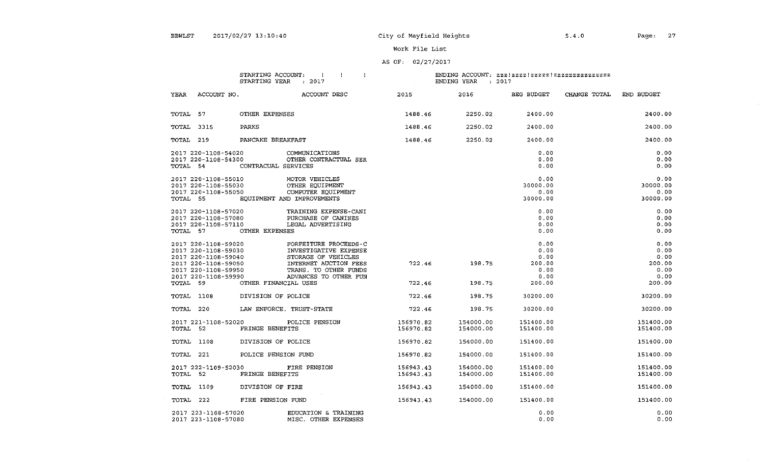City of Mayfield Heights

Work File List

AS OF: 02/27/2017

STARTING ACCOUNT: ! ! !
STARTING YEAR : 2017

ENDING ACCOUNT: zzz!zzzz!zzzzz!zzzzzzzzzzzzzz
ENDING YEAR : 2017

| YEAR | ACCOUNT NO. | ACCOUNT DESC | 2015 | 2016 | BEG BUDGET | CHANGE TOTAL | END BUDGET |
|---|---|---|---|---|---|---|---|
| TOTAL 57 | OTHER EXPENSES | | 1488.46 | 2250.02 | 2400.00 | | 2400.00 |
| TOTAL 3315 | PARKS | | 1488.46 | 2250.02 | 2400.00 | | 2400.00 |
| TOTAL 219 | PANCAKE BREAKFAST | | 1488.46 | 2250.02 | 2400.00 | | 2400.00 |
| 2017 | 220-1108-54020 | COMMUNICATIONS | | | 0.00 | | 0.00 |
| 2017 | 220-1108-54300 | OTHER CONTRACTUAL SER | | | 0.00 | | 0.00 |
| TOTAL 54 | CONTRACUAL SERVICES | | | | 0.00 | | 0.00 |
| 2017 | 220-1108-55010 | MOTOR VEHICLES | | | 0.00 | | 0.00 |
| 2017 | 220-1108-55030 | OTHER EQUIPMENT | | | 30000.00 | | 30000.00 |
| 2017 | 220-1108-55050 | COMPUTER EQUIPMENT | | | 0.00 | | 0.00 |
| TOTAL 55 | EQUIPMENT AND IMPROVEMENTS | | | | 30000.00 | | 30000.00 |
| 2017 | 220-1108-57020 | TRAINING EXPENSE-CANI | | | 0.00 | | 0.00 |
| 2017 | 220-1108-57080 | PURCHASE OF CANINES | | | 0.00 | | 0.00 |
| 2017 | 220-1108-57110 | LEGAL ADVERTISING | | | 0.00 | | 0.00 |
| TOTAL 57 | OTHER EXPENSES | | | | 0.00 | | 0.00 |
| 2017 | 220-1108-59020 | FORFEITURE PROCEEDS-C | | | 0.00 | | 0.00 |
| 2017 | 220-1108-59030 | INVESTIGATIVE EXPENSE | | | 0.00 | | 0.00 |
| 2017 | 220-1108-59040 | STORAGE OF VEHICLES | | | 0.00 | | 0.00 |
| 2017 | 220-1108-59050 | INTERNET AUCTION FEES | 722.46 | 198.75 | 200.00 | | 200.00 |
| 2017 | 220-1108-59950 | TRANS. TO OTHER FUNDS | | | 0.00 | | 0.00 |
| 2017 | 220-1108-59990 | ADVANCES TO OTHER FUN | | | 0.00 | | 0.00 |
| TOTAL 59 | OTHER FINANCIAL USES | | 722.46 | 198.75 | 200.00 | | 200.00 |
| TOTAL 1108 | DIVISION OF POLICE | | 722.46 | 198.75 | 30200.00 | | 30200.00 |
| TOTAL 220 | LAW ENFORCE. TRUST-STATE | | 722.46 | 198.75 | 30200.00 | | 30200.00 |
| 2017 | 221-1108-52020 | POLICE PENSION | 156970.82 | 154000.00 | 151400.00 | | 151400.00 |
| TOTAL 52 | FRINGE BENEFITS | | 156970.82 | 154000.00 | 151400.00 | | 151400.00 |
| TOTAL 1108 | DIVISION OF POLICE | | 156970.82 | 154000.00 | 151400.00 | | 151400.00 |
| TOTAL 221 | POLICE PENSION FUND | | 156970.82 | 154000.00 | 151400.00 | | 151400.00 |
| 2017 | 222-1109-52030 | FIRE PENSION | 156943.43 | 154000.00 | 151400.00 | | 151400.00 |
| TOTAL 52 | FRINGE BENEFITS | | 156943.43 | 154000.00 | 151400.00 | | 151400.00 |
| TOTAL 1109 | DIVISION OF FIRE | | 156943.43 | 154000.00 | 151400.00 | | 151400.00 |
| TOTAL 222 | FIRE PENSION FUND | | 156943.43 | 154000.00 | 151400.00 | | 151400.00 |
| 2017 | 223-1108-57020 | EDUCATION & TRAINING | | | 0.00 | | 0.00 |
| 2017 | 223-1108-57080 | MISC. OTHER EXPENSES | | | 0.00 | | 0.00 |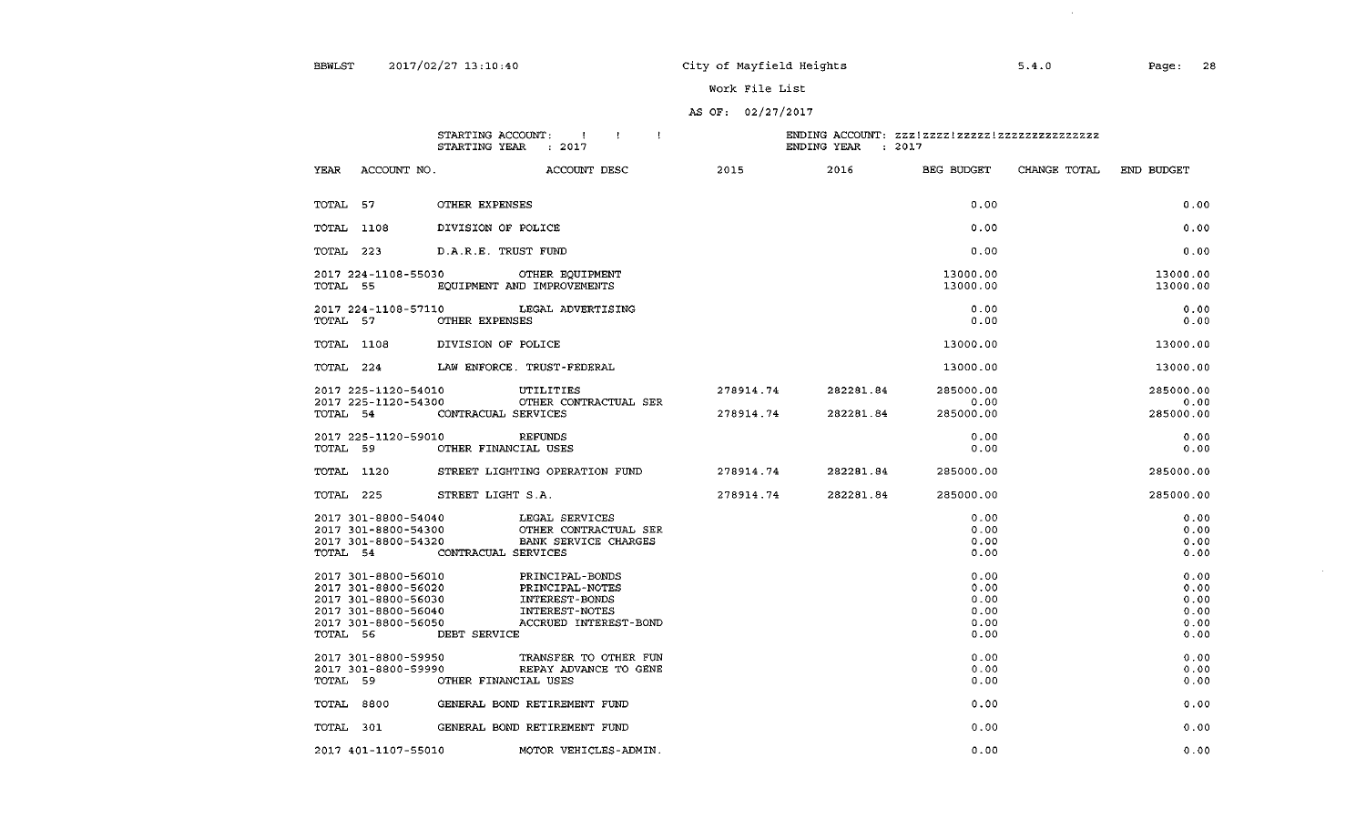City of Mayfield Heights

Work File List

AS OF: 02/27/2017

STARTING ACCOUNT: ! ! ! ENDING ACCOUNT: zzz!zzzz!zzzzz!zzzzzzzzzzzzzz
STARTING YEAR : 2017 ENDING YEAR : 2017

| YEAR ACCOUNT NO. | ACCOUNT DESC | 2015 | 2016 | BEG BUDGET | CHANGE TOTAL | END BUDGET |
|---|---|---|---|---|---|---|
| TOTAL 57 | OTHER EXPENSES | | | 0.00 | | 0.00 |
| TOTAL 1108 | DIVISION OF POLICE | | | 0.00 | | 0.00 |
| TOTAL 223 | D.A.R.E. TRUST FUND | | | 0.00 | | 0.00 |
| 2017 224-1108-55030 | OTHER EQUIPMENT | | | 13000.00 | | 13000.00 |
| TOTAL 55 | EQUIPMENT AND IMPROVEMENTS | | | 13000.00 | | 13000.00 |
| 2017 224-1108-57110 | LEGAL ADVERTISING | | | 0.00 | | 0.00 |
| TOTAL 57 | OTHER EXPENSES | | | 0.00 | | 0.00 |
| TOTAL 1108 | DIVISION OF POLICE | | | 13000.00 | | 13000.00 |
| TOTAL 224 | LAW ENFORCE. TRUST-FEDERAL | | | 13000.00 | | 13000.00 |
| 2017 225-1120-54010 | UTILITIES | 278914.74 | 282281.84 | 285000.00 | | 285000.00 |
| 2017 225-1120-54300 | OTHER CONTRACTUAL SER | | | 0.00 | | 0.00 |
| TOTAL 54 | CONTRACUAL SERVICES | 278914.74 | 282281.84 | 285000.00 | | 285000.00 |
| 2017 225-1120-59010 | REFUNDS | | | 0.00 | | 0.00 |
| TOTAL 59 | OTHER FINANCIAL USES | | | 0.00 | | 0.00 |
| TOTAL 1120 | STREET LIGHTING OPERATION FUND | 278914.74 | 282281.84 | 285000.00 | | 285000.00 |
| TOTAL 225 | STREET LIGHT S.A. | 278914.74 | 282281.84 | 285000.00 | | 285000.00 |
| 2017 301-8800-54040 | LEGAL SERVICES | | | 0.00 | | 0.00 |
| 2017 301-8800-54300 | OTHER CONTRACTUAL SER | | | 0.00 | | 0.00 |
| 2017 301-8800-54320 | BANK SERVICE CHARGES | | | 0.00 | | 0.00 |
| TOTAL 54 | CONTRACUAL SERVICES | | | 0.00 | | 0.00 |
| 2017 301-8800-56010 | PRINCIPAL-BONDS | | | 0.00 | | 0.00 |
| 2017 301-8800-56020 | PRINCIPAL-NOTES | | | 0.00 | | 0.00 |
| 2017 301-8800-56030 | INTEREST-BONDS | | | 0.00 | | 0.00 |
| 2017 301-8800-56040 | INTEREST-NOTES | | | 0.00 | | 0.00 |
| 2017 301-8800-56050 | ACCRUED INTEREST-BOND | | | 0.00 | | 0.00 |
| TOTAL 56 | DEBT SERVICE | | | 0.00 | | 0.00 |
| 2017 301-8800-59950 | TRANSFER TO OTHER FUN | | | 0.00 | | 0.00 |
| 2017 301-8800-59990 | REPAY ADVANCE TO GENE | | | 0.00 | | 0.00 |
| TOTAL 59 | OTHER FINANCIAL USES | | | 0.00 | | 0.00 |
| TOTAL 8800 | GENERAL BOND RETIREMENT FUND | | | 0.00 | | 0.00 |
| TOTAL 301 | GENERAL BOND RETIREMENT FUND | | | 0.00 | | 0.00 |
| 2017 401-1107-55010 | MOTOR VEHICLES-ADMIN. | | | 0.00 | | 0.00 |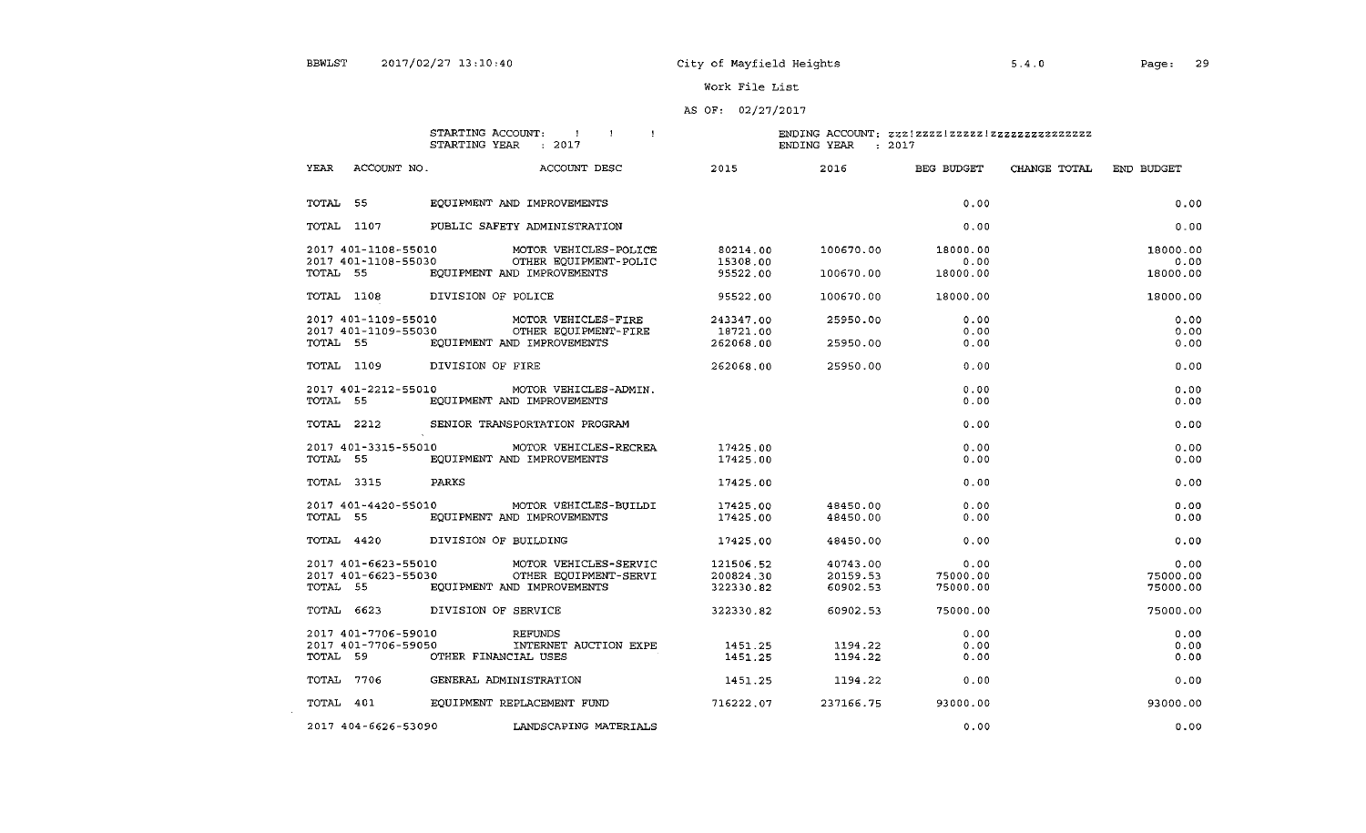City of Mayfield Heights

Work File List

AS OF: 02/27/2017

STARTING ACCOUNT: ! ! ! ENDING ACCOUNT: zzz!zzzz!zzzzz!zzzzzzzzzzzzzz
STARTING YEAR : 2017 ENDING YEAR : 2017

| YEAR ACCOUNT NO. | ACCOUNT DESC | 2015 | 2016 | BEG BUDGET | CHANGE TOTAL | END BUDGET |
|---|---|---|---|---|---|---|
| TOTAL 55 | EQUIPMENT AND IMPROVEMENTS | | | 0.00 | | 0.00 |
| TOTAL 1107 | PUBLIC SAFETY ADMINISTRATION | | | 0.00 | | 0.00 |
| 2017 401-1108-55010 | MOTOR VEHICLES-POLICE | 80214.00 | 100670.00 | 18000.00 | | 18000.00 |
| 2017 401-1108-55030 | OTHER EQUIPMENT-POLIC | 15308.00 | | 0.00 | | 0.00 |
| TOTAL 55 | EQUIPMENT AND IMPROVEMENTS | 95522.00 | 100670.00 | 18000.00 | | 18000.00 |
| TOTAL 1108 | DIVISION OF POLICE | 95522.00 | 100670.00 | 18000.00 | | 18000.00 |
| 2017 401-1109-55010 | MOTOR VEHICLES-FIRE | 243347.00 | 25950.00 | 0.00 | | 0.00 |
| 2017 401-1109-55030 | OTHER EQUIPMENT-FIRE | 18721.00 | | 0.00 | | 0.00 |
| TOTAL 55 | EQUIPMENT AND IMPROVEMENTS | 262068.00 | 25950.00 | 0.00 | | 0.00 |
| TOTAL 1109 | DIVISION OF FIRE | 262068.00 | 25950.00 | 0.00 | | 0.00 |
| 2017 401-2212-55010 | MOTOR VEHICLES-ADMIN. | | | 0.00 | | 0.00 |
| TOTAL 55 | EQUIPMENT AND IMPROVEMENTS | | | 0.00 | | 0.00 |
| TOTAL 2212 | SENIOR TRANSPORTATION PROGRAM | | | 0.00 | | 0.00 |
| 2017 401-3315-55010 | MOTOR VEHICLES-RECREA | 17425.00 | | 0.00 | | 0.00 |
| TOTAL 55 | EQUIPMENT AND IMPROVEMENTS | 17425.00 | | 0.00 | | 0.00 |
| TOTAL 3315 | PARKS | 17425.00 | | 0.00 | | 0.00 |
| 2017 401-4420-55010 | MOTOR VEHICLES-BUILDI | 17425.00 | 48450.00 | 0.00 | | 0.00 |
| TOTAL 55 | EQUIPMENT AND IMPROVEMENTS | 17425.00 | 48450.00 | 0.00 | | 0.00 |
| TOTAL 4420 | DIVISION OF BUILDING | 17425.00 | 48450.00 | 0.00 | | 0.00 |
| 2017 401-6623-55010 | MOTOR VEHICLES-SERVIC | 121506.52 | 40743.00 | 0.00 | | 0.00 |
| 2017 401-6623-55030 | OTHER EQUIPMENT-SERVI | 200824.30 | 20159.53 | 75000.00 | | 75000.00 |
| TOTAL 55 | EQUIPMENT AND IMPROVEMENTS | 322330.82 | 60902.53 | 75000.00 | | 75000.00 |
| TOTAL 6623 | DIVISION OF SERVICE | 322330.82 | 60902.53 | 75000.00 | | 75000.00 |
| 2017 401-7706-59010 | REFUNDS | | | 0.00 | | 0.00 |
| 2017 401-7706-59050 | INTERNET AUCTION EXPE | 1451.25 | 1194.22 | 0.00 | | 0.00 |
| TOTAL 59 | OTHER FINANCIAL USES | 1451.25 | 1194.22 | 0.00 | | 0.00 |
| TOTAL 7706 | GENERAL ADMINISTRATION | 1451.25 | 1194.22 | 0.00 | | 0.00 |
| TOTAL 401 | EQUIPMENT REPLACEMENT FUND | 716222.07 | 237166.75 | 93000.00 | | 93000.00 |
| 2017 404-6626-53090 | LANDSCAPING MATERIALS | | | 0.00 | | 0.00 |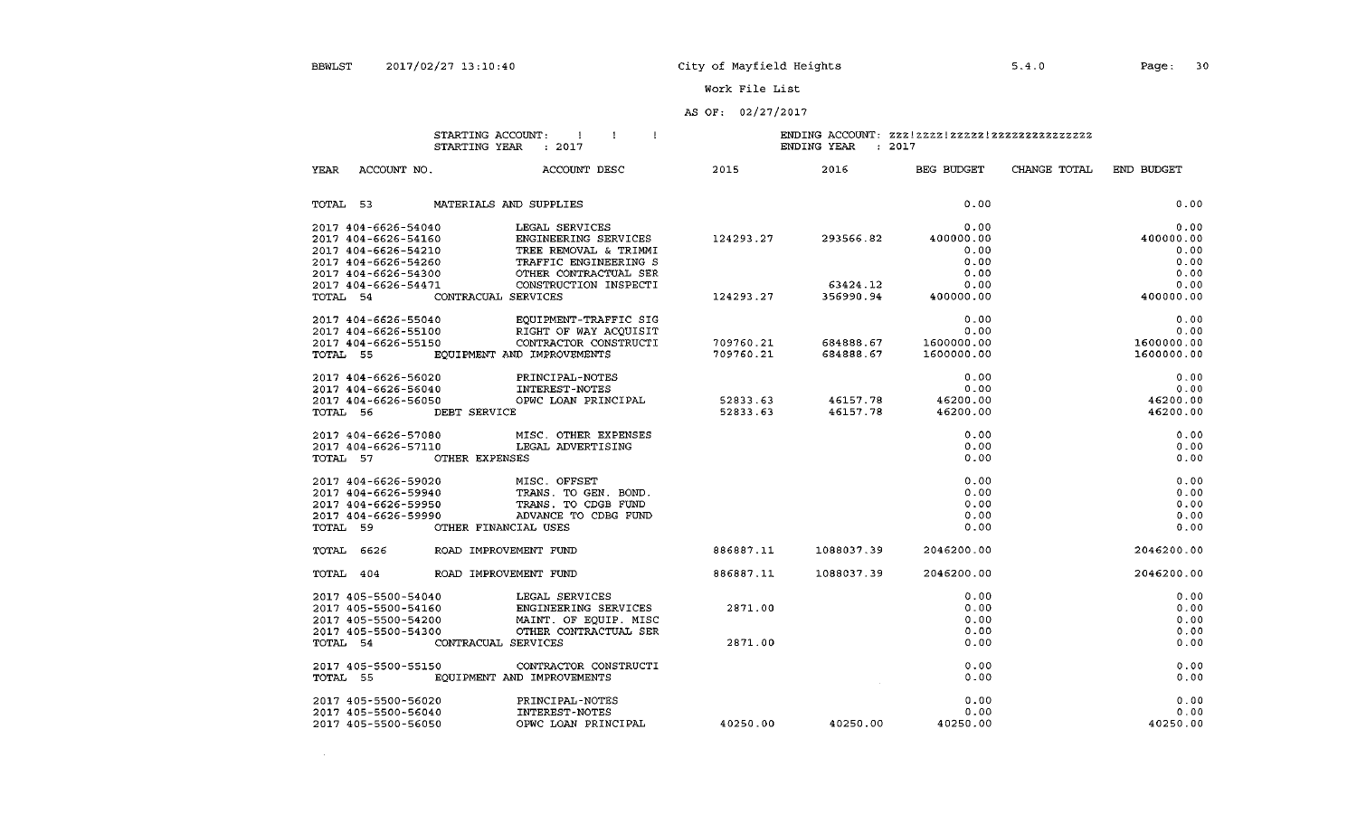City of Mayfield Heights

Work File List

AS OF: 02/27/2017

STARTING ACCOUNT: ! ! ! ENDING ACCOUNT: zzz!zzzz!zzzzz!zzzzzzzzzzzzzz

STARTING YEAR : 2017 ENDING YEAR : 2017

| YEAR ACCOUNT NO. | ACCOUNT DESC | 2015 | 2016 | BEG BUDGET | CHANGE TOTAL | END BUDGET |
|---|---|---|---|---|---|---|
| TOTAL 53 | MATERIALS AND SUPPLIES | | | 0.00 | | 0.00 |
| 2017 404-6626-54040 | LEGAL SERVICES | | | 0.00 | | 0.00 |
| 2017 404-6626-54160 | ENGINEERING SERVICES | 124293.27 | 293566.82 | 400000.00 | | 400000.00 |
| 2017 404-6626-54210 | TREE REMOVAL & TRIMMI | | | 0.00 | | 0.00 |
| 2017 404-6626-54260 | TRAFFIC ENGINEERING S | | | 0.00 | | 0.00 |
| 2017 404-6626-54300 | OTHER CONTRACTUAL SER | | | 0.00 | | 0.00 |
| 2017 404-6626-54471 | CONSTRUCTION INSPECTI | | 63424.12 | 0.00 | | 0.00 |
| TOTAL 54 | CONTRACUAL SERVICES | 124293.27 | 356990.94 | 400000.00 | | 400000.00 |
| 2017 404-6626-55040 | EQUIPMENT-TRAFFIC SIG | | | 0.00 | | 0.00 |
| 2017 404-6626-55100 | RIGHT OF WAY ACQUISIT | | | 0.00 | | 0.00 |
| 2017 404-6626-55150 | CONTRACTOR CONSTRUCTI | 709760.21 | 684888.67 | 1600000.00 | | 1600000.00 |
| TOTAL 55 | EQUIPMENT AND IMPROVEMENTS | 709760.21 | 684888.67 | 1600000.00 | | 1600000.00 |
| 2017 404-6626-56020 | PRINCIPAL-NOTES | | | 0.00 | | 0.00 |
| 2017 404-6626-56040 | INTEREST-NOTES | | | 0.00 | | 0.00 |
| 2017 404-6626-56050 | OPWC LOAN PRINCIPAL | 52833.63 | 46157.78 | 46200.00 | | 46200.00 |
| TOTAL 56 | DEBT SERVICE | 52833.63 | 46157.78 | 46200.00 | | 46200.00 |
| 2017 404-6626-57080 | MISC. OTHER EXPENSES | | | 0.00 | | 0.00 |
| 2017 404-6626-57110 | LEGAL ADVERTISING | | | 0.00 | | 0.00 |
| TOTAL 57 | OTHER EXPENSES | | | 0.00 | | 0.00 |
| 2017 404-6626-59020 | MISC. OFFSET | | | 0.00 | | 0.00 |
| 2017 404-6626-59940 | TRANS. TO GEN. BOND. | | | 0.00 | | 0.00 |
| 2017 404-6626-59950 | TRANS. TO CDGB FUND | | | 0.00 | | 0.00 |
| 2017 404-6626-59990 | ADVANCE TO CDBG FUND | | | 0.00 | | 0.00 |
| TOTAL 59 | OTHER FINANCIAL USES | | | 0.00 | | 0.00 |
| TOTAL 6626 | ROAD IMPROVEMENT FUND | 886887.11 | 1088037.39 | 2046200.00 | | 2046200.00 |
| TOTAL 404 | ROAD IMPROVEMENT FUND | 886887.11 | 1088037.39 | 2046200.00 | | 2046200.00 |
| 2017 405-5500-54040 | LEGAL SERVICES | | | 0.00 | | 0.00 |
| 2017 405-5500-54160 | ENGINEERING SERVICES | 2871.00 | | 0.00 | | 0.00 |
| 2017 405-5500-54200 | MAINT. OF EQUIP. MISC | | | 0.00 | | 0.00 |
| 2017 405-5500-54300 | OTHER CONTRACTUAL SER | | | 0.00 | | 0.00 |
| TOTAL 54 | CONTRACUAL SERVICES | 2871.00 | | 0.00 | | 0.00 |
| 2017 405-5500-55150 | CONTRACTOR CONSTRUCTI | | | 0.00 | | 0.00 |
| TOTAL 55 | EQUIPMENT AND IMPROVEMENTS | | | 0.00 | | 0.00 |
| 2017 405-5500-56020 | PRINCIPAL-NOTES | | | 0.00 | | 0.00 |
| 2017 405-5500-56040 | INTEREST-NOTES | | | 0.00 | | 0.00 |
| 2017 405-5500-56050 | OPWC LOAN PRINCIPAL | 40250.00 | 40250.00 | 40250.00 | | 40250.00 |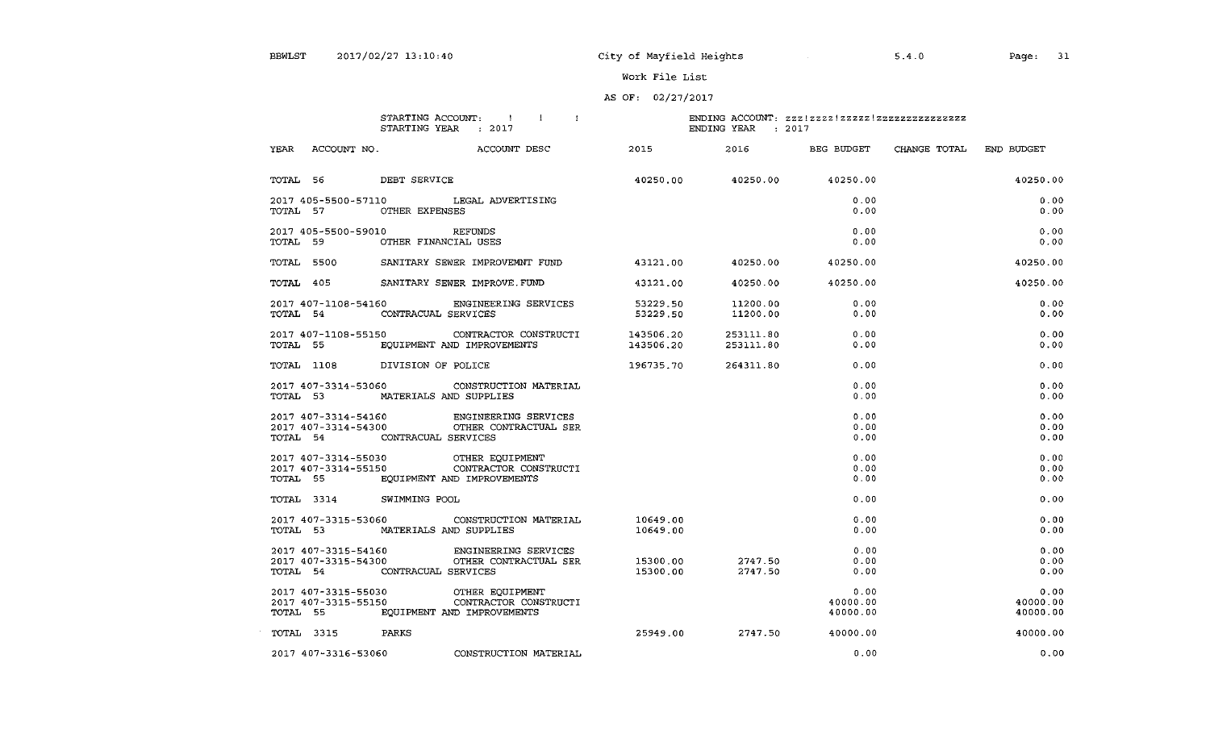City of Mayfield Heights

Work File List

AS OF: 02/27/2017

STARTING ACCOUNT: ! ! ! ENDING ACCOUNT: zzz!zzzz!zzzzz!zzzzzzzzzzzzzz

STARTING YEAR : 2017 ENDING YEAR : 2017

| YEAR ACCOUNT NO. | ACCOUNT DESC | 2015 | 2016 | BEG BUDGET | CHANGE TOTAL | END BUDGET |
|---|---|---|---|---|---|---|
| TOTAL 56 | DEBT SERVICE | 40250.00 | 40250.00 | 40250.00 | | 40250.00 |
| 2017 405-5500-57110 | LEGAL ADVERTISING | | | 0.00 | | 0.00 |
| TOTAL 57 | OTHER EXPENSES | | | 0.00 | | 0.00 |
| 2017 405-5500-59010 | REFUNDS | | | 0.00 | | 0.00 |
| TOTAL 59 | OTHER FINANCIAL USES | | | 0.00 | | 0.00 |
| TOTAL 5500 | SANITARY SEWER IMPROVEMNT FUND | 43121.00 | 40250.00 | 40250.00 | | 40250.00 |
| TOTAL 405 | SANITARY SEWER IMPROVE.FUND | 43121.00 | 40250.00 | 40250.00 | | 40250.00 |
| 2017 407-1108-54160 | ENGINEERING SERVICES | 53229.50 | 11200.00 | 0.00 | | 0.00 |
| TOTAL 54 | CONTRACUAL SERVICES | 53229.50 | 11200.00 | 0.00 | | 0.00 |
| 2017 407-1108-55150 | CONTRACTOR CONSTRUCTI | 143506.20 | 253111.80 | 0.00 | | 0.00 |
| TOTAL 55 | EQUIPMENT AND IMPROVEMENTS | 143506.20 | 253111.80 | 0.00 | | 0.00 |
| TOTAL 1108 | DIVISION OF POLICE | 196735.70 | 264311.80 | 0.00 | | 0.00 |
| 2017 407-3314-53060 | CONSTRUCTION MATERIAL | | | 0.00 | | 0.00 |
| TOTAL 53 | MATERIALS AND SUPPLIES | | | 0.00 | | 0.00 |
| 2017 407-3314-54160 | ENGINEERING SERVICES | | | 0.00 | | 0.00 |
| 2017 407-3314-54300 | OTHER CONTRACTUAL SER | | | 0.00 | | 0.00 |
| TOTAL 54 | CONTRACUAL SERVICES | | | 0.00 | | 0.00 |
| 2017 407-3314-55030 | OTHER EQUIPMENT | | | 0.00 | | 0.00 |
| 2017 407-3314-55150 | CONTRACTOR CONSTRUCTI | | | 0.00 | | 0.00 |
| TOTAL 55 | EQUIPMENT AND IMPROVEMENTS | | | 0.00 | | 0.00 |
| TOTAL 3314 | SWIMMING POOL | | | 0.00 | | 0.00 |
| 2017 407-3315-53060 | CONSTRUCTION MATERIAL | 10649.00 | | 0.00 | | 0.00 |
| TOTAL 53 | MATERIALS AND SUPPLIES | 10649.00 | | 0.00 | | 0.00 |
| 2017 407-3315-54160 | ENGINEERING SERVICES | | | 0.00 | | 0.00 |
| 2017 407-3315-54300 | OTHER CONTRACTUAL SER | 15300.00 | 2747.50 | 0.00 | | 0.00 |
| TOTAL 54 | CONTRACUAL SERVICES | 15300.00 | 2747.50 | 0.00 | | 0.00 |
| 2017 407-3315-55030 | OTHER EQUIPMENT | | | 0.00 | | 0.00 |
| 2017 407-3315-55150 | CONTRACTOR CONSTRUCTI | | | 40000.00 | | 40000.00 |
| TOTAL 55 | EQUIPMENT AND IMPROVEMENTS | | | 40000.00 | | 40000.00 |
| TOTAL 3315 | PARKS | 25949.00 | 2747.50 | 40000.00 | | 40000.00 |
| 2017 407-3316-53060 | CONSTRUCTION MATERIAL | | | 0.00 | | 0.00 |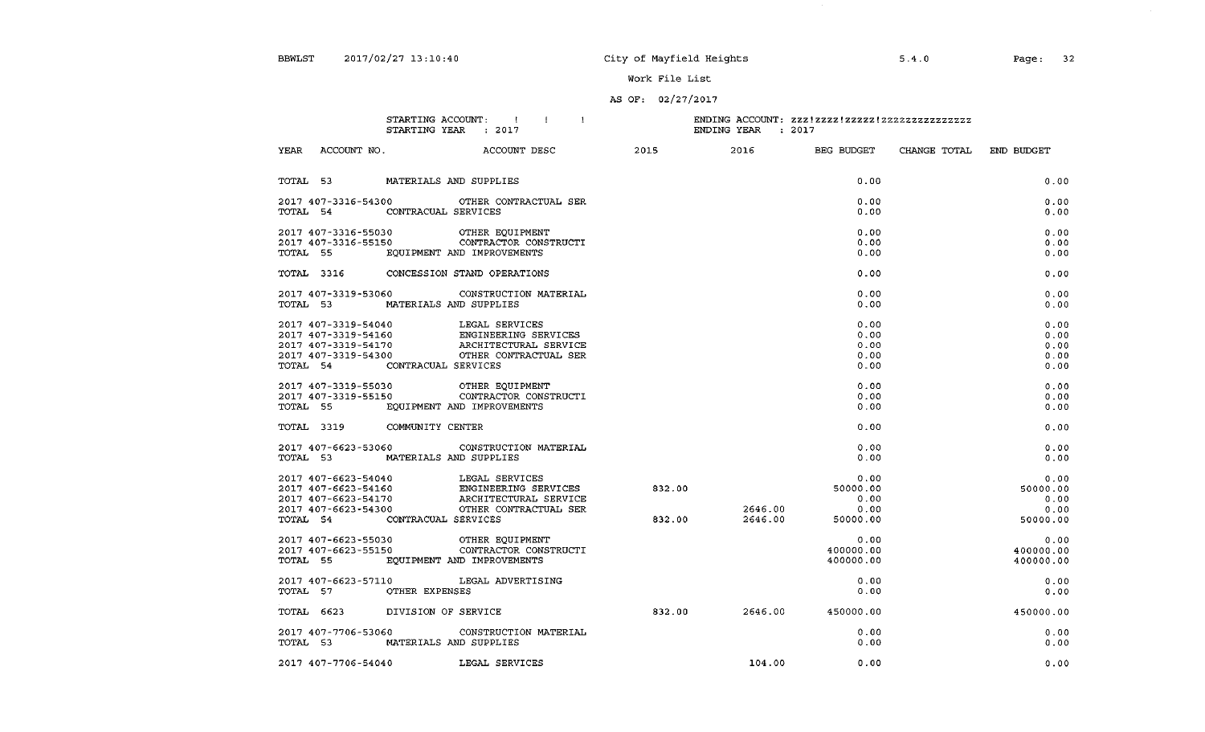City of Mayfield Heights

Work File List

AS OF: 02/27/2017

STARTING ACCOUNT: ! ! ! ENDING ACCOUNT: zzz!zzzz!zzzzz!zzzzzzzzzzzzzz
STARTING YEAR : 2017 ENDING YEAR : 2017

| YEAR ACCOUNT NO. | ACCOUNT DESC | 2015 | 2016 | BEG BUDGET | CHANGE TOTAL | END BUDGET |
|---|---|---|---|---|---|---|
| TOTAL 53 | MATERIALS AND SUPPLIES | | | 0.00 | | 0.00 |
| 2017 407-3316-54300 | OTHER CONTRACTUAL SER | | | 0.00 | | 0.00 |
| TOTAL 54 | CONTRACUAL SERVICES | | | 0.00 | | 0.00 |
| 2017 407-3316-55030 | OTHER EQUIPMENT | | | 0.00 | | 0.00 |
| 2017 407-3316-55150 | CONTRACTOR CONSTRUCTI | | | 0.00 | | 0.00 |
| TOTAL 55 | EQUIPMENT AND IMPROVEMENTS | | | 0.00 | | 0.00 |
| TOTAL 3316 | CONCESSION STAND OPERATIONS | | | 0.00 | | 0.00 |
| 2017 407-3319-53060 | CONSTRUCTION MATERIAL | | | 0.00 | | 0.00 |
| TOTAL 53 | MATERIALS AND SUPPLIES | | | 0.00 | | 0.00 |
| 2017 407-3319-54040 | LEGAL SERVICES | | | 0.00 | | 0.00 |
| 2017 407-3319-54160 | ENGINEERING SERVICES | | | 0.00 | | 0.00 |
| 2017 407-3319-54170 | ARCHITECTURAL SERVICE | | | 0.00 | | 0.00 |
| 2017 407-3319-54300 | OTHER CONTRACTUAL SER | | | 0.00 | | 0.00 |
| TOTAL 54 | CONTRACUAL SERVICES | | | 0.00 | | 0.00 |
| 2017 407-3319-55030 | OTHER EQUIPMENT | | | 0.00 | | 0.00 |
| 2017 407-3319-55150 | CONTRACTOR CONSTRUCTI | | | 0.00 | | 0.00 |
| TOTAL 55 | EQUIPMENT AND IMPROVEMENTS | | | 0.00 | | 0.00 |
| TOTAL 3319 | COMMUNITY CENTER | | | 0.00 | | 0.00 |
| 2017 407-6623-53060 | CONSTRUCTION MATERIAL | | | 0.00 | | 0.00 |
| TOTAL 53 | MATERIALS AND SUPPLIES | | | 0.00 | | 0.00 |
| 2017 407-6623-54040 | LEGAL SERVICES | | | 0.00 | | 0.00 |
| 2017 407-6623-54160 | ENGINEERING SERVICES | 832.00 | | 50000.00 | | 50000.00 |
| 2017 407-6623-54170 | ARCHITECTURAL SERVICE | | | 0.00 | | 0.00 |
| 2017 407-6623-54300 | OTHER CONTRACTUAL SER | | 2646.00 | 0.00 | | 0.00 |
| TOTAL 54 | CONTRACUAL SERVICES | 832.00 | 2646.00 | 50000.00 | | 50000.00 |
| 2017 407-6623-55030 | OTHER EQUIPMENT | | | 0.00 | | 0.00 |
| 2017 407-6623-55150 | CONTRACTOR CONSTRUCTI | | | 400000.00 | | 400000.00 |
| TOTAL 55 | EQUIPMENT AND IMPROVEMENTS | | | 400000.00 | | 400000.00 |
| 2017 407-6623-57110 | LEGAL ADVERTISING | | | 0.00 | | 0.00 |
| TOTAL 57 | OTHER EXPENSES | | | 0.00 | | 0.00 |
| TOTAL 6623 | DIVISION OF SERVICE | 832.00 | 2646.00 | 450000.00 | | 450000.00 |
| 2017 407-7706-53060 | CONSTRUCTION MATERIAL | | | 0.00 | | 0.00 |
| TOTAL 53 | MATERIALS AND SUPPLIES | | | 0.00 | | 0.00 |
| 2017 407-7706-54040 | LEGAL SERVICES | | 104.00 | 0.00 | | 0.00 |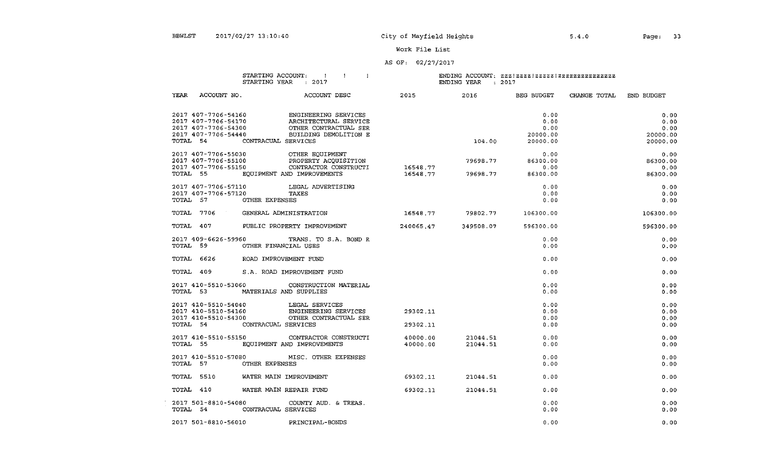City of Mayfield Heights

Work File List

AS OF: 02/27/2017

STARTING ACCOUNT: ! ! !  ENDING ACCOUNT: zzz!zzzz!zzzzz!zzzzzzzzzzzzzz
STARTING YEAR : 2017  ENDING YEAR : 2017

| YEAR ACCOUNT NO. | ACCOUNT DESC | 2015 | 2016 | BEG BUDGET | CHANGE TOTAL | END BUDGET |
|---|---|---|---|---|---|---|
| 2017 407-7706-54160 | ENGINEERING SERVICES | | | 0.00 | | 0.00 |
| 2017 407-7706-54170 | ARCHITECTURAL SERVICE | | | 0.00 | | 0.00 |
| 2017 407-7706-54300 | OTHER CONTRACTUAL SER | | | 0.00 | | 0.00 |
| 2017 407-7706-54440 | BUILDING DEMOLITION E | | | 20000.00 | | 20000.00 |
| TOTAL 54 | CONTRACUAL SERVICES | | 104.00 | 20000.00 | | 20000.00 |
| 2017 407-7706-55030 | OTHER EQUIPMENT | | | 0.00 | | 0.00 |
| 2017 407-7706-55100 | PROPERTY ACQUISITION | | 79698.77 | 86300.00 | | 86300.00 |
| 2017 407-7706-55150 | CONTRACTOR CONSTRUCTI | 16548.77 | | 0.00 | | 0.00 |
| TOTAL 55 | EQUIPMENT AND IMPROVEMENTS | 16548.77 | 79698.77 | 86300.00 | | 86300.00 |
| 2017 407-7706-57110 | LEGAL ADVERTISING | | | 0.00 | | 0.00 |
| 2017 407-7706-57120 | TAXES | | | 0.00 | | 0.00 |
| TOTAL 57 | OTHER EXPENSES | | | 0.00 | | 0.00 |
| TOTAL 7706 | GENERAL ADMINISTRATION | 16548.77 | 79802.77 | 106300.00 | | 106300.00 |
| TOTAL 407 | PUBLIC PROPERTY IMPROVEMENT | 240065.47 | 349508.07 | 596300.00 | | 596300.00 |
| 2017 409-6626-59960 | TRANS. TO S.A. BOND R | | | 0.00 | | 0.00 |
| TOTAL 59 | OTHER FINANCIAL USES | | | 0.00 | | 0.00 |
| TOTAL 6626 | ROAD IMPROVEMENT FUND | | | 0.00 | | 0.00 |
| TOTAL 409 | S.A. ROAD IMPROVEMENT FUND | | | 0.00 | | 0.00 |
| 2017 410-5510-53060 | CONSTRUCTION MATERIAL | | | 0.00 | | 0.00 |
| TOTAL 53 | MATERIALS AND SUPPLIES | | | 0.00 | | 0.00 |
| 2017 410-5510-54040 | LEGAL SERVICES | | | 0.00 | | 0.00 |
| 2017 410-5510-54160 | ENGINEERING SERVICES | 29302.11 | | 0.00 | | 0.00 |
| 2017 410-5510-54300 | OTHER CONTRACTUAL SER | | | 0.00 | | 0.00 |
| TOTAL 54 | CONTRACUAL SERVICES | 29302.11 | | 0.00 | | 0.00 |
| 2017 410-5510-55150 | CONTRACTOR CONSTRUCTI | 40000.00 | 21044.51 | 0.00 | | 0.00 |
| TOTAL 55 | EQUIPMENT AND IMPROVEMENTS | 40000.00 | 21044.51 | 0.00 | | 0.00 |
| 2017 410-5510-57080 | MISC. OTHER EXPENSES | | | 0.00 | | 0.00 |
| TOTAL 57 | OTHER EXPENSES | | | 0.00 | | 0.00 |
| TOTAL 5510 | WATER MAIN IMPROVEMENT | 69302.11 | 21044.51 | 0.00 | | 0.00 |
| TOTAL 410 | WATER MAIN REPAIR FUND | 69302.11 | 21044.51 | 0.00 | | 0.00 |
| 2017 501-8810-54080 | COUNTY AUD. & TREAS. | | | 0.00 | | 0.00 |
| TOTAL 54 | CONTRACUAL SERVICES | | | 0.00 | | 0.00 |
| 2017 501-8810-56010 | PRINCIPAL-BONDS | | | 0.00 | | 0.00 |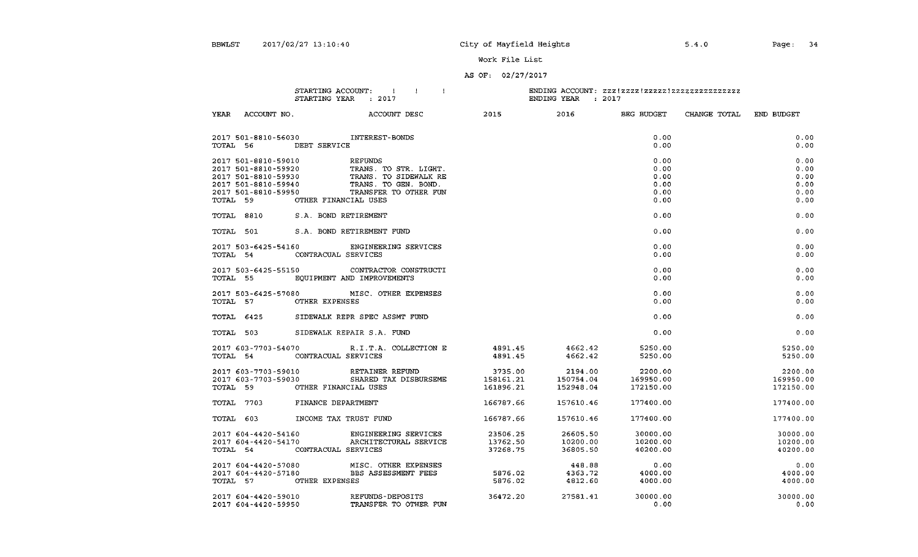City of Mayfield Heights

Work File List

AS OF: 02/27/2017

STARTING ACCOUNT: ! ! !  
STARTING YEAR : 2017

ENDING ACCOUNT: zzz!zzzz!zzzzz!zzzzzzzzzzzzzz  
ENDING YEAR : 2017

| YEAR ACCOUNT NO. | ACCOUNT DESC | 2015 | 2016 | BEG BUDGET | CHANGE TOTAL | END BUDGET |
|---|---|---|---|---|---|---|
| 2017 501-8810-56030 | INTEREST-BONDS | | | 0.00 | | 0.00 |
| TOTAL 56 | DEBT SERVICE | | | 0.00 | | 0.00 |
| 2017 501-8810-59010 | REFUNDS | | | 0.00 | | 0.00 |
| 2017 501-8810-59920 | TRANS. TO STR. LIGHT. | | | 0.00 | | 0.00 |
| 2017 501-8810-59930 | TRANS. TO SIDEWALK RE | | | 0.00 | | 0.00 |
| 2017 501-8810-59940 | TRANS. TO GEN. BOND. | | | 0.00 | | 0.00 |
| 2017 501-8810-59950 | TRANSFER TO OTHER FUN | | | 0.00 | | 0.00 |
| TOTAL 59 | OTHER FINANCIAL USES | | | 0.00 | | 0.00 |
| TOTAL 8810 | S.A. BOND RETIREMENT | | | 0.00 | | 0.00 |
| TOTAL 501 | S.A. BOND RETIREMENT FUND | | | 0.00 | | 0.00 |
| 2017 503-6425-54160 | ENGINEERING SERVICES | | | 0.00 | | 0.00 |
| TOTAL 54 | CONTRACUAL SERVICES | | | 0.00 | | 0.00 |
| 2017 503-6425-55150 | CONTRACTOR CONSTRUCTI | | | 0.00 | | 0.00 |
| TOTAL 55 | EQUIPMENT AND IMPROVEMENTS | | | 0.00 | | 0.00 |
| 2017 503-6425-57080 | MISC. OTHER EXPENSES | | | 0.00 | | 0.00 |
| TOTAL 57 | OTHER EXPENSES | | | 0.00 | | 0.00 |
| TOTAL 6425 | SIDEWALK REPR SPEC ASSMT FUND | | | 0.00 | | 0.00 |
| TOTAL 503 | SIDEWALK REPAIR S.A. FUND | | | 0.00 | | 0.00 |
| 2017 603-7703-54070 | R.I.T.A. COLLECTION E | 4891.45 | 4662.42 | 5250.00 | | 5250.00 |
| TOTAL 54 | CONTRACUAL SERVICES | 4891.45 | 4662.42 | 5250.00 | | 5250.00 |
| 2017 603-7703-59010 | RETAINER REFUND | 3735.00 | 2194.00 | 2200.00 | | 2200.00 |
| 2017 603-7703-59030 | SHARED TAX DISBURSEME | 158161.21 | 150754.04 | 169950.00 | | 169950.00 |
| TOTAL 59 | OTHER FINANCIAL USES | 161896.21 | 152948.04 | 172150.00 | | 172150.00 |
| TOTAL 7703 | FINANCE DEPARTMENT | 166787.66 | 157610.46 | 177400.00 | | 177400.00 |
| TOTAL 603 | INCOME TAX TRUST FUND | 166787.66 | 157610.46 | 177400.00 | | 177400.00 |
| 2017 604-4420-54160 | ENGINEERING SERVICES | 23506.25 | 26605.50 | 30000.00 | | 30000.00 |
| 2017 604-4420-54170 | ARCHITECTURAL SERVICE | 13762.50 | 10200.00 | 10200.00 | | 10200.00 |
| TOTAL 54 | CONTRACUAL SERVICES | 37268.75 | 36805.50 | 40200.00 | | 40200.00 |
| 2017 604-4420-57080 | MISC. OTHER EXPENSES | | 448.88 | 0.00 | | 0.00 |
| 2017 604-4420-57180 | BBS ASSESSMENT FEES | 5876.02 | 4363.72 | 4000.00 | | 4000.00 |
| TOTAL 57 | OTHER EXPENSES | 5876.02 | 4812.60 | 4000.00 | | 4000.00 |
| 2017 604-4420-59010 | REFUNDS-DEPOSITS | 36472.20 | 27581.41 | 30000.00 | | 30000.00 |
| 2017 604-4420-59950 | TRANSFER TO OTHER FUN | | | 0.00 | | 0.00 |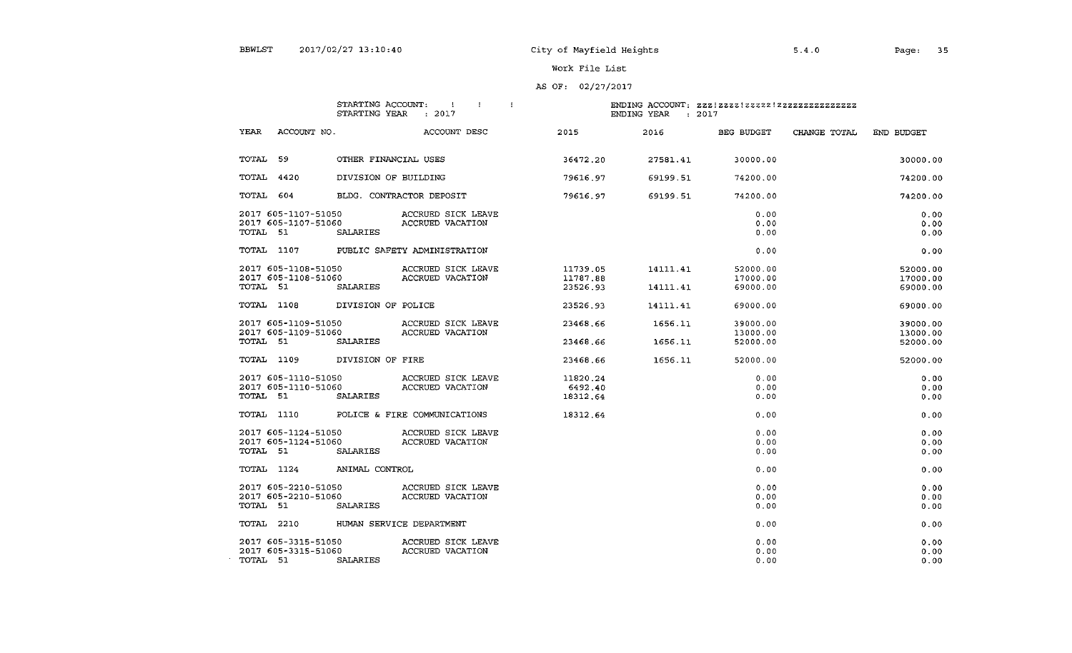City of Mayfield Heights

Work File List

AS OF: 02/27/2017

STARTING ACCOUNT: ! ! !
STARTING YEAR : 2017

ENDING ACCOUNT: zzz!zzzz!zzzzz!zzzzzzzzzzzzzz
ENDING YEAR : 2017

| YEAR | ACCOUNT NO. | ACCOUNT DESC | 2015 | 2016 | BEG BUDGET | CHANGE TOTAL | END BUDGET |
|---|---|---|---|---|---|---|---|
| TOTAL | 59 | OTHER FINANCIAL USES | 36472.20 | 27581.41 | 30000.00 | | 30000.00 |
| TOTAL | 4420 | DIVISION OF BUILDING | 79616.97 | 69199.51 | 74200.00 | | 74200.00 |
| TOTAL | 604 | BLDG. CONTRACTOR DEPOSIT | 79616.97 | 69199.51 | 74200.00 | | 74200.00 |
| 2017 | 605-1107-51050 | ACCRUED SICK LEAVE | | | 0.00 | | 0.00 |
| 2017 | 605-1107-51060 | ACCRUED VACATION | | | 0.00 | | 0.00 |
| TOTAL | 51 | SALARIES | | | 0.00 | | 0.00 |
| TOTAL | 1107 | PUBLIC SAFETY ADMINISTRATION | | | 0.00 | | 0.00 |
| 2017 | 605-1108-51050 | ACCRUED SICK LEAVE | 11739.05 | 14111.41 | 52000.00 | | 52000.00 |
| 2017 | 605-1108-51060 | ACCRUED VACATION | 11787.88 | | 17000.00 | | 17000.00 |
| TOTAL | 51 | SALARIES | 23526.93 | 14111.41 | 69000.00 | | 69000.00 |
| TOTAL | 1108 | DIVISION OF POLICE | 23526.93 | 14111.41 | 69000.00 | | 69000.00 |
| 2017 | 605-1109-51050 | ACCRUED SICK LEAVE | 23468.66 | 1656.11 | 39000.00 | | 39000.00 |
| 2017 | 605-1109-51060 | ACCRUED VACATION | | | 13000.00 | | 13000.00 |
| TOTAL | 51 | SALARIES | 23468.66 | 1656.11 | 52000.00 | | 52000.00 |
| TOTAL | 1109 | DIVISION OF FIRE | 23468.66 | 1656.11 | 52000.00 | | 52000.00 |
| 2017 | 605-1110-51050 | ACCRUED SICK LEAVE | 11820.24 | | 0.00 | | 0.00 |
| 2017 | 605-1110-51060 | ACCRUED VACATION | 6492.40 | | 0.00 | | 0.00 |
| TOTAL | 51 | SALARIES | 18312.64 | | 0.00 | | 0.00 |
| TOTAL | 1110 | POLICE & FIRE COMMUNICATIONS | 18312.64 | | 0.00 | | 0.00 |
| 2017 | 605-1124-51050 | ACCRUED SICK LEAVE | | | 0.00 | | 0.00 |
| 2017 | 605-1124-51060 | ACCRUED VACATION | | | 0.00 | | 0.00 |
| TOTAL | 51 | SALARIES | | | 0.00 | | 0.00 |
| TOTAL | 1124 | ANIMAL CONTROL | | | 0.00 | | 0.00 |
| 2017 | 605-2210-51050 | ACCRUED SICK LEAVE | | | 0.00 | | 0.00 |
| 2017 | 605-2210-51060 | ACCRUED VACATION | | | 0.00 | | 0.00 |
| TOTAL | 51 | SALARIES | | | 0.00 | | 0.00 |
| TOTAL | 2210 | HUMAN SERVICE DEPARTMENT | | | 0.00 | | 0.00 |
| 2017 | 605-3315-51050 | ACCRUED SICK LEAVE | | | 0.00 | | 0.00 |
| 2017 | 605-3315-51060 | ACCRUED VACATION | | | 0.00 | | 0.00 |
| TOTAL | 51 | SALARIES | | | 0.00 | | 0.00 |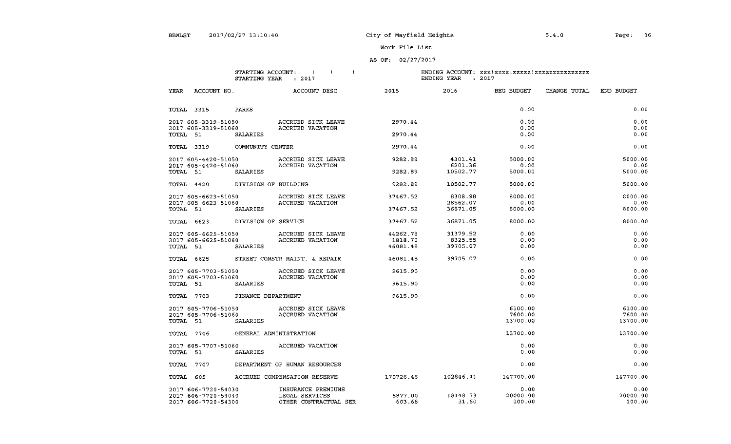City of Mayfield Heights

Work File List

AS OF: 02/27/2017

STARTING ACCOUNT: ! ! ! ENDING ACCOUNT: zzz!zzzz!zzzzz!zzzzzzzzzzzzzz
STARTING YEAR : 2017 ENDING YEAR : 2017

| YEAR | ACCOUNT NO. | ACCOUNT DESC | 2015 | 2016 | BEG BUDGET | CHANGE TOTAL | END BUDGET |
|---|---|---|---|---|---|---|---|
| TOTAL | 3315 | PARKS | | | 0.00 | | 0.00 |
| 2017 | 605-3319-51050 | ACCRUED SICK LEAVE | 2970.44 | | 0.00 | | 0.00 |
| 2017 | 605-3319-51060 | ACCRUED VACATION | | | 0.00 | | 0.00 |
| TOTAL | 51 | SALARIES | 2970.44 | | 0.00 | | 0.00 |
| TOTAL | 3319 | COMMUNITY CENTER | 2970.44 | | 0.00 | | 0.00 |
| 2017 | 605-4420-51050 | ACCRUED SICK LEAVE | 9282.89 | 4301.41 | 5000.00 | | 5000.00 |
| 2017 | 605-4420-51060 | ACCRUED VACATION | | 6201.36 | 0.00 | | 0.00 |
| TOTAL | 51 | SALARIES | 9282.89 | 10502.77 | 5000.00 | | 5000.00 |
| TOTAL | 4420 | DIVISION OF BUILDING | 9282.89 | 10502.77 | 5000.00 | | 5000.00 |
| 2017 | 605-6623-51050 | ACCRUED SICK LEAVE | 37467.52 | 8308.98 | 8000.00 | | 8000.00 |
| 2017 | 605-6623-51060 | ACCRUED VACATION | | 28562.07 | 0.00 | | 0.00 |
| TOTAL | 51 | SALARIES | 37467.52 | 36871.05 | 8000.00 | | 8000.00 |
| TOTAL | 6623 | DIVISION OF SERVICE | 37467.52 | 36871.05 | 8000.00 | | 8000.00 |
| 2017 | 605-6625-51050 | ACCRUED SICK LEAVE | 44262.78 | 31379.52 | 0.00 | | 0.00 |
| 2017 | 605-6625-51060 | ACCRUED VACATION | 1818.70 | 8325.55 | 0.00 | | 0.00 |
| TOTAL | 51 | SALARIES | 46081.48 | 39705.07 | 0.00 | | 0.00 |
| TOTAL | 6625 | STREET CONSTR MAINT. & REPAIR | 46081.48 | 39705.07 | 0.00 | | 0.00 |
| 2017 | 605-7703-51050 | ACCRUED SICK LEAVE | 9615.90 | | 0.00 | | 0.00 |
| 2017 | 605-7703-51060 | ACCRUED VACATION | | | 0.00 | | 0.00 |
| TOTAL | 51 | SALARIES | 9615.90 | | 0.00 | | 0.00 |
| TOTAL | 7703 | FINANCE DEPARTMENT | 9615.90 | | 0.00 | | 0.00 |
| 2017 | 605-7706-51050 | ACCRUED SICK LEAVE | | | 6100.00 | | 6100.00 |
| 2017 | 605-7706-51060 | ACCRUED VACATION | | | 7600.00 | | 7600.00 |
| TOTAL | 51 | SALARIES | | | 13700.00 | | 13700.00 |
| TOTAL | 7706 | GENERAL ADMINISTRATION | | | 13700.00 | | 13700.00 |
| 2017 | 605-7707-51060 | ACCRUED VACATION | | | 0.00 | | 0.00 |
| TOTAL | 51 | SALARIES | | | 0.00 | | 0.00 |
| TOTAL | 7707 | DEPARTMENT OF HUMAN RESOURCES | | | 0.00 | | 0.00 |
| TOTAL | 605 | ACCRUED COMPENSATION RESERVE | 170726.46 | 102846.41 | 147700.00 | | 147700.00 |
| 2017 | 606-7720-54030 | INSURANCE PREMIUMS | | | 0.00 | | 0.00 |
| 2017 | 606-7720-54040 | LEGAL SERVICES | 6877.00 | 18148.73 | 20000.00 | | 20000.00 |
| 2017 | 606-7720-54300 | OTHER CONTRACTUAL SER | 603.68 | 31.60 | 100.00 | | 100.00 |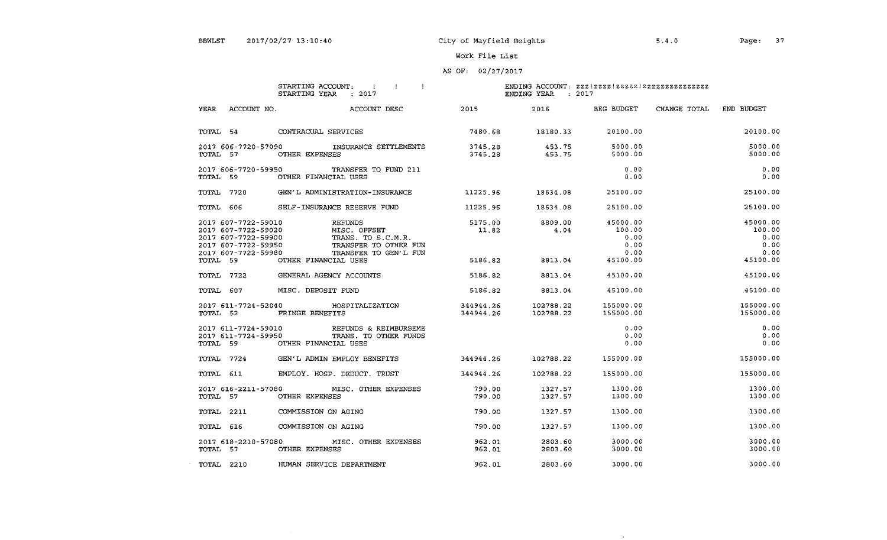Work File List

AS OF: 02/27/2017

STARTING ACCOUNT: ! ! !
STARTING YEAR : 2017

ENDING ACCOUNT: zzz!zzzz!zzzzz!zzzzzzzzzzzzzz
ENDING YEAR : 2017

| YEAR ACCOUNT NO. | ACCOUNT DESC | 2015 | 2016 | BEG BUDGET | CHANGE TOTAL | END BUDGET |
|---|---|---|---|---|---|---|
| TOTAL 54 | CONTRACUAL SERVICES | 7480.68 | 18180.33 | 20100.00 | | 20100.00 |
| 2017 606-7720-57090 | INSURANCE SETTLEMENTS | 3745.28 | 453.75 | 5000.00 | | 5000.00 |
| TOTAL 57 | OTHER EXPENSES | 3745.28 | 453.75 | 5000.00 | | 5000.00 |
| 2017 606-7720-59950 | TRANSFER TO FUND 211 | | | 0.00 | | 0.00 |
| TOTAL 59 | OTHER FINANCIAL USES | | | 0.00 | | 0.00 |
| TOTAL 7720 | GEN'L ADMINISTRATION-INSURANCE | 11225.96 | 18634.08 | 25100.00 | | 25100.00 |
| TOTAL 606 | SELF-INSURANCE RESERVE FUND | 11225.96 | 18634.08 | 25100.00 | | 25100.00 |
| 2017 607-7722-59010 | REFUNDS | 5175.00 | 8809.00 | 45000.00 | | 45000.00 |
| 2017 607-7722-59020 | MISC. OFFSET | 11.82 | 4.04 | 100.00 | | 100.00 |
| 2017 607-7722-59900 | TRANS. TO S.C.M.R. | | | 0.00 | | 0.00 |
| 2017 607-7722-59950 | TRANSFER TO OTHER FUN | | | 0.00 | | 0.00 |
| 2017 607-7722-59980 | TRANSFER TO GEN'L FUN | | | 0.00 | | 0.00 |
| TOTAL 59 | OTHER FINANCIAL USES | 5186.82 | 8813.04 | 45100.00 | | 45100.00 |
| TOTAL 7722 | GENERAL AGENCY ACCOUNTS | 5186.82 | 8813.04 | 45100.00 | | 45100.00 |
| TOTAL 607 | MISC. DEPOSIT FUND | 5186.82 | 8813.04 | 45100.00 | | 45100.00 |
| 2017 611-7724-52040 | HOSPITALIZATION | 344944.26 | 102788.22 | 155000.00 | | 155000.00 |
| TOTAL 52 | FRINGE BENEFITS | 344944.26 | 102788.22 | 155000.00 | | 155000.00 |
| 2017 611-7724-59010 | REFUNDS & REIMBURSEME | | | 0.00 | | 0.00 |
| 2017 611-7724-59950 | TRANS. TO OTHER FUNDS | | | 0.00 | | 0.00 |
| TOTAL 59 | OTHER FINANCIAL USES | | | 0.00 | | 0.00 |
| TOTAL 7724 | GEN'L ADMIN EMPLOY BENEFITS | 344944.26 | 102788.22 | 155000.00 | | 155000.00 |
| TOTAL 611 | EMPLOY. HOSP. DEDUCT. TRUST | 344944.26 | 102788.22 | 155000.00 | | 155000.00 |
| 2017 616-2211-57080 | MISC. OTHER EXPENSES | 790.00 | 1327.57 | 1300.00 | | 1300.00 |
| TOTAL 57 | OTHER EXPENSES | 790.00 | 1327.57 | 1300.00 | | 1300.00 |
| TOTAL 2211 | COMMISSION ON AGING | 790.00 | 1327.57 | 1300.00 | | 1300.00 |
| TOTAL 616 | COMMISSION ON AGING | 790.00 | 1327.57 | 1300.00 | | 1300.00 |
| 2017 618-2210-57080 | MISC. OTHER EXPENSES | 962.01 | 2803.60 | 3000.00 | | 3000.00 |
| TOTAL 57 | OTHER EXPENSES | 962.01 | 2803.60 | 3000.00 | | 3000.00 |
| TOTAL 2210 | HUMAN SERVICE DEPARTMENT | 962.01 | 2803.60 | 3000.00 | | 3000.00 |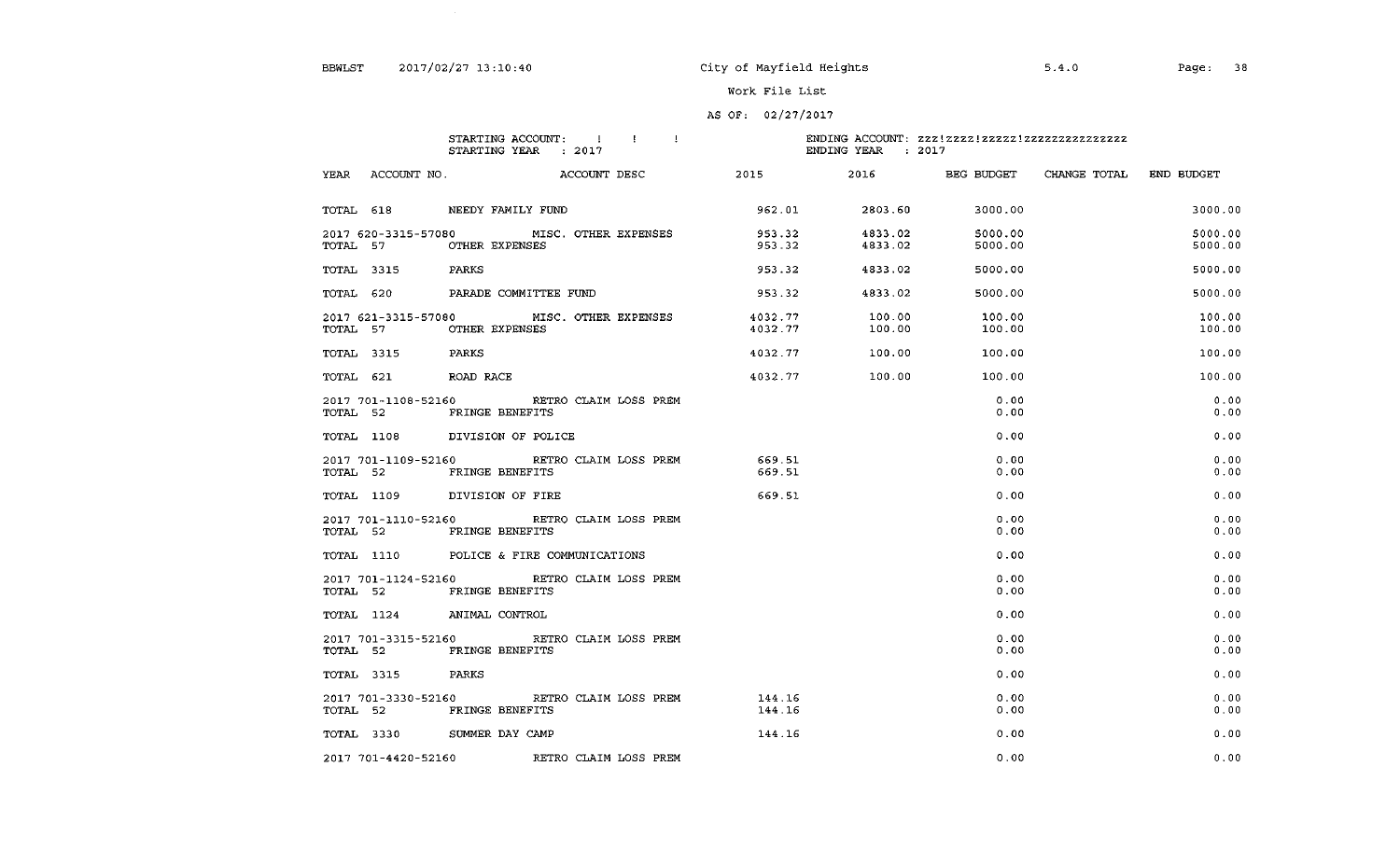City of Mayfield Heights

Work File List

AS OF: 02/27/2017

STARTING ACCOUNT: ! ! !
STARTING YEAR : 2017

ENDING ACCOUNT: zzz!zzzz!zzzzz!zzzzzzzzzzzzzz
ENDING YEAR : 2017

| YEAR ACCOUNT NO. | ACCOUNT DESC | 2015 | 2016 | BEG BUDGET | CHANGE TOTAL | END BUDGET |
|---|---|---|---|---|---|---|
| TOTAL 618 | NEEDY FAMILY FUND | 962.01 | 2803.60 | 3000.00 | | 3000.00 |
| 2017 620-3315-57080 | MISC. OTHER EXPENSES | 953.32 | 4833.02 | 5000.00 | | 5000.00 |
| TOTAL 57 | OTHER EXPENSES | 953.32 | 4833.02 | 5000.00 | | 5000.00 |
| TOTAL 3315 | PARKS | 953.32 | 4833.02 | 5000.00 | | 5000.00 |
| TOTAL 620 | PARADE COMMITTEE FUND | 953.32 | 4833.02 | 5000.00 | | 5000.00 |
| 2017 621-3315-57080 | MISC. OTHER EXPENSES | 4032.77 | 100.00 | 100.00 | | 100.00 |
| TOTAL 57 | OTHER EXPENSES | 4032.77 | 100.00 | 100.00 | | 100.00 |
| TOTAL 3315 | PARKS | 4032.77 | 100.00 | 100.00 | | 100.00 |
| TOTAL 621 | ROAD RACE | 4032.77 | 100.00 | 100.00 | | 100.00 |
| 2017 701-1108-52160 | RETRO CLAIM LOSS PREM | | | 0.00 | | 0.00 |
| TOTAL 52 | FRINGE BENEFITS | | | 0.00 | | 0.00 |
| TOTAL 1108 | DIVISION OF POLICE | | | 0.00 | | 0.00 |
| 2017 701-1109-52160 | RETRO CLAIM LOSS PREM | 669.51 | | 0.00 | | 0.00 |
| TOTAL 52 | FRINGE BENEFITS | 669.51 | | 0.00 | | 0.00 |
| TOTAL 1109 | DIVISION OF FIRE | 669.51 | | 0.00 | | 0.00 |
| 2017 701-1110-52160 | RETRO CLAIM LOSS PREM | | | 0.00 | | 0.00 |
| TOTAL 52 | FRINGE BENEFITS | | | 0.00 | | 0.00 |
| TOTAL 1110 | POLICE & FIRE COMMUNICATIONS | | | 0.00 | | 0.00 |
| 2017 701-1124-52160 | RETRO CLAIM LOSS PREM | | | 0.00 | | 0.00 |
| TOTAL 52 | FRINGE BENEFITS | | | 0.00 | | 0.00 |
| TOTAL 1124 | ANIMAL CONTROL | | | 0.00 | | 0.00 |
| 2017 701-3315-52160 | RETRO CLAIM LOSS PREM | | | 0.00 | | 0.00 |
| TOTAL 52 | FRINGE BENEFITS | | | 0.00 | | 0.00 |
| TOTAL 3315 | PARKS | | | 0.00 | | 0.00 |
| 2017 701-3330-52160 | RETRO CLAIM LOSS PREM | 144.16 | | 0.00 | | 0.00 |
| TOTAL 52 | FRINGE BENEFITS | 144.16 | | 0.00 | | 0.00 |
| TOTAL 3330 | SUMMER DAY CAMP | 144.16 | | 0.00 | | 0.00 |
| 2017 701-4420-52160 | RETRO CLAIM LOSS PREM | | | 0.00 | | 0.00 |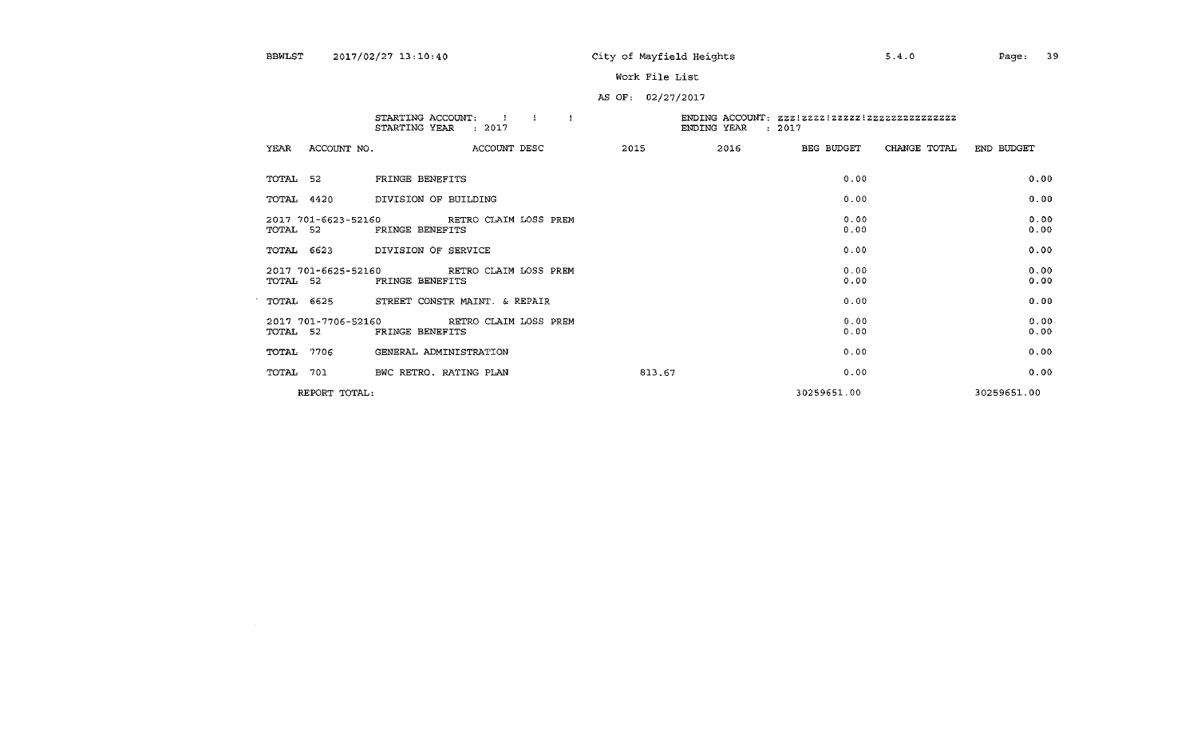City of Mayfield Heights

Work File List

AS OF: 02/27/2017

STARTING ACCOUNT: ! ! !
STARTING YEAR : 2017

ENDING ACCOUNT: zzz!zzzz!zzzzz!zzzzzzzzzzzzzz
ENDING YEAR : 2017

| YEAR | ACCOUNT NO. | ACCOUNT DESC | 2015 | 2016 | BEG BUDGET | CHANGE TOTAL | END BUDGET |
|---|---|---|---|---|---|---|---|
| TOTAL | 52 | FRINGE BENEFITS | | | 0.00 | | 0.00 |
| TOTAL | 4420 | DIVISION OF BUILDING | | | 0.00 | | 0.00 |
| 2017 | 701-6623-52160 | RETRO CLAIM LOSS PREM | | | 0.00 | | 0.00 |
| TOTAL | 52 | FRINGE BENEFITS | | | 0.00 | | 0.00 |
| TOTAL | 6623 | DIVISION OF SERVICE | | | 0.00 | | 0.00 |
| 2017 | 701-6625-52160 | RETRO CLAIM LOSS PREM | | | 0.00 | | 0.00 |
| TOTAL | 52 | FRINGE BENEFITS | | | 0.00 | | 0.00 |
| TOTAL | 6625 | STREET CONSTR MAINT. & REPAIR | | | 0.00 | | 0.00 |
| 2017 | 701-7706-52160 | RETRO CLAIM LOSS PREM | | | 0.00 | | 0.00 |
| TOTAL | 52 | FRINGE BENEFITS | | | 0.00 | | 0.00 |
| TOTAL | 7706 | GENERAL ADMINISTRATION | | | 0.00 | | 0.00 |
| TOTAL | 701 | BWC RETRO. RATING PLAN | 813.67 | | 0.00 | | 0.00 |
| REPORT TOTAL: | | | | | 30259651.00 | | 30259651.00 |